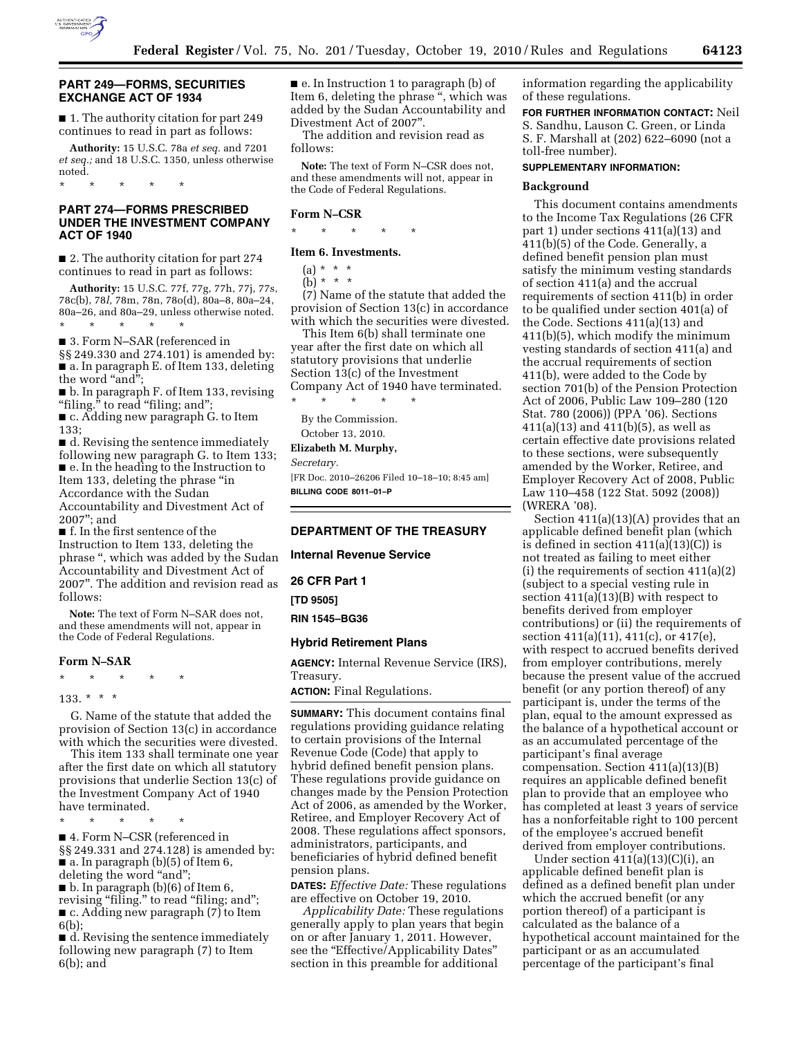## PART 249—FORMS, SECURITIES EXCHANGE ACT OF 1934

■ 1. The authority citation for part 249 continues to read in part as follows:

**Authority:** 15 U.S.C. 78a *et seq.* and 7201 *et seq.;* and 18 U.S.C. 1350, unless otherwise noted.

\* \* \* \* \*

## PART 274—FORMS PRESCRIBED UNDER THE INVESTMENT COMPANY ACT OF 1940

■ 2. The authority citation for part 274 continues to read in part as follows:

**Authority:** 15 U.S.C. 77f, 77g, 77h, 77j, 77s, 78c(b), 78*l,* 78m, 78n, 78o(d), 80a–8, 80a–24, 80a–26, and 80a–29, unless otherwise noted.

\* \* \* \* \*

■ 3. Form N–SAR (referenced in §§ 249.330 and 274.101) is amended by:

■ a. In paragraph E. of Item 133, deleting the word "and";

■ b. In paragraph F. of Item 133, revising "filing." to read "filing; and";

■ c. Adding new paragraph G. to Item 133;

■ d. Revising the sentence immediately following new paragraph G. to Item 133;

■ e. In the heading to the Instruction to Item 133, deleting the phrase "in Accordance with the Sudan Accountability and Divestment Act of 2007"; and

■ f. In the first sentence of the Instruction to Item 133, deleting the phrase ", which was added by the Sudan Accountability and Divestment Act of 2007". The addition and revision read as follows:

**Note:** The text of Form N–SAR does not, and these amendments will not, appear in the Code of Federal Regulations.

### Form N–SAR

\* \* \* \* \*

133. \* \* \*

G. Name of the statute that added the provision of Section 13(c) in accordance with which the securities were divested.

This item 133 shall terminate one year after the first date on which all statutory provisions that underlie Section 13(c) of the Investment Company Act of 1940 have terminated.

\* \* \* \* \*

■ 4. Form N–CSR (referenced in §§ 249.331 and 274.128) is amended by:

■ a. In paragraph (b)(5) of Item 6, deleting the word "and";

■ b. In paragraph (b)(6) of Item 6, revising "filing." to read "filing; and";

■ c. Adding new paragraph (7) to Item 6(b);

■ d. Revising the sentence immediately following new paragraph (7) to Item 6(b); and

■ e. In Instruction 1 to paragraph (b) of Item 6, deleting the phrase ", which was added by the Sudan Accountability and Divestment Act of 2007".

The addition and revision read as follows:

**Note:** The text of Form N–CSR does not, and these amendments will not, appear in the Code of Federal Regulations.

### Form N–CSR

\* \* \* \* \*

### Item 6. Investments.

(a) \* \* \*

(b) \* \* \*

(7) Name of the statute that added the provision of Section 13(c) in accordance with which the securities were divested.

This Item 6(b) shall terminate one year after the first date on which all statutory provisions that underlie Section 13(c) of the Investment Company Act of 1940 have terminated.

\* \* \* \* \*

By the Commission.

October 13, 2010.

**Elizabeth M. Murphy,**

*Secretary.*

[FR Doc. 2010–26206 Filed 10–18–10; 8:45 am]

**BILLING CODE 8011–01–P**

## DEPARTMENT OF THE TREASURY

## Internal Revenue Service

## 26 CFR Part 1

**[TD 9505]**

**RIN 1545–BG36**

## Hybrid Retirement Plans

**AGENCY:** Internal Revenue Service (IRS), Treasury.

**ACTION:** Final Regulations.

**SUMMARY:** This document contains final regulations providing guidance relating to certain provisions of the Internal Revenue Code (Code) that apply to hybrid defined benefit pension plans. These regulations provide guidance on changes made by the Pension Protection Act of 2006, as amended by the Worker, Retiree, and Employer Recovery Act of 2008. These regulations affect sponsors, administrators, participants, and beneficiaries of hybrid defined benefit pension plans.

**DATES:** *Effective Date:* These regulations are effective on October 19, 2010.

*Applicability Date:* These regulations generally apply to plan years that begin on or after January 1, 2011. However, see the "Effective/Applicability Dates" section in this preamble for additional information regarding the applicability of these regulations.

**FOR FURTHER INFORMATION CONTACT:** Neil S. Sandhu, Lauson C. Green, or Linda S. F. Marshall at (202) 622–6090 (not a toll-free number).

**SUPPLEMENTARY INFORMATION:**

### Background

This document contains amendments to the Income Tax Regulations (26 CFR part 1) under sections 411(a)(13) and 411(b)(5) of the Code. Generally, a defined benefit pension plan must satisfy the minimum vesting standards of section 411(a) and the accrual requirements of section 411(b) in order to be qualified under section 401(a) of the Code. Sections 411(a)(13) and 411(b)(5), which modify the minimum vesting standards of section 411(a) and the accrual requirements of section 411(b), were added to the Code by section 701(b) of the Pension Protection Act of 2006, Public Law 109–280 (120 Stat. 780 (2006)) (PPA '06). Sections 411(a)(13) and 411(b)(5), as well as certain effective date provisions related to these sections, were subsequently amended by the Worker, Retiree, and Employer Recovery Act of 2008, Public Law 110–458 (122 Stat. 5092 (2008)) (WRERA '08).

Section 411(a)(13)(A) provides that an applicable defined benefit plan (which is defined in section 411(a)(13)(C)) is not treated as failing to meet either (i) the requirements of section 411(a)(2) (subject to a special vesting rule in section 411(a)(13)(B) with respect to benefits derived from employer contributions) or (ii) the requirements of section 411(a)(11), 411(c), or 417(e), with respect to accrued benefits derived from employer contributions, merely because the present value of the accrued benefit (or any portion thereof) of any participant is, under the terms of the plan, equal to the amount expressed as the balance of a hypothetical account or as an accumulated percentage of the participant's final average compensation. Section 411(a)(13)(B) requires an applicable defined benefit plan to provide that an employee who has completed at least 3 years of service has a nonforfeitable right to 100 percent of the employee's accrued benefit derived from employer contributions.

Under section 411(a)(13)(C)(i), an applicable defined benefit plan is defined as a defined benefit plan under which the accrued benefit (or any portion thereof) of a participant is calculated as the balance of a hypothetical account maintained for the participant or as an accumulated percentage of the participant's final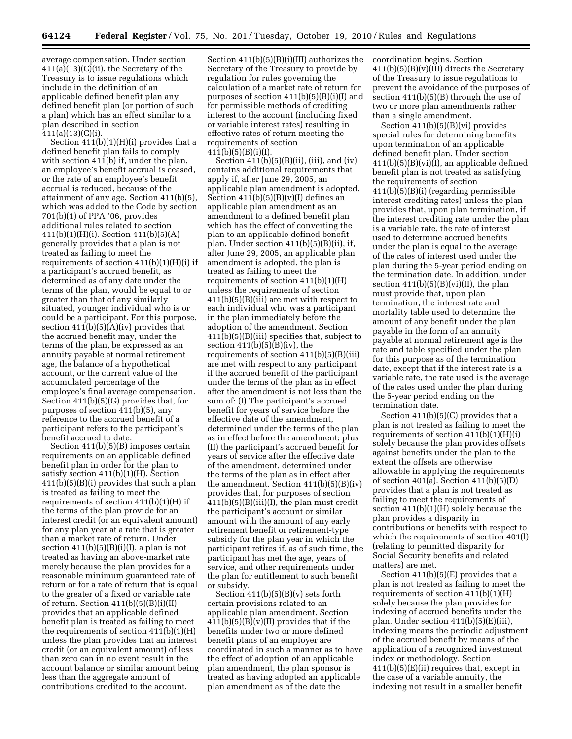average compensation. Under section 411(a)(13)(C)(ii), the Secretary of the Treasury is to issue regulations which include in the definition of an applicable defined benefit plan any defined benefit plan (or portion of such a plan) which has an effect similar to a plan described in section 411(a)(13)(C)(i).

Section 411(b)(1)(H)(i) provides that a defined benefit plan fails to comply with section 411(b) if, under the plan, an employee's benefit accrual is ceased, or the rate of an employee's benefit accrual is reduced, because of the attainment of any age. Section 411(b)(5), which was added to the Code by section 701(b)(1) of PPA '06, provides additional rules related to section 411(b)(1)(H)(i). Section 411(b)(5)(A) generally provides that a plan is not treated as failing to meet the requirements of section 411(b)(1)(H)(i) if a participant's accrued benefit, as determined as of any date under the terms of the plan, would be equal to or greater than that of any similarly situated, younger individual who is or could be a participant. For this purpose, section 411(b)(5)(A)(iv) provides that the accrued benefit may, under the terms of the plan, be expressed as an annuity payable at normal retirement age, the balance of a hypothetical account, or the current value of the accumulated percentage of the employee's final average compensation. Section 411(b)(5)(G) provides that, for purposes of section 411(b)(5), any reference to the accrued benefit of a participant refers to the participant's benefit accrued to date.

Section 411(b)(5)(B) imposes certain requirements on an applicable defined benefit plan in order for the plan to satisfy section 411(b)(1)(H). Section 411(b)(5)(B)(i) provides that such a plan is treated as failing to meet the requirements of section 411(b)(1)(H) if the terms of the plan provide for an interest credit (or an equivalent amount) for any plan year at a rate that is greater than a market rate of return. Under section 411(b)(5)(B)(i)(I), a plan is not treated as having an above-market rate merely because the plan provides for a reasonable minimum guaranteed rate of return or for a rate of return that is equal to the greater of a fixed or variable rate of return. Section 411(b)(5)(B)(i)(II) provides that an applicable defined benefit plan is treated as failing to meet the requirements of section 411(b)(1)(H) unless the plan provides that an interest credit (or an equivalent amount) of less than zero can in no event result in the account balance or similar amount being less than the aggregate amount of contributions credited to the account. Section 411(b)(5)(B)(i)(III) authorizes the Secretary of the Treasury to provide by regulation for rules governing the calculation of a market rate of return for purposes of section 411(b)(5)(B)(i)(I) and for permissible methods of crediting interest to the account (including fixed or variable interest rates) resulting in effective rates of return meeting the requirements of section 411(b)(5)(B)(i)(I).

Section 411(b)(5)(B)(ii), (iii), and (iv) contains additional requirements that apply if, after June 29, 2005, an applicable plan amendment is adopted. Section 411(b)(5)(B)(v)(I) defines an applicable plan amendment as an amendment to a defined benefit plan which has the effect of converting the plan to an applicable defined benefit plan. Under section 411(b)(5)(B)(ii), if, after June 29, 2005, an applicable plan amendment is adopted, the plan is treated as failing to meet the requirements of section 411(b)(1)(H) unless the requirements of section 411(b)(5)(B)(iii) are met with respect to each individual who was a participant in the plan immediately before the adoption of the amendment. Section 411(b)(5)(B)(iii) specifies that, subject to section 411(b)(5)(B)(iv), the requirements of section 411(b)(5)(B)(iii) are met with respect to any participant if the accrued benefit of the participant under the terms of the plan as in effect after the amendment is not less than the sum of: (I) The participant's accrued benefit for years of service before the effective date of the amendment, determined under the terms of the plan as in effect before the amendment; plus (II) the participant's accrued benefit for years of service after the effective date of the amendment, determined under the terms of the plan as in effect after the amendment. Section 411(b)(5)(B)(iv) provides that, for purposes of section 411(b)(5)(B)(iii)(I), the plan must credit the participant's account or similar amount with the amount of any early retirement benefit or retirement-type subsidy for the plan year in which the participant retires if, as of such time, the participant has met the age, years of service, and other requirements under the plan for entitlement to such benefit or subsidy.

Section 411(b)(5)(B)(v) sets forth certain provisions related to an applicable plan amendment. Section 411(b)(5)(B)(v)(II) provides that if the benefits under two or more defined benefit plans of an employer are coordinated in such a manner as to have the effect of adoption of an applicable plan amendment, the plan sponsor is treated as having adopted an applicable plan amendment as of the date the coordination begins. Section 411(b)(5)(B)(v)(III) directs the Secretary of the Treasury to issue regulations to prevent the avoidance of the purposes of section 411(b)(5)(B) through the use of two or more plan amendments rather than a single amendment.

Section 411(b)(5)(B)(vi) provides special rules for determining benefits upon termination of an applicable defined benefit plan. Under section 411(b)(5)(B)(vi)(I), an applicable defined benefit plan is not treated as satisfying the requirements of section 411(b)(5)(B)(i) (regarding permissible interest crediting rates) unless the plan provides that, upon plan termination, if the interest crediting rate under the plan is a variable rate, the rate of interest used to determine accrued benefits under the plan is equal to the average of the rates of interest used under the plan during the 5-year period ending on the termination date. In addition, under section 411(b)(5)(B)(vi)(II), the plan must provide that, upon plan termination, the interest rate and mortality table used to determine the amount of any benefit under the plan payable in the form of an annuity payable at normal retirement age is the rate and table specified under the plan for this purpose as of the termination date, except that if the interest rate is a variable rate, the rate used is the average of the rates used under the plan during the 5-year period ending on the termination date.

Section 411(b)(5)(C) provides that a plan is not treated as failing to meet the requirements of section 411(b)(1)(H)(i) solely because the plan provides offsets against benefits under the plan to the extent the offsets are otherwise allowable in applying the requirements of section 401(a). Section 411(b)(5)(D) provides that a plan is not treated as failing to meet the requirements of section 411(b)(1)(H) solely because the plan provides a disparity in contributions or benefits with respect to which the requirements of section 401(l) (relating to permitted disparity for Social Security benefits and related matters) are met.

Section 411(b)(5)(E) provides that a plan is not treated as failing to meet the requirements of section 411(b)(1)(H) solely because the plan provides for indexing of accrued benefits under the plan. Under section 411(b)(5)(E)(iii), indexing means the periodic adjustment of the accrued benefit by means of the application of a recognized investment index or methodology. Section 411(b)(5)(E)(ii) requires that, except in the case of a variable annuity, the indexing not result in a smaller benefit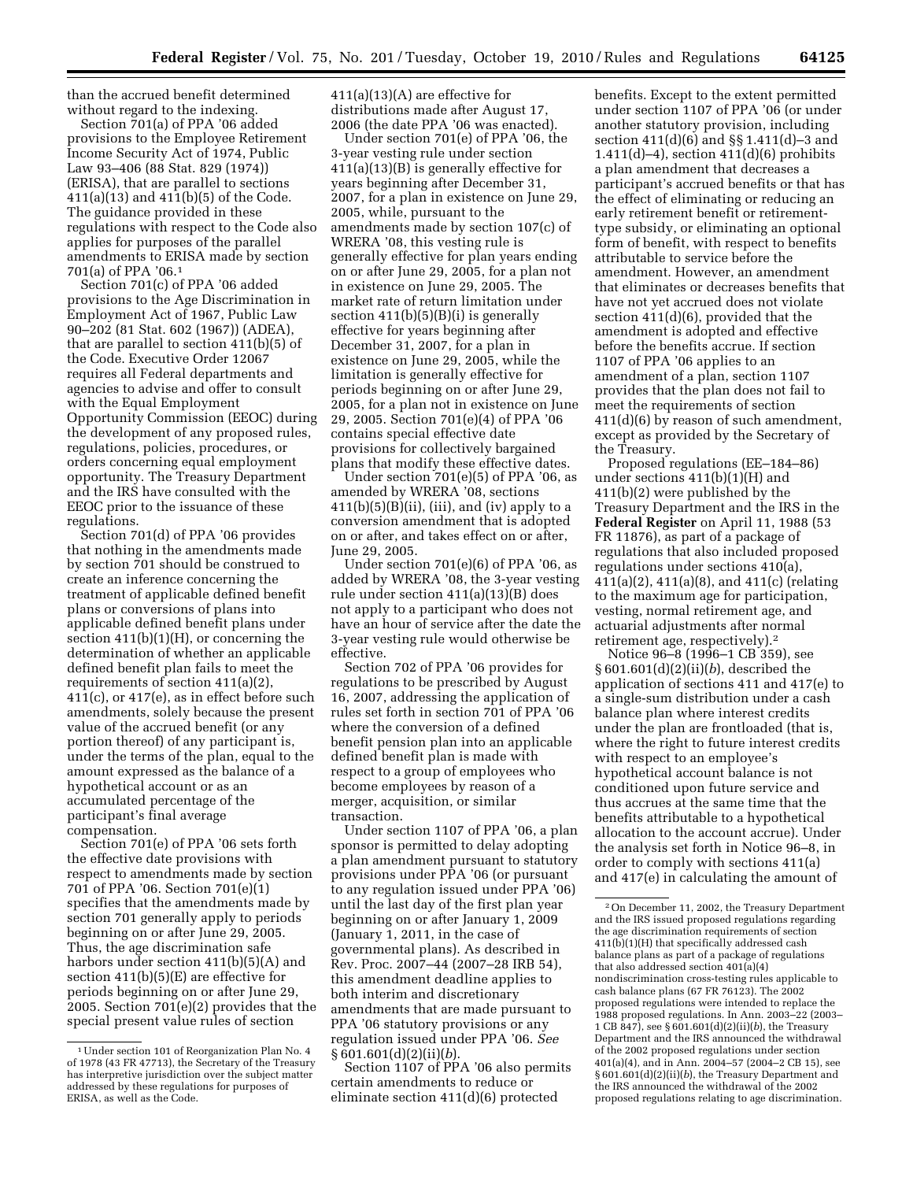than the accrued benefit determined without regard to the indexing.

Section 701(a) of PPA '06 added provisions to the Employee Retirement Income Security Act of 1974, Public Law 93–406 (88 Stat. 829 (1974)) (ERISA), that are parallel to sections 411(a)(13) and 411(b)(5) of the Code. The guidance provided in these regulations with respect to the Code also applies for purposes of the parallel amendments to ERISA made by section 701(a) of PPA '06.[1]

Section 701(c) of PPA '06 added provisions to the Age Discrimination in Employment Act of 1967, Public Law 90–202 (81 Stat. 602 (1967)) (ADEA), that are parallel to section 411(b)(5) of the Code. Executive Order 12067 requires all Federal departments and agencies to advise and offer to consult with the Equal Employment Opportunity Commission (EEOC) during the development of any proposed rules, regulations, policies, procedures, or orders concerning equal employment opportunity. The Treasury Department and the IRS have consulted with the EEOC prior to the issuance of these regulations.

Section 701(d) of PPA '06 provides that nothing in the amendments made by section 701 should be construed to create an inference concerning the treatment of applicable defined benefit plans or conversions of plans into applicable defined benefit plans under section 411(b)(1)(H), or concerning the determination of whether an applicable defined benefit plan fails to meet the requirements of section 411(a)(2), 411(c), or 417(e), as in effect before such amendments, solely because the present value of the accrued benefit (or any portion thereof) of any participant is, under the terms of the plan, equal to the amount expressed as the balance of a hypothetical account or as an accumulated percentage of the participant's final average compensation.

Section 701(e) of PPA '06 sets forth the effective date provisions with respect to amendments made by section 701 of PPA '06. Section 701(e)(1) specifies that the amendments made by section 701 generally apply to periods beginning on or after June 29, 2005. Thus, the age discrimination safe harbors under section 411(b)(5)(A) and section 411(b)(5)(E) are effective for periods beginning on or after June 29, 2005. Section 701(e)(2) provides that the special present value rules of section 411(a)(13)(A) are effective for distributions made after August 17, 2006 (the date PPA '06 was enacted).

Under section 701(e) of PPA '06, the 3-year vesting rule under section 411(a)(13)(B) is generally effective for years beginning after December 31, 2007, for a plan in existence on June 29, 2005, while, pursuant to the amendments made by section 107(c) of WRERA '08, this vesting rule is generally effective for plan years ending on or after June 29, 2005, for a plan not in existence on June 29, 2005. The market rate of return limitation under section 411(b)(5)(B)(i) is generally effective for years beginning after December 31, 2007, for a plan in existence on June 29, 2005, while the limitation is generally effective for periods beginning on or after June 29, 2005, for a plan not in existence on June 29, 2005. Section 701(e)(4) of PPA '06 contains special effective date provisions for collectively bargained plans that modify these effective dates.

Under section 701(e)(5) of PPA '06, as amended by WRERA '08, sections 411(b)(5)(B)(ii), (iii), and (iv) apply to a conversion amendment that is adopted on or after, and takes effect on or after, June 29, 2005.

Under section 701(e)(6) of PPA '06, as added by WRERA '08, the 3-year vesting rule under section 411(a)(13)(B) does not apply to a participant who does not have an hour of service after the date the 3-year vesting rule would otherwise be effective.

Section 702 of PPA '06 provides for regulations to be prescribed by August 16, 2007, addressing the application of rules set forth in section 701 of PPA '06 where the conversion of a defined benefit pension plan into an applicable defined benefit plan is made with respect to a group of employees who become employees by reason of a merger, acquisition, or similar transaction.

Under section 1107 of PPA '06, a plan sponsor is permitted to delay adopting a plan amendment pursuant to statutory provisions under PPA '06 (or pursuant to any regulation issued under PPA '06) until the last day of the first plan year beginning on or after January 1, 2009 (January 1, 2011, in the case of governmental plans). As described in Rev. Proc. 2007–44 (2007–28 IRB 54), this amendment deadline applies to both interim and discretionary amendments that are made pursuant to PPA '06 statutory provisions or any regulation issued under PPA '06. *See* § 601.601(d)(2)(ii)(*b*).

Section 1107 of PPA '06 also permits certain amendments to reduce or eliminate section 411(d)(6) protected benefits. Except to the extent permitted under section 1107 of PPA '06 (or under another statutory provision, including section 411(d)(6) and §§ 1.411(d)–3 and 1.411(d)–4), section 411(d)(6) prohibits a plan amendment that decreases a participant's accrued benefits or that has the effect of eliminating or reducing an early retirement benefit or retirement-type subsidy, or eliminating an optional form of benefit, with respect to benefits attributable to service before the amendment. However, an amendment that eliminates or decreases benefits that have not yet accrued does not violate section 411(d)(6), provided that the amendment is adopted and effective before the benefits accrue. If section 1107 of PPA '06 applies to an amendment of a plan, section 1107 provides that the plan does not fail to meet the requirements of section 411(d)(6) by reason of such amendment, except as provided by the Secretary of the Treasury.

Proposed regulations (EE–184–86) under sections 411(b)(1)(H) and 411(b)(2) were published by the Treasury Department and the IRS in the **Federal Register** on April 11, 1988 (53 FR 11876), as part of a package of regulations that also included proposed regulations under sections 410(a), 411(a)(2), 411(a)(8), and 411(c) (relating to the maximum age for participation, vesting, normal retirement age, and actuarial adjustments after normal retirement age, respectively).[2]

Notice 96–8 (1996–1 CB 359), see § 601.601(d)(2)(ii)(*b*), described the application of sections 411 and 417(e) to a single-sum distribution under a cash balance plan where interest credits under the plan are frontloaded (that is, where the right to future interest credits with respect to an employee's hypothetical account balance is not conditioned upon future service and thus accrues at the same time that the benefits attributable to a hypothetical allocation to the account accrue). Under the analysis set forth in Notice 96–8, in order to comply with sections 411(a) and 417(e) in calculating the amount of

---

[1] Under section 101 of Reorganization Plan No. 4 of 1978 (43 FR 47713), the Secretary of the Treasury has interpretive jurisdiction over the subject matter addressed by these regulations for purposes of ERISA, as well as the Code.

[2] On December 11, 2002, the Treasury Department and the IRS issued proposed regulations regarding the age discrimination requirements of section 411(b)(1)(H) that specifically addressed cash balance plans as part of a package of regulations that also addressed section 401(a)(4) nondiscrimination cross-testing rules applicable to cash balance plans (67 FR 76123). The 2002 proposed regulations were intended to replace the 1988 proposed regulations. In Ann. 2003–22 (2003–1 CB 847), see § 601.601(d)(2)(ii)(*b*), the Treasury Department and the IRS announced the withdrawal of the 2002 proposed regulations under section 401(a)(4), and in Ann. 2004–57 (2004–2 CB 15), see § 601.601(d)(2)(ii)(*b*), the Treasury Department and the IRS announced the withdrawal of the 2002 proposed regulations relating to age discrimination.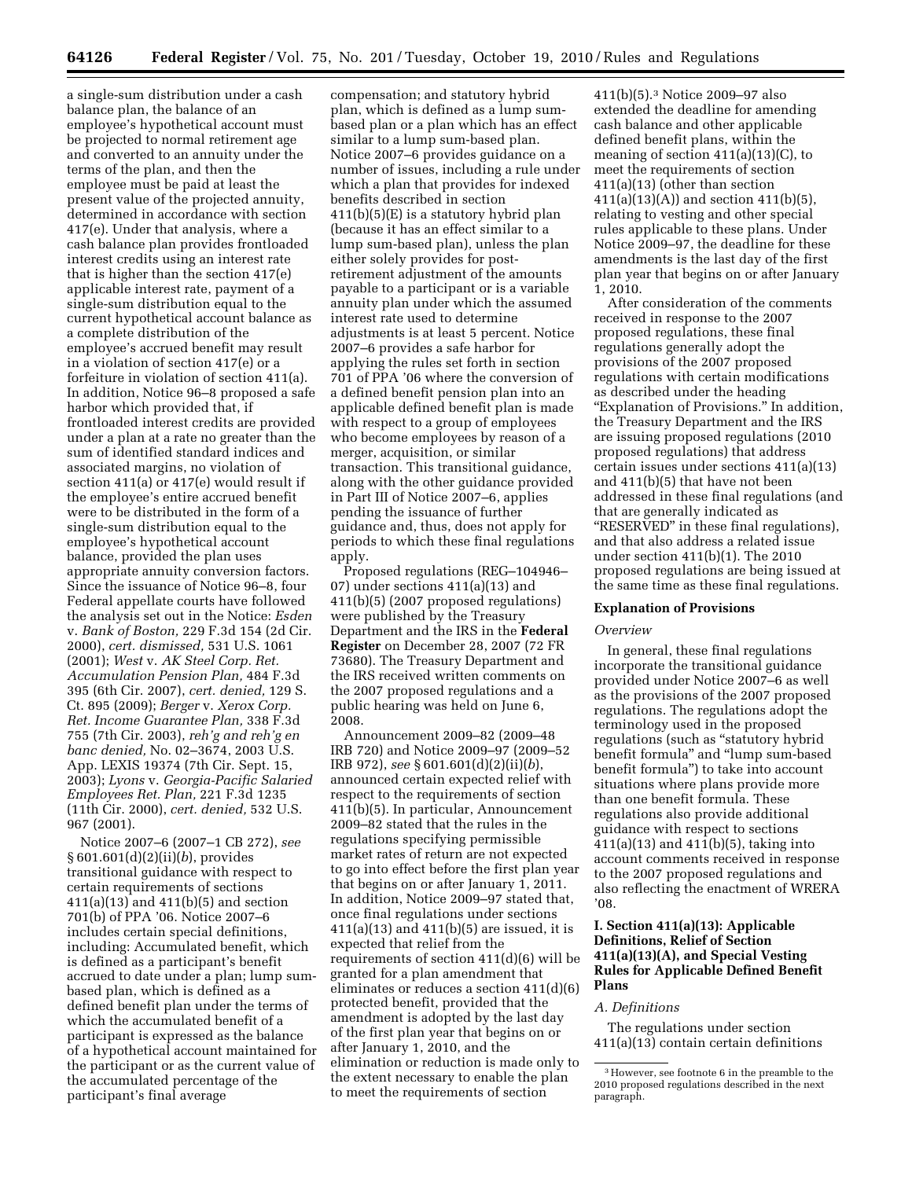a single-sum distribution under a cash balance plan, the balance of an employee's hypothetical account must be projected to normal retirement age and converted to an annuity under the terms of the plan, and then the employee must be paid at least the present value of the projected annuity, determined in accordance with section 417(e). Under that analysis, where a cash balance plan provides frontloaded interest credits using an interest rate that is higher than the section 417(e) applicable interest rate, payment of a single-sum distribution equal to the current hypothetical account balance as a complete distribution of the employee's accrued benefit may result in a violation of section 417(e) or a forfeiture in violation of section 411(a). In addition, Notice 96–8 proposed a safe harbor which provided that, if frontloaded interest credits are provided under a plan at a rate no greater than the sum of identified standard indices and associated margins, no violation of section 411(a) or 417(e) would result if the employee's entire accrued benefit were to be distributed in the form of a single-sum distribution equal to the employee's hypothetical account balance, provided the plan uses appropriate annuity conversion factors. Since the issuance of Notice 96–8, four Federal appellate courts have followed the analysis set out in the Notice: *Esden* v. *Bank of Boston,* 229 F.3d 154 (2d Cir. 2000), *cert. dismissed,* 531 U.S. 1061 (2001); *West* v. *AK Steel Corp. Ret. Accumulation Pension Plan,* 484 F.3d 395 (6th Cir. 2007), *cert. denied,* 129 S. Ct. 895 (2009); *Berger* v. *Xerox Corp. Ret. Income Guarantee Plan,* 338 F.3d 755 (7th Cir. 2003), *reh'g and reh'g en banc denied,* No. 02–3674, 2003 U.S. App. LEXIS 19374 (7th Cir. Sept. 15, 2003); *Lyons* v. *Georgia-Pacific Salaried Employees Ret. Plan,* 221 F.3d 1235 (11th Cir. 2000), *cert. denied,* 532 U.S. 967 (2001).

Notice 2007–6 (2007–1 CB 272), *see* § 601.601(d)(2)(ii)(*b*), provides transitional guidance with respect to certain requirements of section 411(a)(13) and 411(b)(5) and section 701(b) of PPA '06. Notice 2007–6 includes certain special definitions, including: Accumulated benefit, which is defined as a participant's benefit accrued to date under a plan; lump sum-based plan, which is defined as a defined benefit plan under the terms of which the accumulated benefit of a participant is expressed as the balance of a hypothetical account maintained for the participant or as the current value of the accumulated percentage of the participant's final average compensation; and statutory hybrid plan, which is defined as a lump sum-based plan or a plan which has an effect similar to a lump sum-based plan. Notice 2007–6 provides guidance on a number of issues, including a rule under which a plan that provides for indexed benefits described in section 411(b)(5)(E) is a statutory hybrid plan (because it has an effect similar to a lump sum-based plan), unless the plan either solely provides for post-retirement adjustment of the amounts payable to a participant or is a variable annuity plan under which the assumed interest rate used to determine adjustments is at least 5 percent. Notice 2007–6 provides a safe harbor for applying the rules set forth in section 701 of PPA '06 where the conversion of a defined benefit pension plan into an applicable defined benefit plan is made with respect to a group of employees who become employees by reason of a merger, acquisition, or similar transaction. This transitional guidance, along with the other guidance provided in Part III of Notice 2007–6, applies pending the issuance of further guidance and, thus, does not apply for periods to which these final regulations apply.

Proposed regulations (REG–104946–07) under sections 411(a)(13) and 411(b)(5) (2007 proposed regulations) were published by the Treasury Department and the IRS in the **Federal Register** on December 28, 2007 (72 FR 73680). The Treasury Department and the IRS received written comments on the 2007 proposed regulations and a public hearing was held on June 6, 2008.

Announcement 2009–82 (2009–48 IRB 720) and Notice 2009–97 (2009–52 IRB 972), *see* § 601.601(d)(2)(ii)(*b*), announced certain expected relief with respect to the requirements of section 411(b)(5). In particular, Announcement 2009–82 stated that the rules in the regulations specifying permissible market rates of return are not expected to go into effect before the first plan year that begins on or after January 1, 2011. In addition, Notice 2009–97 stated that, once final regulations under sections 411(a)(13) and 411(b)(5) are issued, it is expected that relief from the requirements of section 411(d)(6) will be granted for a plan amendment that eliminates or reduces a section 411(d)(6) protected benefit, provided that the amendment is adopted by the last day of the first plan year that begins on or after January 1, 2010, and the elimination or reduction is made only to the extent necessary to enable the plan to meet the requirements of section 411(b)(5).[3] Notice 2009–97 also extended the deadline for amending cash balance and other applicable defined benefit plans, within the meaning of section 411(a)(13)(C), to meet the requirements of section 411(a)(13) (other than section 411(a)(13)(A)) and section 411(b)(5), relating to vesting and other special rules applicable to these plans. Under Notice 2009–97, the deadline for these amendments is the last day of the first plan year that begins on or after January 1, 2010.

After consideration of the comments received in response to the 2007 proposed regulations, these final regulations generally adopt the provisions of the 2007 proposed regulations with certain modifications as described under the heading "Explanation of Provisions." In addition, the Treasury Department and the IRS are issuing proposed regulations (2010 proposed regulations) that address certain issues under sections 411(a)(13) and 411(b)(5) that have not been addressed in these final regulations (and that are generally indicated as "RESERVED" in these final regulations), and that also address a related issue under section 411(b)(1). The 2010 proposed regulations are being issued at the same time as these final regulations.

## Explanation of Provisions

### *Overview*

In general, these final regulations incorporate the transitional guidance provided under Notice 2007–6 as well as the provisions of the 2007 proposed regulations. The regulations adopt the terminology used in the proposed regulations (such as "statutory hybrid benefit formula" and "lump sum-based benefit formula") to take into account situations where plans provide more than one benefit formula. These regulations also provide additional guidance with respect to sections 411(a)(13) and 411(b)(5), taking into account comments received in response to the 2007 proposed regulations and also reflecting the enactment of WRERA '08.

### I. Section 411(a)(13): Applicable Definitions, Relief of Section 411(a)(13)(A), and Special Vesting Rules for Applicable Defined Benefit Plans

#### *A. Definitions*

The regulations under section 411(a)(13) contain certain definitions

[3] However, see footnote 6 in the preamble to the 2010 proposed regulations described in the next paragraph.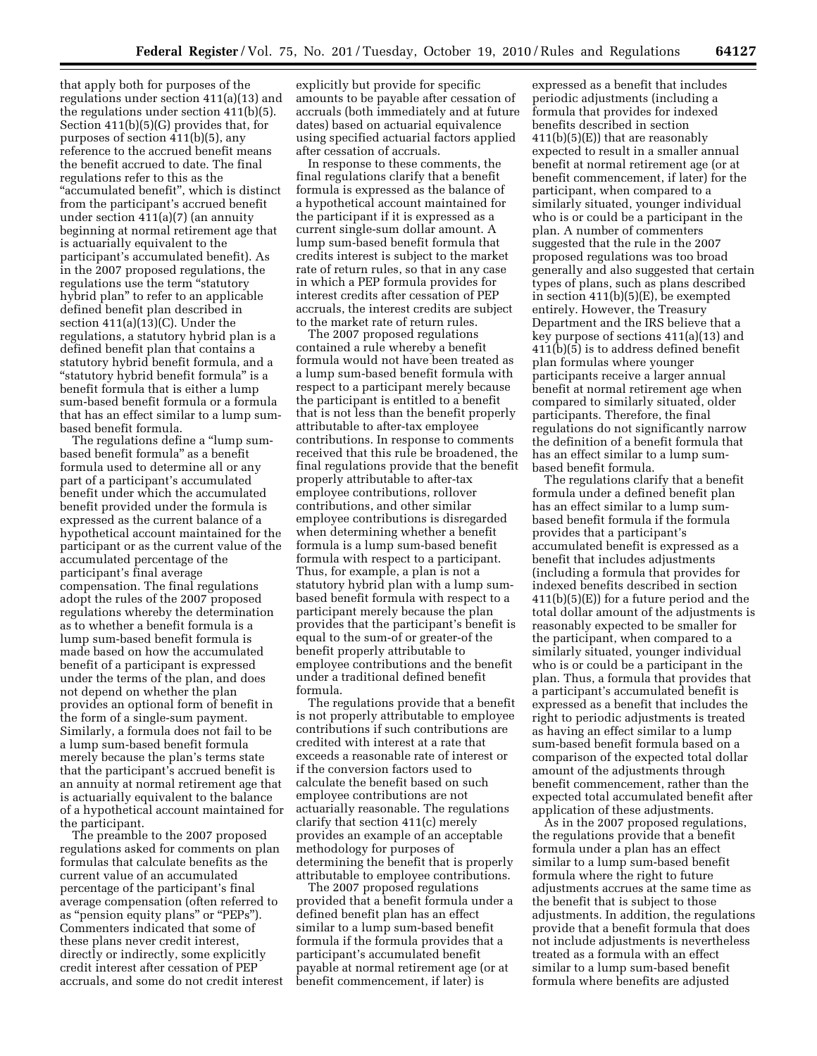that apply both for purposes of the regulations under section 411(a)(13) and the regulations under section 411(b)(5). Section 411(b)(5)(G) provides that, for purposes of section 411(b)(5), any reference to the accrued benefit means the benefit accrued to date. The final regulations refer to this as the "accumulated benefit", which is distinct from the participant's accrued benefit under section 411(a)(7) (an annuity beginning at normal retirement age that is actuarially equivalent to the participant's accumulated benefit). As in the 2007 proposed regulations, the regulations use the term "statutory hybrid plan" to refer to an applicable defined benefit plan described in section 411(a)(13)(C). Under the regulations, a statutory hybrid plan is a defined benefit plan that contains a statutory hybrid benefit formula, and a "statutory hybrid benefit formula" is a benefit formula that is either a lump sum-based benefit formula or a formula that has an effect similar to a lump sum-based benefit formula.

The regulations define a "lump sum-based benefit formula" as a benefit formula used to determine all or any part of a participant's accumulated benefit under which the accumulated benefit provided under the formula is expressed as the current balance of a hypothetical account maintained for the participant or as the current value of the accumulated percentage of the participant's final average compensation. The final regulations adopt the rules of the 2007 proposed regulations whereby the determination as to whether a benefit formula is a lump sum-based benefit formula is made based on how the accumulated benefit of a participant is expressed under the terms of the plan, and does not depend on whether the plan provides an optional form of benefit in the form of a single-sum payment. Similarly, a formula does not fail to be a lump sum-based benefit formula merely because the plan's terms state that the participant's accrued benefit is an annuity at normal retirement age that is actuarially equivalent to the balance of a hypothetical account maintained for the participant.

The preamble to the 2007 proposed regulations asked for comments on plan formulas that calculate benefits as the current value of an accumulated percentage of the participant's final average compensation (often referred to as "pension equity plans" or "PEPs"). Commenters indicated that some of these plans never credit interest, directly or indirectly, some explicitly credit interest after cessation of PEP accruals, and some do not credit interest explicitly but provide for specific amounts to be payable after cessation of accruals (both immediately and at future dates) based on actuarial equivalence using specified actuarial factors applied after cessation of accruals.

In response to these comments, the final regulations clarify that a benefit formula is expressed as the balance of a hypothetical account maintained for the participant if it is expressed as a current single-sum dollar amount. A lump sum-based benefit formula that credits interest is subject to the market rate of return rules, so that in any case in which a PEP formula provides for interest credits after cessation of PEP accruals, the interest credits are subject to the market rate of return rules.

The 2007 proposed regulations contained a rule whereby a benefit formula would not have been treated as a lump sum-based benefit formula with respect to a participant merely because the participant is entitled to a benefit that is not less than the benefit properly attributable to after-tax employee contributions. In response to comments received that this rule be broadened, the final regulations provide that the benefit properly attributable to after-tax employee contributions, rollover contributions, and other similar employee contributions is disregarded when determining whether a benefit formula is a lump sum-based benefit formula with respect to a participant. Thus, for example, a plan is not a statutory hybrid plan with a lump sum-based benefit formula with respect to a participant merely because the plan provides that the participant's benefit is equal to the sum-of or greater-of the benefit properly attributable to employee contributions and the benefit under a traditional defined benefit formula.

The regulations provide that a benefit is not properly attributable to employee contributions if such contributions are credited with interest at a rate that exceeds a reasonable rate of interest or if the conversion factors used to calculate the benefit based on such employee contributions are not actuarially reasonable. The regulations clarify that section 411(c) merely provides an example of an acceptable methodology for purposes of determining the benefit that is properly attributable to employee contributions.

The 2007 proposed regulations provided that a benefit formula under a defined benefit plan has an effect similar to a lump sum-based benefit formula if the formula provides that a participant's accumulated benefit payable at normal retirement age (or at benefit commencement, if later) is expressed as a benefit that includes periodic adjustments (including a formula that provides for indexed benefits described in section 411(b)(5)(E)) that are reasonably expected to result in a smaller annual benefit at normal retirement age (or at benefit commencement, if later) for the participant, when compared to a similarly situated, younger individual who is or could be a participant in the plan. A number of commenters suggested that the rule in the 2007 proposed regulations was too broad generally and also suggested that certain types of plans, such as plans described in section 411(b)(5)(E), be exempted entirely. However, the Treasury Department and the IRS believe that a key purpose of sections 411(a)(13) and 411(b)(5) is to address defined benefit plan formulas where younger participants receive a larger annual benefit at normal retirement age when compared to similarly situated, older participants. Therefore, the final regulations do not significantly narrow the definition of a benefit formula that has an effect similar to a lump sum-based benefit formula.

The regulations clarify that a benefit formula under a defined benefit plan has an effect similar to a lump sum-based benefit formula if the formula provides that a participant's accumulated benefit is expressed as a benefit that includes adjustments (including a formula that provides for indexed benefits described in section 411(b)(5)(E)) for a future period and the total dollar amount of the adjustments is reasonably expected to be smaller for the participant, when compared to a similarly situated, younger individual who is or could be a participant in the plan. Thus, a formula that provides that a participant's accumulated benefit is expressed as a benefit that includes the right to periodic adjustments is treated as having an effect similar to a lump sum-based benefit formula based on a comparison of the expected total dollar amount of the adjustments through benefit commencement, rather than the expected total accumulated benefit after application of these adjustments.

As in the 2007 proposed regulations, the regulations provide that a benefit formula under a plan has an effect similar to a lump sum-based benefit formula where the right to future adjustments accrues at the same time as the benefit that is subject to those adjustments. In addition, the regulations provide that a benefit formula that does not include adjustments is nevertheless treated as a formula with an effect similar to a lump sum-based benefit formula where benefits are adjusted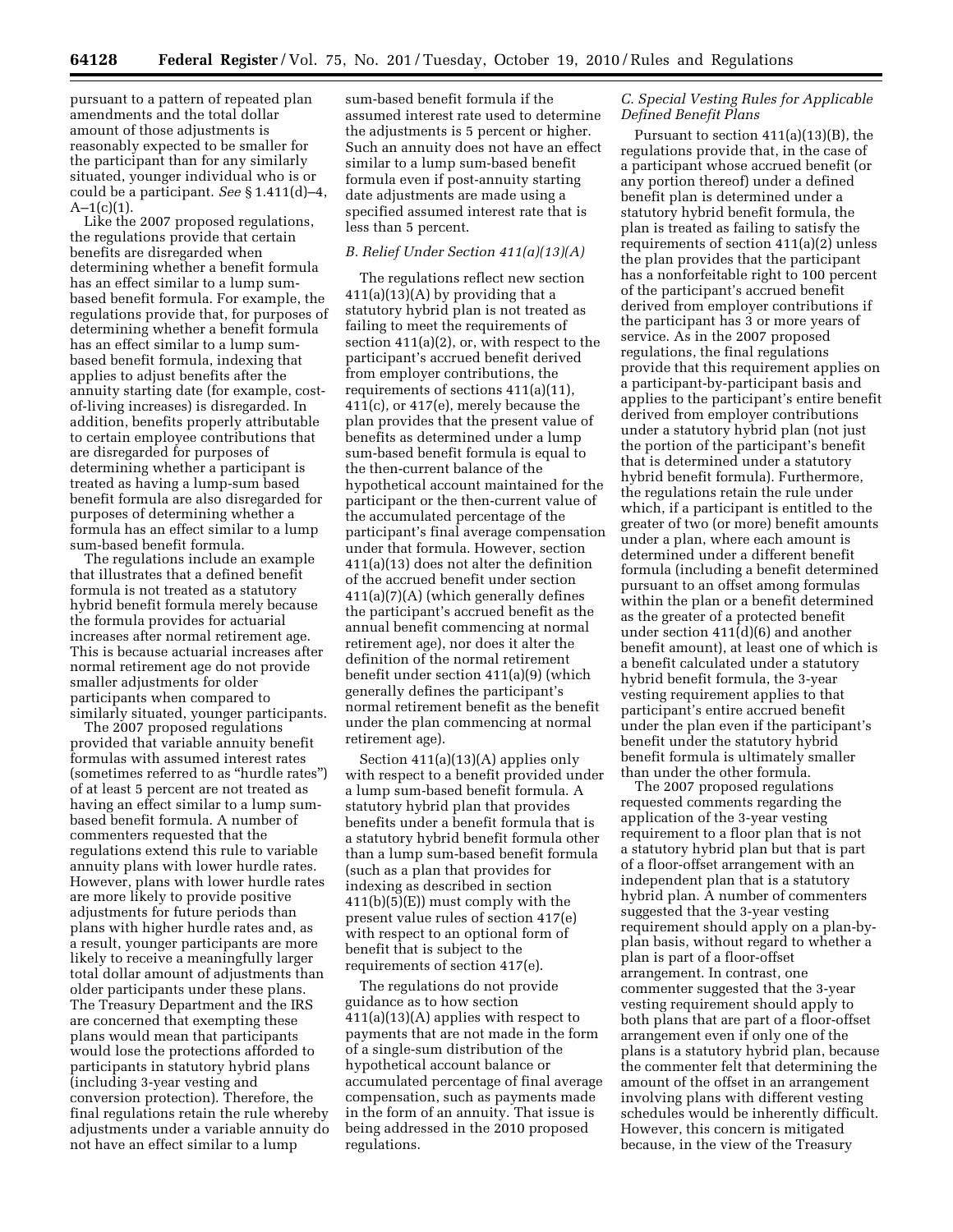pursuant to a pattern of repeated plan amendments and the total dollar amount of those adjustments is reasonably expected to be smaller for the participant than for any similarly situated, younger individual who is or could be a participant. *See* § 1.411(d)–4, A–1(c)(1).

Like the 2007 proposed regulations, the regulations provide that certain benefits are disregarded when determining whether a benefit formula has an effect similar to a lump sum-based benefit formula. For example, the regulations provide that, for purposes of determining whether a benefit formula has an effect similar to a lump sum-based benefit formula, indexing that applies to adjust benefits after the annuity starting date (for example, cost-of-living increases) is disregarded. In addition, benefits properly attributable to certain employee contributions that are disregarded for purposes of determining whether a participant is treated as having a lump-sum based benefit formula are also disregarded for purposes of determining whether a formula has an effect similar to a lump sum-based benefit formula.

The regulations include an example that illustrates that a defined benefit formula is not treated as a statutory hybrid benefit formula merely because the formula provides for actuarial increases after normal retirement age. This is because actuarial increases after normal retirement age do not provide smaller adjustments for older participants when compared to similarly situated, younger participants.

The 2007 proposed regulations provided that variable annuity benefit formulas with assumed interest rates (sometimes referred to as "hurdle rates") of at least 5 percent are not treated as having an effect similar to a lump sum-based benefit formula. A number of commenters requested that the regulations extend this rule to variable annuity plans with lower hurdle rates. However, plans with lower hurdle rates are more likely to provide positive adjustments for future periods than plans with higher hurdle rates and, as a result, younger participants are more likely to receive a meaningfully larger total dollar amount of adjustments than older participants under these plans. The Treasury Department and the IRS are concerned that exempting these plans would mean that participants would lose the protections afforded to participants in statutory hybrid plans (including 3-year vesting and conversion protection). Therefore, the final regulations retain the rule whereby adjustments under a variable annuity do not have an effect similar to a lump sum-based benefit formula if the assumed interest rate used to determine the adjustments is 5 percent or higher. Such an annuity does not have an effect similar to a lump sum-based benefit formula even if post-annuity starting date adjustments are made using a specified assumed interest rate that is less than 5 percent.

### *B. Relief Under Section 411(a)(13)(A)*

The regulations reflect new section 411(a)(13)(A) by providing that a statutory hybrid plan is not treated as failing to meet the requirements of section 411(a)(2), or, with respect to the participant's accrued benefit derived from employer contributions, the requirements of sections 411(a)(11), 411(c), or 417(e), merely because the plan provides that the present value of benefits as determined under a lump sum-based benefit formula is equal to the then-current balance of the hypothetical account maintained for the participant or the then-current value of the accumulated percentage of the participant's final average compensation under that formula. However, section 411(a)(13) does not alter the definition of the accrued benefit under section 411(a)(7)(A) (which generally defines the participant's accrued benefit as the annual benefit commencing at normal retirement age), nor does it alter the definition of the normal retirement benefit under section 411(a)(9) (which generally defines the participant's normal retirement benefit as the benefit under the plan commencing at normal retirement age).

Section 411(a)(13)(A) applies only with respect to a benefit provided under a lump sum-based benefit formula. A statutory hybrid plan that provides benefits under a benefit formula that is a statutory hybrid benefit formula other than a lump sum-based benefit formula (such as a plan that provides for indexing as described in section 411(b)(5)(E)) must comply with the present value rules of section 417(e) with respect to an optional form of benefit that is subject to the requirements of section 417(e).

The regulations do not provide guidance as to how section 411(a)(13)(A) applies with respect to payments that are not made in the form of a single-sum distribution of the hypothetical account balance or accumulated percentage of final average compensation, such as payments made in the form of an annuity. That issue is being addressed in the 2010 proposed regulations.

### *C. Special Vesting Rules for Applicable Defined Benefit Plans*

Pursuant to section 411(a)(13)(B), the regulations provide that, in the case of a participant whose accrued benefit (or any portion thereof) under a defined benefit plan is determined under a statutory hybrid benefit formula, the plan is treated as failing to satisfy the requirements of section 411(a)(2) unless the plan provides that the participant has a nonforfeitable right to 100 percent of the participant's accrued benefit derived from employer contributions if the participant has 3 or more years of service. As in the 2007 proposed regulations, the final regulations provide that this requirement applies on a participant-by-participant basis and applies to the participant's entire benefit derived from employer contributions under a statutory hybrid plan (not just the portion of the participant's benefit that is determined under a statutory hybrid benefit formula). Furthermore, the regulations retain the rule under which, if a participant is entitled to the greater of two (or more) benefit amounts under a plan, where each amount is determined under a different benefit formula (including a benefit determined pursuant to an offset among formulas within the plan or a benefit determined as the greater of a protected benefit under section 411(d)(6) and another benefit amount), at least one of which is a benefit calculated under a statutory hybrid benefit formula, the 3-year vesting requirement applies to that participant's entire accrued benefit under the plan even if the participant's benefit under the statutory hybrid benefit formula is ultimately smaller than under the other formula.

The 2007 proposed regulations requested comments regarding the application of the 3-year vesting requirement to a floor plan that is not a statutory hybrid plan but that is part of a floor-offset arrangement with an independent plan that is a statutory hybrid plan. A number of commenters suggested that the 3-year vesting requirement should apply on a plan-by-plan basis, without regard to whether a plan is part of a floor-offset arrangement. In contrast, one commenter suggested that the 3-year vesting requirement should apply to both plans that are part of a floor-offset arrangement even if only one of the plans is a statutory hybrid plan, because the commenter felt that determining the amount of the offset in an arrangement involving plans with different vesting schedules would be inherently difficult. However, this concern is mitigated because, in the view of the Treasury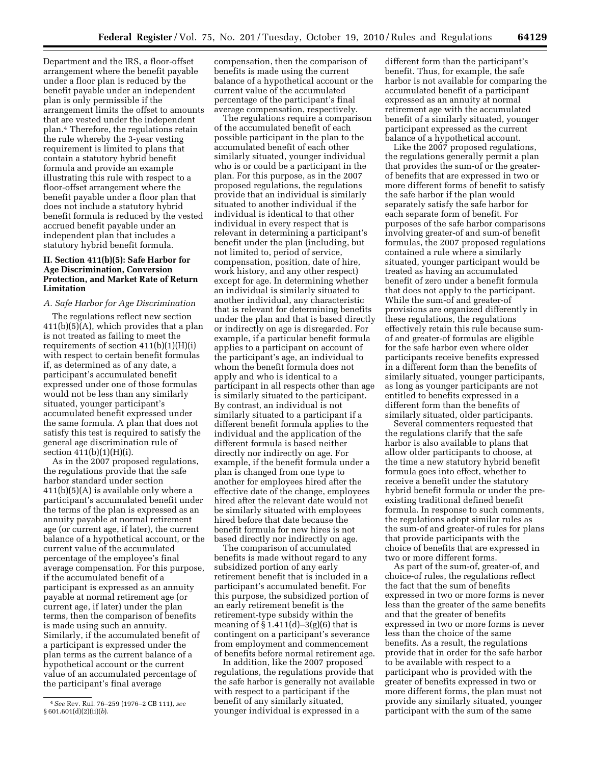Department and the IRS, a floor-offset arrangement where the benefit payable under a floor plan is reduced by the benefit payable under an independent plan is only permissible if the arrangement limits the offset to amounts that are vested under the independent plan.[4] Therefore, the regulations retain the rule whereby the 3-year vesting requirement is limited to plans that contain a statutory hybrid benefit formula and provide an example illustrating this rule with respect to a floor-offset arrangement where the benefit payable under a floor plan that does not include a statutory hybrid benefit formula is reduced by the vested accrued benefit payable under an independent plan that includes a statutory hybrid benefit formula.

## II. Section 411(b)(5): Safe Harbor for Age Discrimination, Conversion Protection, and Market Rate of Return Limitation

### A. Safe Harbor for Age Discrimination

The regulations reflect new section 411(b)(5)(A), which provides that a plan is not treated as failing to meet the requirements of section 411(b)(1)(H)(i) with respect to certain benefit formulas if, as determined as of any date, a participant's accumulated benefit expressed under one of those formulas would not be less than any similarly situated, younger participant's accumulated benefit expressed under the same formula. A plan that does not satisfy this test is required to satisfy the general age discrimination rule of section 411(b)(1)(H)(i).

As in the 2007 proposed regulations, the regulations provide that the safe harbor standard under section 411(b)(5)(A) is available only where a participant's accumulated benefit under the terms of the plan is expressed as an annuity payable at normal retirement age (or current age, if later), the current balance of a hypothetical account, or the current value of the accumulated percentage of the employee's final average compensation. For this purpose, if the accumulated benefit of a participant is expressed as an annuity payable at normal retirement age (or current age, if later) under the plan terms, then the comparison of benefits is made using such an annuity. Similarly, if the accumulated benefit of a participant is expressed under the plan terms as the current balance of a hypothetical account or the current value of an accumulated percentage of the participant's final average compensation, then the comparison of benefits is made using the current balance of a hypothetical account or the current value of the accumulated percentage of the participant's final average compensation, respectively.

The regulations require a comparison of the accumulated benefit of each possible participant in the plan to the accumulated benefit of each other similarly situated, younger individual who is or could be a participant in the plan. For this purpose, as in the 2007 proposed regulations, the regulations provide that an individual is similarly situated to another individual if the individual is identical to that other individual in every respect that is relevant in determining a participant's benefit under the plan (including, but not limited to, period of service, compensation, position, date of hire, work history, and any other respect) except for age. In determining whether an individual is similarly situated to another individual, any characteristic that is relevant for determining benefits under the plan and that is based directly or indirectly on age is disregarded. For example, if a particular benefit formula applies to a participant on account of the participant's age, an individual to whom the benefit formula does not apply and who is identical to a participant in all respects other than age is similarly situated to the participant. By contrast, an individual is not similarly situated to a participant if a different benefit formula applies to the individual and the application of the different formula is based neither directly nor indirectly on age. For example, if the benefit formula under a plan is changed from one type to another for employees hired after the effective date of the change, employees hired after the relevant date would not be similarly situated with employees hired before that date because the benefit formula for new hires is not based directly nor indirectly on age.

The comparison of accumulated benefits is made without regard to any subsidized portion of any early retirement benefit that is included in a participant's accumulated benefit. For this purpose, the subsidized portion of an early retirement benefit is the retirement-type subsidy within the meaning of § 1.411(d)–3(g)(6) that is contingent on a participant's severance from employment and commencement of benefits before normal retirement age.

In addition, like the 2007 proposed regulations, the regulations provide that the safe harbor is generally not available with respect to a participant if the benefit of any similarly situated, younger individual is expressed in a different form than the participant's benefit. Thus, for example, the safe harbor is not available for comparing the accumulated benefit of a participant expressed as an annuity at normal retirement age with the accumulated benefit of a similarly situated, younger participant expressed as the current balance of a hypothetical account.

Like the 2007 proposed regulations, the regulations generally permit a plan that provides the sum-of or the greater-of benefits that are expressed in two or more different forms of benefit to satisfy the safe harbor if the plan would separately satisfy the safe harbor for each separate form of benefit. For purposes of the safe harbor comparisons involving greater-of and sum-of benefit formulas, the 2007 proposed regulations contained a rule where a similarly situated, younger participant would be treated as having an accumulated benefit of zero under a benefit formula that does not apply to the participant. While the sum-of and greater-of provisions are organized differently in these regulations, the regulations effectively retain this rule because sum-of and greater-of formulas are eligible for the safe harbor even where older participants receive benefits expressed in a different form than the benefits of similarly situated, younger participants, as long as younger participants are not entitled to benefits expressed in a different form than the benefits of similarly situated, older participants.

Several commenters requested that the regulations clarify that the safe harbor is also available to plans that allow older participants to choose, at the time a new statutory hybrid benefit formula goes into effect, whether to receive a benefit under the statutory hybrid benefit formula or under the pre-existing traditional defined benefit formula. In response to such comments, the regulations adopt similar rules as the sum-of and greater-of rules for plans that provide participants with the choice of benefits that are expressed in two or more different forms.

As part of the sum-of, greater-of, and choice-of rules, the regulations reflect the fact that the sum of benefits expressed in two or more forms is never less than the greater of the same benefits and that the greater of benefits expressed in two or more forms is never less than the choice of the same benefits. As a result, the regulations provide that in order for the safe harbor to be available with respect to a participant who is provided with the greater of benefits expressed in two or more different forms, the plan must not provide any similarly situated, younger participant with the sum of the same

[4] *See* Rev. Rul. 76–259 (1976–2 CB 111), *see* § 601.601(d)(2)(ii)(*b*).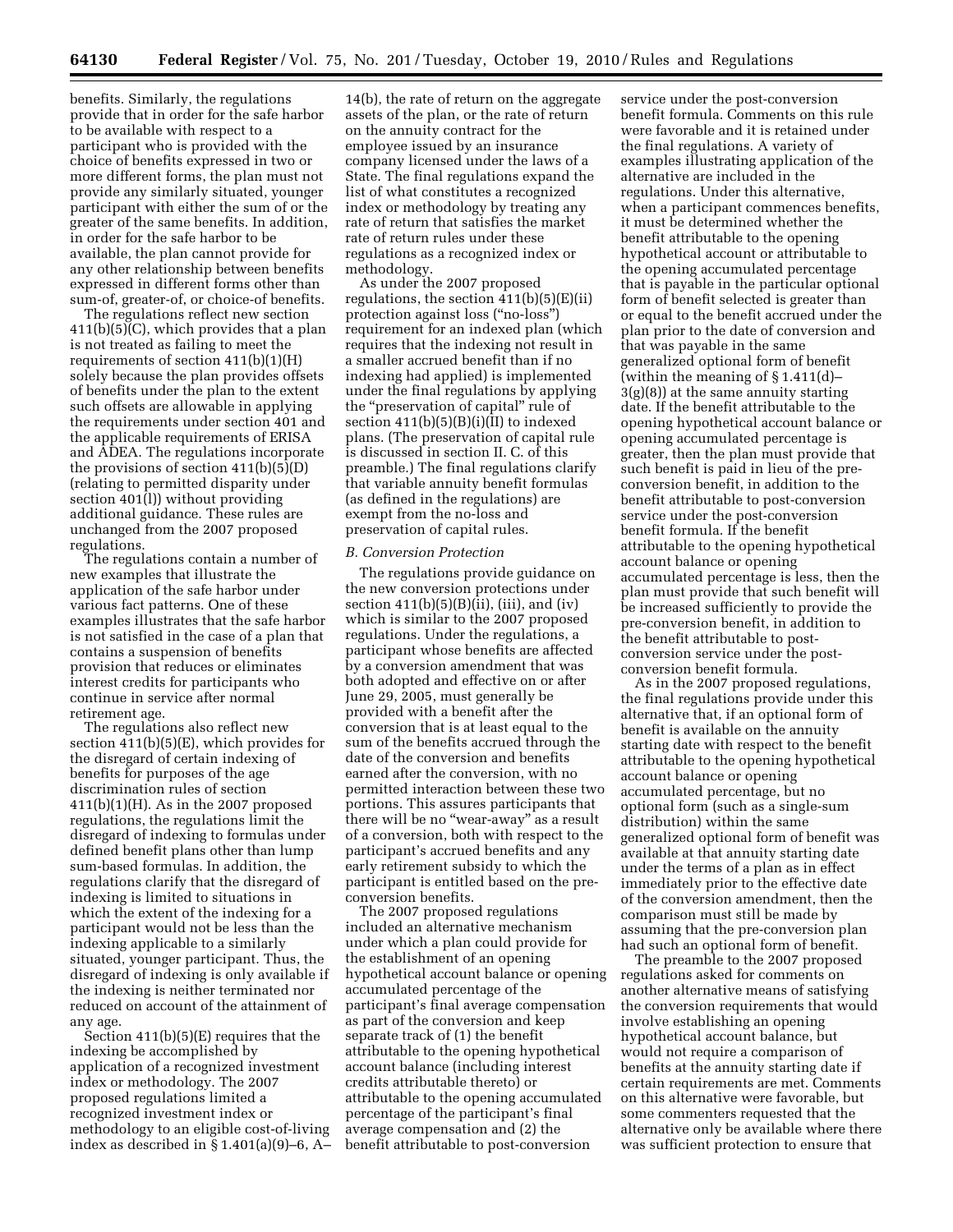benefits. Similarly, the regulations provide that in order for the safe harbor to be available with respect to a participant who is provided with the choice of benefits expressed in two or more different forms, the plan must not provide any similarly situated, younger participant with either the sum of or the greater of the same benefits. In addition, in order for the safe harbor to be available, the plan cannot provide for any other relationship between benefits expressed in different forms other than sum-of, greater-of, or choice-of benefits.

The regulations reflect new section 411(b)(5)(C), which provides that a plan is not treated as failing to meet the requirements of section 411(b)(1)(H) solely because the plan provides offsets of benefits under the plan to the extent such offsets are allowable in applying the requirements under section 401 and the applicable requirements of ERISA and ADEA. The regulations incorporate the provisions of section 411(b)(5)(D) (relating to permitted disparity under section 401(l)) without providing additional guidance. These rules are unchanged from the 2007 proposed regulations.

The regulations contain a number of new examples that illustrate the application of the safe harbor under various fact patterns. One of these examples illustrates that the safe harbor is not satisfied in the case of a plan that contains a suspension of benefits provision that reduces or eliminates interest credits for participants who continue in service after normal retirement age.

The regulations also reflect new section 411(b)(5)(E), which provides for the disregard of certain indexing of benefits for purposes of the age discrimination rules of section 411(b)(1)(H). As in the 2007 proposed regulations, the regulations limit the disregard of indexing to formulas under defined benefit plans other than lump sum-based formulas. In addition, the regulations clarify that the disregard of indexing is limited to situations in which the extent of the indexing for a participant would not be less than the indexing applicable to a similarly situated, younger participant. Thus, the disregard of indexing is only available if the indexing is neither terminated nor reduced on account of the attainment of any age.

Section 411(b)(5)(E) requires that the indexing be accomplished by application of a recognized investment index or methodology. The 2007 proposed regulations limited a recognized investment index or methodology to an eligible cost-of-living index as described in § 1.401(a)(9)–6, A–14(b), the rate of return on the aggregate assets of the plan, or the rate of return on the annuity contract for the employee issued by an insurance company licensed under the laws of a State. The final regulations expand the list of what constitutes a recognized index or methodology by treating any rate of return that satisfies the market rate of return rules under these regulations as a recognized index or methodology.

As under the 2007 proposed regulations, the section 411(b)(5)(E)(ii) protection against loss ("no-loss") requirement for an indexed plan (which requires that the indexing not result in a smaller accrued benefit than if no indexing had applied) is implemented under the final regulations by applying the "preservation of capital" rule of section 411(b)(5)(B)(i)(II) to indexed plans. (The preservation of capital rule is discussed in section II. C. of this preamble.) The final regulations clarify that variable annuity benefit formulas (as defined in the regulations) are exempt from the no-loss and preservation of capital rules.

*B. Conversion Protection*

The regulations provide guidance on the new conversion protections under section 411(b)(5)(B)(ii), (iii), and (iv) which is similar to the 2007 proposed regulations. Under the regulations, a participant whose benefits are affected by a conversion amendment that was both adopted and effective on or after June 29, 2005, must generally be provided with a benefit after the conversion that is at least equal to the sum of the benefits accrued through the date of the conversion and benefits earned after the conversion, with no permitted interaction between these two portions. This assures participants that there will be no "wear-away" as a result of a conversion, both with respect to the participant's accrued benefits and any early retirement subsidy to which the participant is entitled based on the pre-conversion benefits.

The 2007 proposed regulations included an alternative mechanism under which a plan could provide for the establishment of an opening hypothetical account balance or opening accumulated percentage of the participant's final average compensation as part of the conversion and keep separate track of (1) the benefit attributable to the opening hypothetical account balance (including interest credits attributable thereto) or attributable to the opening accumulated percentage of the participant's final average compensation and (2) the benefit attributable to post-conversion service under the post-conversion benefit formula. Comments on this rule were favorable and it is retained under the final regulations. A variety of examples illustrating application of the alternative are included in the regulations. Under this alternative, when a participant commences benefits, it must be determined whether the benefit attributable to the opening hypothetical account or attributable to the opening accumulated percentage that is payable in the particular optional form of benefit selected is greater than or equal to the benefit accrued under the plan prior to the date of conversion and that was payable in the same generalized optional form of benefit (within the meaning of § 1.411(d)–3(g)(8)) at the same annuity starting date. If the benefit attributable to the opening hypothetical account balance or opening accumulated percentage is greater, then the plan must provide that such benefit is paid in lieu of the pre-conversion benefit, in addition to the benefit attributable to post-conversion service under the post-conversion benefit formula. If the benefit attributable to the opening hypothetical account balance or opening accumulated percentage is less, then the plan must provide that such benefit will be increased sufficiently to provide the pre-conversion benefit, in addition to the benefit attributable to post-conversion service under the post-conversion benefit formula.

As in the 2007 proposed regulations, the final regulations provide under this alternative that, if an optional form of benefit is available on the annuity starting date with respect to the benefit attributable to the opening hypothetical account balance or opening accumulated percentage, but no optional form (such as a single-sum distribution) within the same generalized optional form of benefit was available at that annuity starting date under the terms of a plan as in effect immediately prior to the effective date of the conversion amendment, then the comparison must still be made by assuming that the pre-conversion plan had such an optional form of benefit.

The preamble to the 2007 proposed regulations asked for comments on another alternative means of satisfying the conversion requirements that would involve establishing an opening hypothetical account balance, but would not require a comparison of benefits at the annuity starting date if certain requirements are met. Comments on this alternative were favorable, but some commenters requested that the alternative only be available where there was sufficient protection to ensure that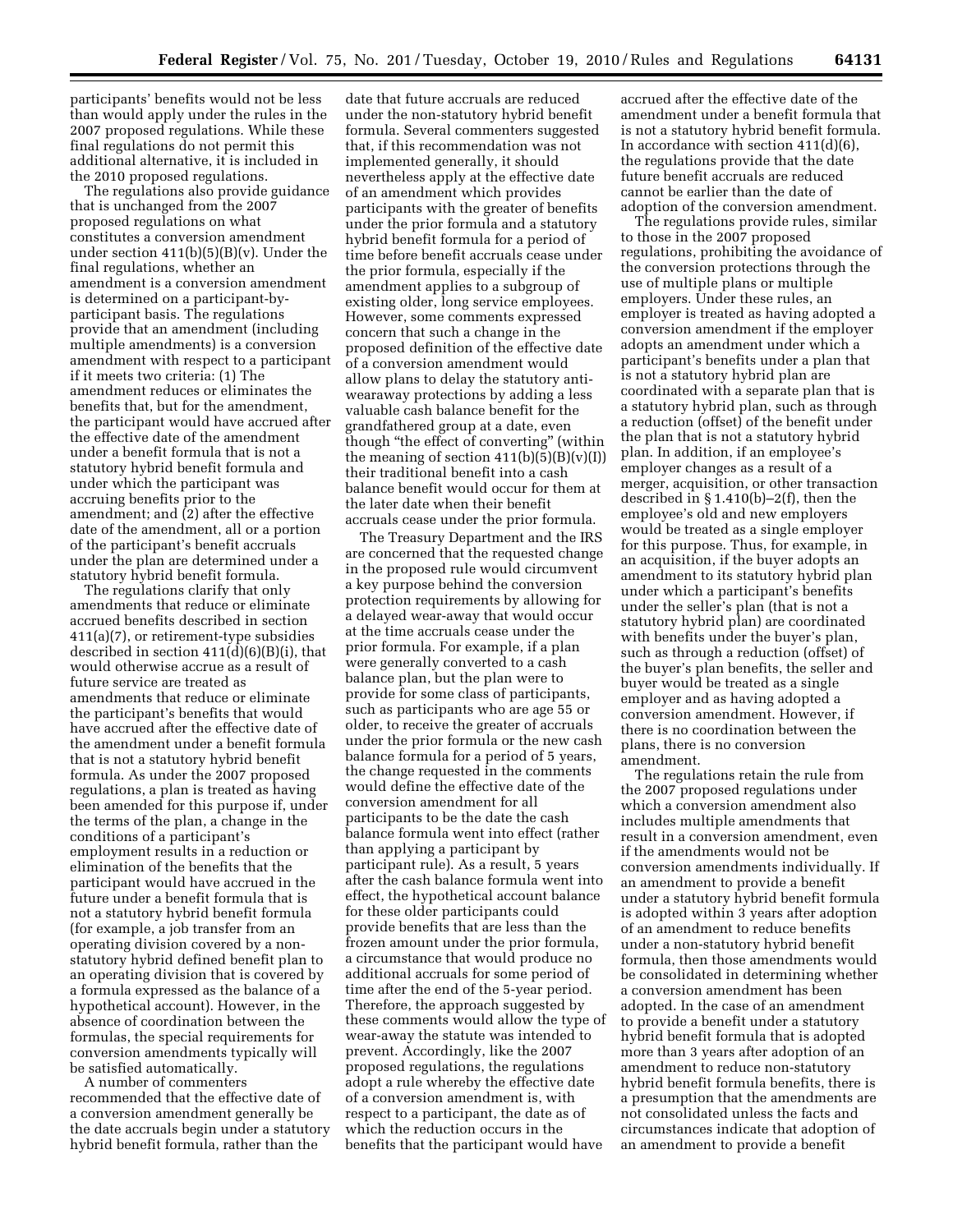participants' benefits would not be less than would apply under the rules in the 2007 proposed regulations. While these final regulations do not permit this additional alternative, it is included in the 2010 proposed regulations.

The regulations also provide guidance that is unchanged from the 2007 proposed regulations on what constitutes a conversion amendment under section 411(b)(5)(B)(v). Under the final regulations, whether an amendment is a conversion amendment is determined on a participant-by-participant basis. The regulations provide that an amendment (including multiple amendments) is a conversion amendment with respect to a participant if it meets two criteria: (1) The amendment reduces or eliminates the benefits that, but for the amendment, the participant would have accrued after the effective date of the amendment under a benefit formula that is not a statutory hybrid benefit formula and under which the participant was accruing benefits prior to the amendment; and (2) after the effective date of the amendment, all or a portion of the participant's benefit accruals under the plan are determined under a statutory hybrid benefit formula.

The regulations clarify that only amendments that reduce or eliminate accrued benefits described in section 411(a)(7), or retirement-type subsidies described in section 411(d)(6)(B)(i), that would otherwise accrue as a result of future service are treated as amendments that reduce or eliminate the participant's benefits that would have accrued after the effective date of the amendment under a benefit formula that is not a statutory hybrid benefit formula. As under the 2007 proposed regulations, a plan is treated as having been amended for this purpose if, under the terms of the plan, a change in the conditions of a participant's employment results in a reduction or elimination of the benefits that the participant would have accrued in the future under a benefit formula that is not a statutory hybrid benefit formula (for example, a job transfer from an operating division covered by a non-statutory hybrid defined benefit plan to an operating division that is covered by a formula expressed as the balance of a hypothetical account). However, in the absence of coordination between the formulas, the special requirements for conversion amendments typically will be satisfied automatically.

A number of commenters recommended that the effective date of a conversion amendment generally be the date accruals begin under a statutory hybrid benefit formula, rather than the date that future accruals are reduced under the non-statutory hybrid benefit formula. Several commenters suggested that, if this recommendation was not implemented generally, it should nevertheless apply at the effective date of an amendment which provides participants with the greater of benefits under the prior formula and a statutory hybrid benefit formula for a period of time before benefit accruals cease under the prior formula, especially if the amendment applies to a subgroup of existing older, long service employees. However, some comments expressed concern that such a change in the proposed definition of the effective date of a conversion amendment would allow plans to delay the statutory anti-wearaway protections by adding a less valuable cash balance benefit for the grandfathered group at a date, even though "the effect of converting" (within the meaning of section 411(b)(5)(B)(v)(I)) their traditional benefit into a cash balance benefit would occur for them at the later date when their benefit accruals cease under the prior formula.

The Treasury Department and the IRS are concerned that the requested change in the proposed rule would circumvent a key purpose behind the conversion protection requirements by allowing for a delayed wear-away that would occur at the time accruals cease under the prior formula. For example, if a plan were generally converted to a cash balance plan, but the plan were to provide for some class of participants, such as participants who are age 55 or older, to receive the greater of accruals under the prior formula or the new cash balance formula for a period of 5 years, the change requested in the comments would define the effective date of the conversion amendment for all participants to be the date the cash balance formula went into effect (rather than applying a participant by participant rule). As a result, 5 years after the cash balance formula went into effect, the hypothetical account balance for these older participants could provide benefits that are less than the frozen amount under the prior formula, a circumstance that would produce no additional accruals for some period of time after the end of the 5-year period. Therefore, the approach suggested by these comments would allow the type of wear-away the statute was intended to prevent. Accordingly, like the 2007 proposed regulations, the regulations adopt a rule whereby the effective date of a conversion amendment is, with respect to a participant, the date as of which the reduction occurs in the benefits that the participant would have accrued after the effective date of the amendment under a benefit formula that is not a statutory hybrid benefit formula. In accordance with section 411(d)(6), the regulations provide that the date future benefit accruals are reduced cannot be earlier than the date of adoption of the conversion amendment.

The regulations provide rules, similar to those in the 2007 proposed regulations, prohibiting the avoidance of the conversion protections through the use of multiple plans or multiple employers. Under these rules, an employer is treated as having adopted a conversion amendment if the employer adopts an amendment under which a participant's benefits under a plan that is not a statutory hybrid plan are coordinated with a separate plan that is a statutory hybrid plan, such as through a reduction (offset) of the benefit under the plan that is not a statutory hybrid plan. In addition, if an employee's employer changes as a result of a merger, acquisition, or other transaction described in § 1.410(b)–2(f), then the employee's old and new employers would be treated as a single employer for this purpose. Thus, for example, in an acquisition, if the buyer adopts an amendment to its statutory hybrid plan under which a participant's benefits under the seller's plan (that is not a statutory hybrid plan) are coordinated with benefits under the buyer's plan, such as through a reduction (offset) of the buyer's plan benefits, the seller and buyer would be treated as a single employer and as having adopted a conversion amendment. However, if there is no coordination between the plans, there is no conversion amendment.

The regulations retain the rule from the 2007 proposed regulations under which a conversion amendment also includes multiple amendments that result in a conversion amendment, even if the amendments would not be conversion amendments individually. If an amendment to provide a benefit under a statutory hybrid benefit formula is adopted within 3 years after adoption of an amendment to reduce benefits under a non-statutory hybrid benefit formula, then those amendments would be consolidated in determining whether a conversion amendment has been adopted. In the case of an amendment to provide a benefit under a statutory hybrid benefit formula that is adopted more than 3 years after adoption of an amendment to reduce non-statutory hybrid benefit formula benefits, there is a presumption that the amendments are not consolidated unless the facts and circumstances indicate that adoption of an amendment to provide a benefit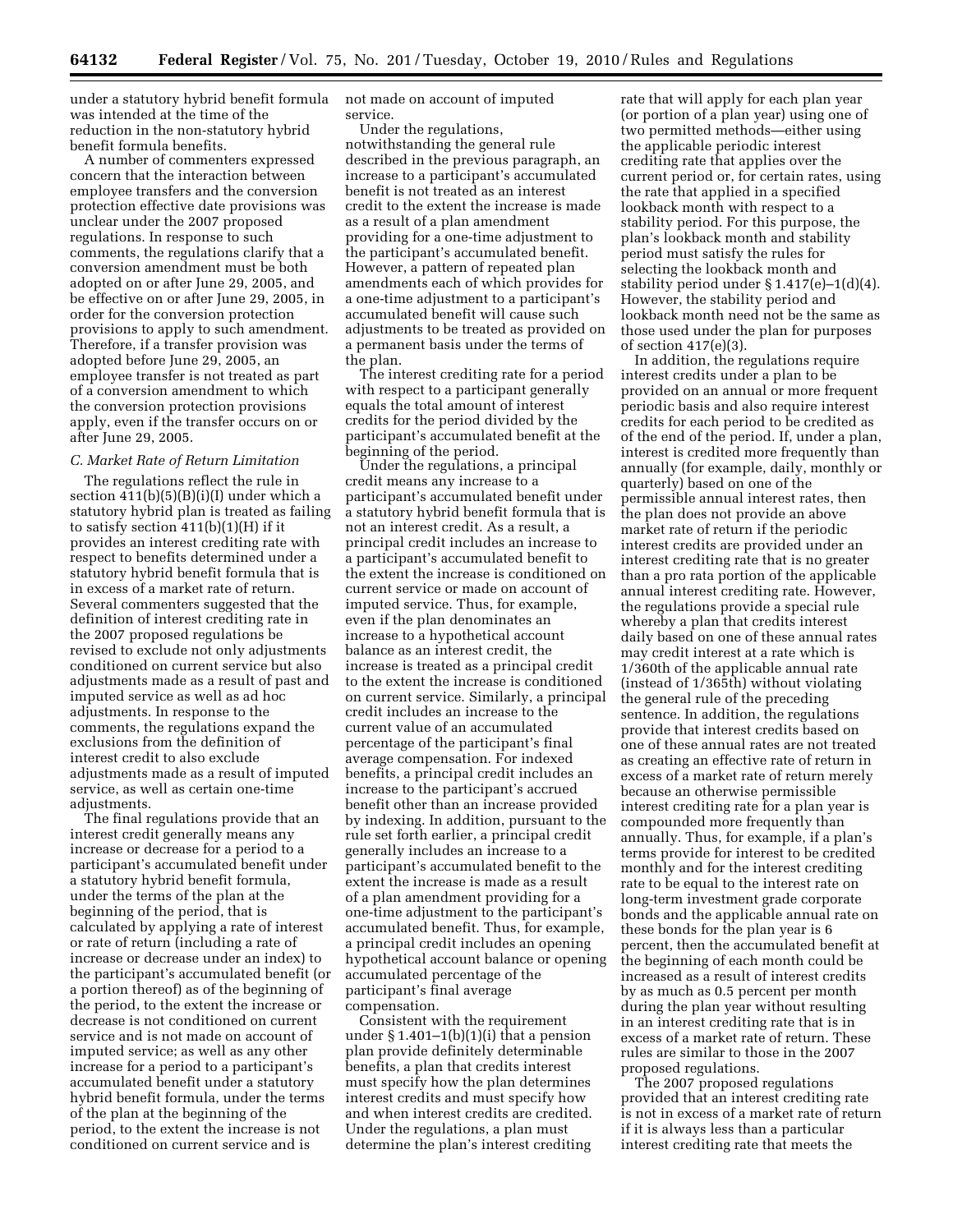under a statutory hybrid benefit formula was intended at the time of the reduction in the non-statutory hybrid benefit formula benefits.

A number of commenters expressed concern that the interaction between employee transfers and the conversion protection effective date provisions was unclear under the 2007 proposed regulations. In response to such comments, the regulations clarify that a conversion amendment must be both adopted on or after June 29, 2005, and be effective on or after June 29, 2005, in order for the conversion protection provisions to apply to such amendment. Therefore, if a transfer provision was adopted before June 29, 2005, an employee transfer is not treated as part of a conversion amendment to which the conversion protection provisions apply, even if the transfer occurs on or after June 29, 2005.

### C. Market Rate of Return Limitation

The regulations reflect the rule in section 411(b)(5)(B)(i)(I) under which a statutory hybrid plan is treated as failing to satisfy section 411(b)(1)(H) if it provides an interest crediting rate with respect to benefits determined under a statutory hybrid benefit formula that is in excess of a market rate of return. Several commenters suggested that the definition of interest crediting rate in the 2007 proposed regulations be revised to exclude not only adjustments conditioned on current service but also adjustments made as a result of past and imputed service as well as ad hoc adjustments. In response to the comments, the regulations expand the exclusions from the definition of interest credit to also exclude adjustments made as a result of imputed service, as well as certain one-time adjustments.

The final regulations provide that an interest credit generally means any increase or decrease for a period to a participant's accumulated benefit under a statutory hybrid benefit formula, under the terms of the plan at the beginning of the period, that is calculated by applying a rate of interest or rate of return (including a rate of increase or decrease under an index) to the participant's accumulated benefit (or a portion thereof) as of the beginning of the period, to the extent the increase or decrease is not conditioned on current service and is not made on account of imputed service; as well as any other increase for a period to a participant's accumulated benefit under a statutory hybrid benefit formula, under the terms of the plan at the beginning of the period, to the extent the increase is not conditioned on current service and is not made on account of imputed service.

Under the regulations, notwithstanding the general rule described in the previous paragraph, an increase to a participant's accumulated benefit is not treated as an interest credit to the extent the increase is made as a result of a plan amendment providing for a one-time adjustment to the participant's accumulated benefit. However, a pattern of repeated plan amendments each of which provides for a one-time adjustment to a participant's accumulated benefit will cause such adjustments to be treated as provided on a permanent basis under the terms of the plan.

The interest crediting rate for a period with respect to a participant generally equals the total amount of interest credits for the period divided by the participant's accumulated benefit at the beginning of the period.

Under the regulations, a principal credit means any increase to a participant's accumulated benefit under a statutory hybrid benefit formula that is not an interest credit. As a result, a principal credit includes an increase to a participant's accumulated benefit to the extent the increase is conditioned on current service or made on account of imputed service. Thus, for example, even if the plan denominates an increase to a hypothetical account balance as an interest credit, the increase is treated as a principal credit to the extent the increase is conditioned on current service. Similarly, a principal credit includes an increase to the current value of an accumulated percentage of the participant's final average compensation. For indexed benefits, a principal credit includes an increase to the participant's accrued benefit other than an increase provided by indexing. In addition, pursuant to the rule set forth earlier, a principal credit generally includes an increase to a participant's accumulated benefit to the extent the increase is made as a result of a plan amendment providing for a one-time adjustment to the participant's accumulated benefit. Thus, for example, a principal credit includes an opening hypothetical account balance or opening accumulated percentage of the participant's final average compensation.

Consistent with the requirement under § 1.401–1(b)(1)(i) that a pension plan provide definitely determinable benefits, a plan that credits interest must specify how the plan determines interest credits and must specify how and when interest credits are credited. Under the regulations, a plan must determine the plan's interest crediting rate that will apply for each plan year (or portion of a plan year) using one of two permitted methods—either using the applicable periodic interest crediting rate that applies over the current period or, for certain rates, using the rate that applied in a specified lookback month with respect to a stability period. For this purpose, the plan's lookback month and stability period must satisfy the rules for selecting the lookback month and stability period under § 1.417(e)–1(d)(4). However, the stability period and lookback month need not be the same as those used under the plan for purposes of section 417(e)(3).

In addition, the regulations require interest credits under a plan to be provided on an annual or more frequent periodic basis and also require interest credits for each period to be credited as of the end of the period. If, under a plan, interest is credited more frequently than annually (for example, daily, monthly or quarterly) based on one of the permissible annual interest rates, then the plan does not provide an above market rate of return if the periodic interest credits are provided under an interest crediting rate that is no greater than a pro rata portion of the applicable annual interest crediting rate. However, the regulations provide a special rule whereby a plan that credits interest daily based on one of these annual rates may credit interest at a rate which is 1/360th of the applicable annual rate (instead of 1/365th) without violating the general rule of the preceding sentence. In addition, the regulations provide that interest credits based on one of these annual rates are not treated as creating an effective rate of return in excess of a market rate of return merely because an otherwise permissible interest crediting rate for a plan year is compounded more frequently than annually. Thus, for example, if a plan's terms provide for interest to be credited monthly and for the interest crediting rate to be equal to the interest rate on long-term investment grade corporate bonds and the applicable annual rate on these bonds for the plan year is 6 percent, then the accumulated benefit at the beginning of each month could be increased as a result of interest credits by as much as 0.5 percent per month during the plan year without resulting in an interest crediting rate that is in excess of a market rate of return. These rules are similar to those in the 2007 proposed regulations.

The 2007 proposed regulations provided that an interest crediting rate is not in excess of a market rate of return if it is always less than a particular interest crediting rate that meets the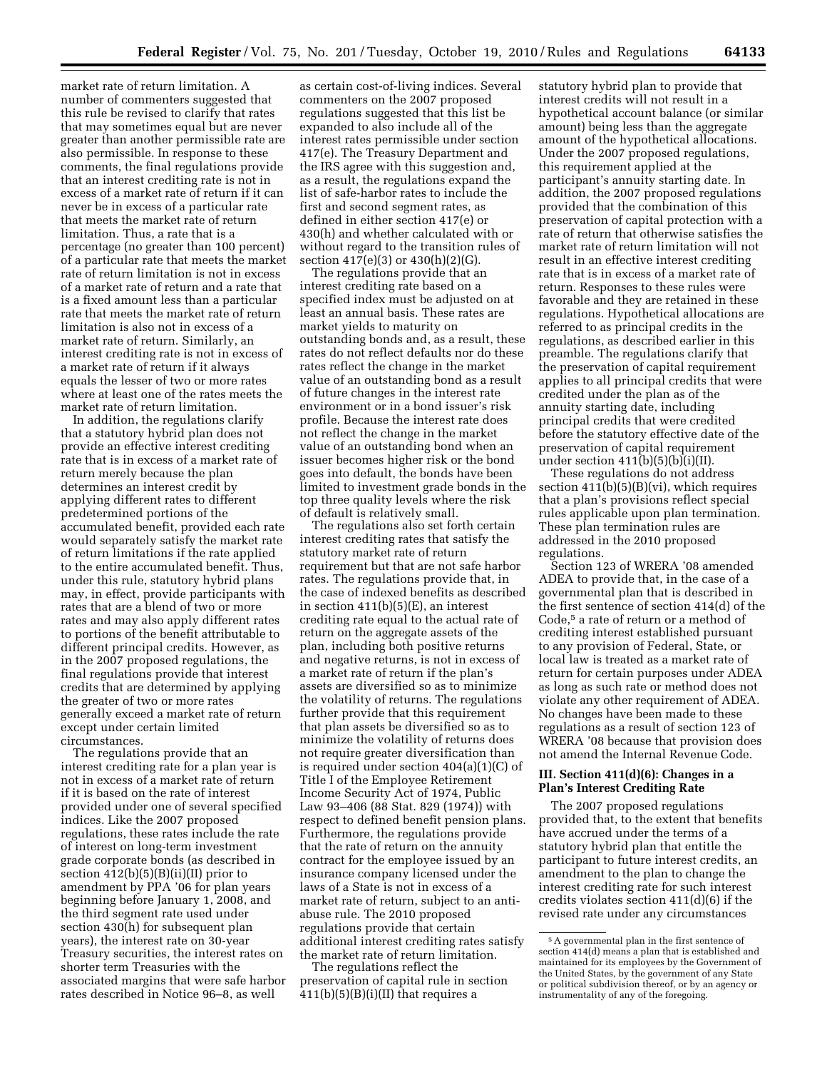market rate of return limitation. A number of commenters suggested that this rule be revised to clarify that rates that may sometimes equal but are never greater than another permissible rate are also permissible. In response to these comments, the final regulations provide that an interest crediting rate is not in excess of a market rate of return if it can never be in excess of a particular rate that meets the market rate of return limitation. Thus, a rate that is a percentage (no greater than 100 percent) of a particular rate that meets the market rate of return limitation is not in excess of a market rate of return and a rate that is a fixed amount less than a particular rate that meets the market rate of return limitation is also not in excess of a market rate of return. Similarly, an interest crediting rate is not in excess of a market rate of return if it always equals the lesser of two or more rates where at least one of the rates meets the market rate of return limitation.

In addition, the regulations clarify that a statutory hybrid plan does not provide an effective interest crediting rate that is in excess of a market rate of return merely because the plan determines an interest credit by applying different rates to different predetermined portions of the accumulated benefit, provided each rate would separately satisfy the market rate of return limitations if the rate applied to the entire accumulated benefit. Thus, under this rule, statutory hybrid plans may, in effect, provide participants with rates that are a blend of two or more rates and may also apply different rates to portions of the benefit attributable to different principal credits. However, as in the 2007 proposed regulations, the final regulations provide that interest credits that are determined by applying the greater of two or more rates generally exceed a market rate of return except under certain limited circumstances.

The regulations provide that an interest crediting rate for a plan year is not in excess of a market rate of return if it is based on the rate of interest provided under one of several specified indices. Like the 2007 proposed regulations, these rates include the rate of interest on long-term investment grade corporate bonds (as described in section 412(b)(5)(B)(ii)(II) prior to amendment by PPA '06 for plan years beginning before January 1, 2008, and the third segment rate used under section 430(h) for subsequent plan years), the interest rate on 30-year Treasury securities, the interest rates on shorter term Treasuries with the associated margins that were safe harbor rates described in Notice 96–8, as well as certain cost-of-living indices. Several commenters on the 2007 proposed regulations suggested that this list be expanded to also include all of the interest rates permissible under section 417(e). The Treasury Department and the IRS agree with this suggestion and, as a result, the regulations expand the list of safe-harbor rates to include the first and second segment rates, as defined in either section 417(e) or 430(h) and whether calculated with or without regard to the transition rules of section 417(e)(3) or 430(h)(2)(G).

The regulations provide that an interest crediting rate based on a specified index must be adjusted on at least an annual basis. These rates are market yields to maturity on outstanding bonds and, as a result, these rates do not reflect defaults nor do these rates reflect the change in the market value of an outstanding bond as a result of future changes in the interest rate environment or in a bond issuer's risk profile. Because the interest rate does not reflect the change in the market value of an outstanding bond when an issuer becomes higher risk or the bond goes into default, the bonds have been limited to investment grade bonds in the top three quality levels where the risk of default is relatively small.

The regulations also set forth certain interest crediting rates that satisfy the statutory market rate of return requirement but that are not safe harbor rates. The regulations provide that, in the case of indexed benefits as described in section 411(b)(5)(E), an interest crediting rate equal to the actual rate of return on the aggregate assets of the plan, including both positive returns and negative returns, is not in excess of a market rate of return if the plan's assets are diversified so as to minimize the volatility of returns. The regulations further provide that this requirement that plan assets be diversified so as to minimize the volatility of returns does not require greater diversification than is required under section 404(a)(1)(C) of Title I of the Employee Retirement Income Security Act of 1974, Public Law 93–406 (88 Stat. 829 (1974)) with respect to defined benefit pension plans. Furthermore, the regulations provide that the rate of return on the annuity contract for the employee issued by an insurance company licensed under the laws of a State is not in excess of a market rate of return, subject to an anti-abuse rule. The 2010 proposed regulations provide that certain additional interest crediting rates satisfy the market rate of return limitation.

The regulations reflect the preservation of capital rule in section 411(b)(5)(B)(i)(II) that requires a statutory hybrid plan to provide that interest credits will not result in a hypothetical account balance (or similar amount) being less than the aggregate amount of the hypothetical allocations. Under the 2007 proposed regulations, this requirement applied at the participant's annuity starting date. In addition, the 2007 proposed regulations provided that the combination of this preservation of capital protection with a rate of return that otherwise satisfies the market rate of return limitation will not result in an effective interest crediting rate that is in excess of a market rate of return. Responses to these rules were favorable and they are retained in these regulations. Hypothetical allocations are referred to as principal credits in the regulations, as described earlier in this preamble. The regulations clarify that the preservation of capital requirement applies to all principal credits that were credited under the plan as of the annuity starting date, including principal credits that were credited before the statutory effective date of the preservation of capital requirement under section 411(b)(5)(b)(i)(II).

These regulations do not address section 411(b)(5)(B)(vi), which requires that a plan's provisions reflect special rules applicable upon plan termination. These plan termination rules are addressed in the 2010 proposed regulations.

Section 123 of WRERA '08 amended ADEA to provide that, in the case of a governmental plan that is described in the first sentence of section 414(d) of the Code,[5] a rate of return or a method of crediting interest established pursuant to any provision of Federal, State, or local law is treated as a market rate of return for certain purposes under ADEA as long as such rate or method does not violate any other requirement of ADEA. No changes have been made to these regulations as a result of section 123 of WRERA '08 because that provision does not amend the Internal Revenue Code.

## III. Section 411(d)(6): Changes in a Plan's Interest Crediting Rate

The 2007 proposed regulations provided that, to the extent that benefits have accrued under the terms of a statutory hybrid plan that entitle the participant to future interest credits, an amendment to the plan to change the interest crediting rate for such interest credits violates section 411(d)(6) if the revised rate under any circumstances

[5] A governmental plan in the first sentence of section 414(d) means a plan that is established and maintained for its employees by the Government of the United States, by the government of any State or political subdivision thereof, or by an agency or instrumentality of any of the foregoing.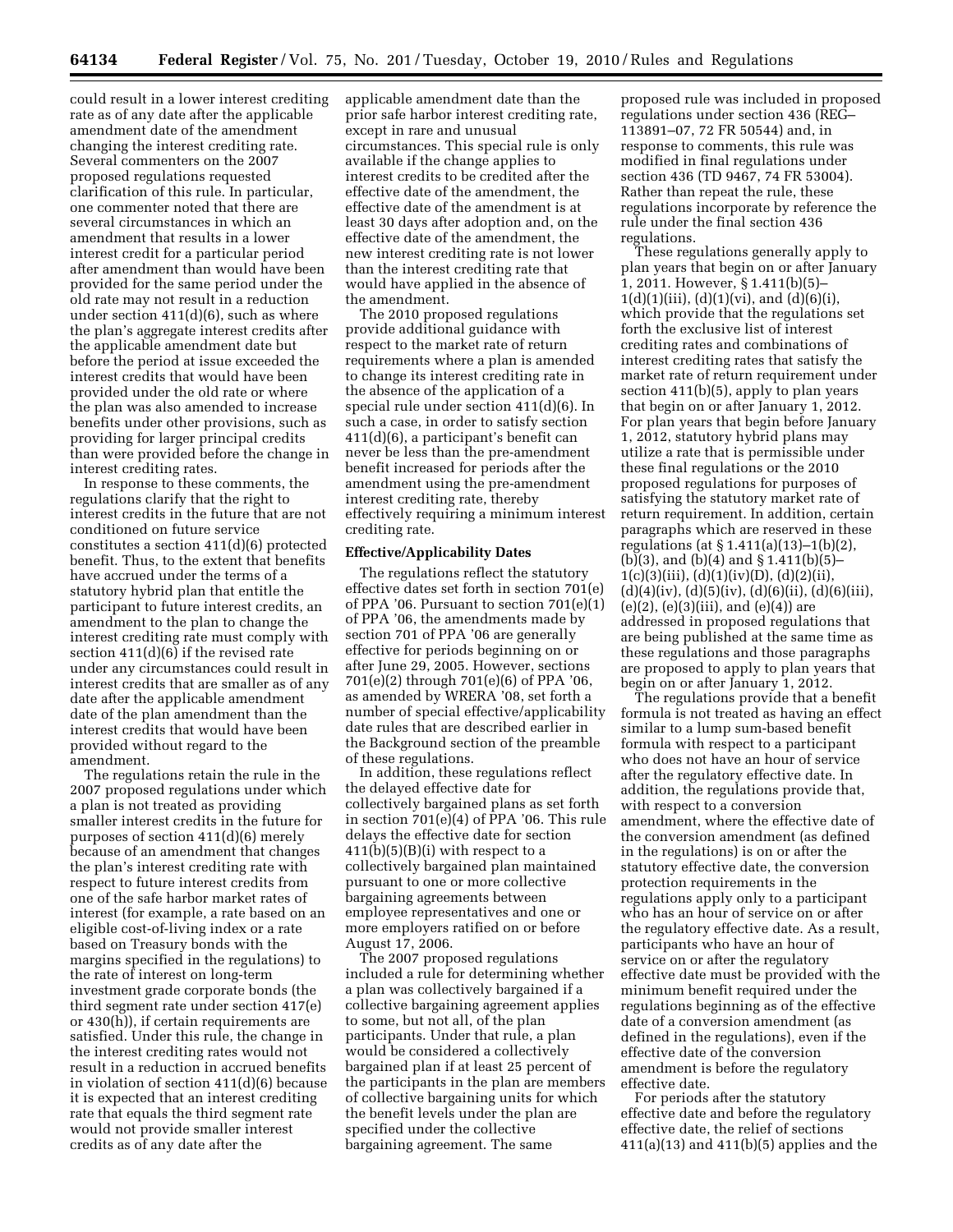could result in a lower interest crediting rate as of any date after the applicable amendment date of the amendment changing the interest crediting rate. Several commenters on the 2007 proposed regulations requested clarification of this rule. In particular, one commenter noted that there are several circumstances in which an amendment that results in a lower interest credit for a particular period after amendment than would have been provided for the same period under the old rate may not result in a reduction under section 411(d)(6), such as where the plan's aggregate interest credits after the applicable amendment date but before the period at issue exceeded the interest credits that would have been provided under the old rate or where the plan was also amended to increase benefits under other provisions, such as providing for larger principal credits than were provided before the change in interest crediting rates.

In response to these comments, the regulations clarify that the right to interest credits in the future that are not conditioned on future service constitutes a section 411(d)(6) protected benefit. Thus, to the extent that benefits have accrued under the terms of a statutory hybrid plan that entitle the participant to future interest credits, an amendment to the plan to change the interest crediting rate must comply with section 411(d)(6) if the revised rate under any circumstances could result in interest credits that are smaller as of any date after the applicable amendment date of the plan amendment than the interest credits that would have been provided without regard to the amendment.

The regulations retain the rule in the 2007 proposed regulations under which a plan is not treated as providing smaller interest credits in the future for purposes of section 411(d)(6) merely because of an amendment that changes the plan's interest crediting rate with respect to future interest credits from one of the safe harbor market rates of interest (for example, a rate based on an eligible cost-of-living index or a rate based on Treasury bonds with the margins specified in the regulations) to the rate of interest on long-term investment grade corporate bonds (the third segment rate under section 417(e) or 430(h)), if certain requirements are satisfied. Under this rule, the change in the interest crediting rates would not result in a reduction in accrued benefits in violation of section 411(d)(6) because it is expected that an interest crediting rate that equals the third segment rate would not provide smaller interest credits as of any date after the applicable amendment date than the prior safe harbor interest crediting rate, except in rare and unusual circumstances. This special rule is only available if the change applies to interest credits to be credited after the effective date of the amendment, the effective date of the amendment is at least 30 days after adoption and, on the effective date of the amendment, the new interest crediting rate is not lower than the interest crediting rate that would have applied in the absence of the amendment.

The 2010 proposed regulations provide additional guidance with respect to the market rate of return requirements where a plan is amended to change its interest crediting rate in the absence of the application of a special rule under section 411(d)(6). In such a case, in order to satisfy section 411(d)(6), a participant's benefit can never be less than the pre-amendment benefit increased for periods after the amendment using the pre-amendment interest crediting rate, thereby effectively requiring a minimum interest crediting rate.

**Effective/Applicability Dates**

The regulations reflect the statutory effective dates set forth in section 701(e) of PPA '06. Pursuant to section 701(e)(1) of PPA '06, the amendments made by section 701 of PPA '06 are generally effective for periods beginning on or after June 29, 2005. However, sections 701(e)(2) through 701(e)(6) of PPA '06, as amended by WRERA '08, set forth a number of special effective/applicability date rules that are described earlier in the Background section of the preamble of these regulations.

In addition, these regulations reflect the delayed effective date for collectively bargained plans as set forth in section 701(e)(4) of PPA '06. This rule delays the effective date for section 411(b)(5)(B)(i) with respect to a collectively bargained plan maintained pursuant to one or more collective bargaining agreements between employee representatives and one or more employers ratified on or before August 17, 2006.

The 2007 proposed regulations included a rule for determining whether a plan was collectively bargained if a collective bargaining agreement applies to some, but not all, of the plan participants. Under that rule, a plan would be considered a collectively bargained plan if at least 25 percent of the participants in the plan are members of collective bargaining units for which the benefit levels under the plan are specified under the collective bargaining agreement. The same proposed rule was included in proposed regulations under section 436 (REG–113891–07, 72 FR 50544) and, in response to comments, this rule was modified in final regulations under section 436 (TD 9467, 74 FR 53004). Rather than repeat the rule, these regulations incorporate by reference the rule under the final section 436 regulations.

These regulations generally apply to plan years that begin on or after January 1, 2011. However, § 1.411(b)(5)–1(d)(1)(iii), (d)(1)(vi), and (d)(6)(i), which provide that the regulations set forth the exclusive list of interest crediting rates and combinations of interest crediting rates that satisfy the market rate of return requirement under section 411(b)(5), apply to plan years that begin on or after January 1, 2012. For plan years that begin before January 1, 2012, statutory hybrid plans may utilize a rate that is permissible under these final regulations or the 2010 proposed regulations for purposes of satisfying the statutory market rate of return requirement. In addition, certain paragraphs which are reserved in these regulations (at § 1.411(a)(13)–1(b)(2), (b)(3), and (b)(4) and § 1.411(b)(5)–1(c)(3)(iii), (d)(1)(iv)(D), (d)(2)(ii), (d)(4)(iv), (d)(5)(iv), (d)(6)(ii), (d)(6)(iii), (e)(2), (e)(3)(iii), and (e)(4)) are addressed in proposed regulations that are being published at the same time as these regulations and those paragraphs are proposed to apply to plan years that begin on or after January 1, 2012.

The regulations provide that a benefit formula is not treated as having an effect similar to a lump sum-based benefit formula with respect to a participant who does not have an hour of service after the regulatory effective date. In addition, the regulations provide that, with respect to a conversion amendment, where the effective date of the conversion amendment (as defined in the regulations) is on or after the statutory effective date, the conversion protection requirements in the regulations apply only to a participant who has an hour of service on or after the regulatory effective date. As a result, participants who have an hour of service on or after the regulatory effective date must be provided with the minimum benefit required under the regulations beginning as of the effective date of a conversion amendment (as defined in the regulations), even if the effective date of the conversion amendment is before the regulatory effective date.

For periods after the statutory effective date and before the regulatory effective date, the relief of sections 411(a)(13) and 411(b)(5) applies and the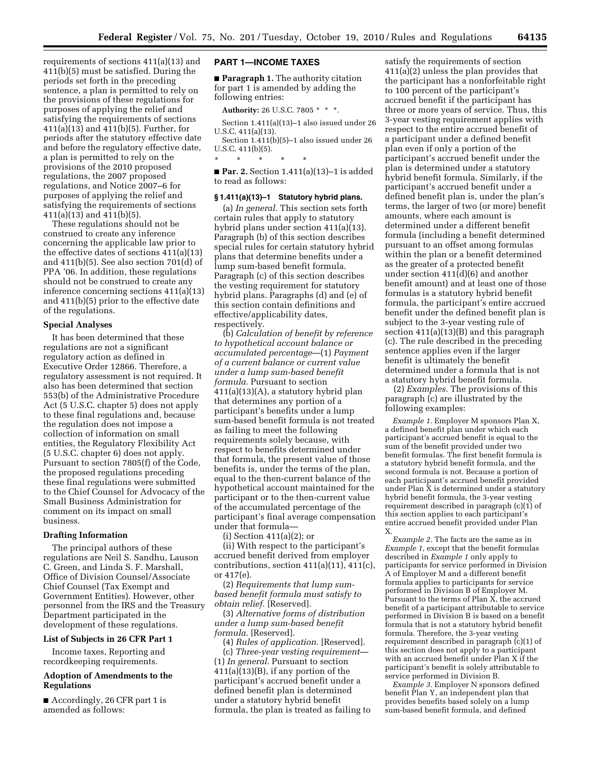requirements of sections 411(a)(13) and 411(b)(5) must be satisfied. During the periods set forth in the preceding sentence, a plan is permitted to rely on the provisions of these regulations for purposes of applying the relief and satisfying the requirements of sections 411(a)(13) and 411(b)(5). Further, for periods after the statutory effective date and before the regulatory effective date, a plan is permitted to rely on the provisions of the 2010 proposed regulations, the 2007 proposed regulations, and Notice 2007–6 for purposes of applying the relief and satisfying the requirements of sections 411(a)(13) and 411(b)(5).

These regulations should not be construed to create any inference concerning the applicable law prior to the effective dates of sections 411(a)(13) and 411(b)(5). See also section 701(d) of PPA '06. In addition, these regulations should not be construed to create any inference concerning sections 411(a)(13) and 411(b)(5) prior to the effective date of the regulations.

### Special Analyses

It has been determined that these regulations are not a significant regulatory action as defined in Executive Order 12866. Therefore, a regulatory assessment is not required. It also has been determined that section 553(b) of the Administrative Procedure Act (5 U.S.C. chapter 5) does not apply to these final regulations and, because the regulation does not impose a collection of information on small entities, the Regulatory Flexibility Act (5 U.S.C. chapter 6) does not apply. Pursuant to section 7805(f) of the Code, the proposed regulations preceding these final regulations were submitted to the Chief Counsel for Advocacy of the Small Business Administration for comment on its impact on small business.

### Drafting Information

The principal authors of these regulations are Neil S. Sandhu, Lauson C. Green, and Linda S. F. Marshall, Office of Division Counsel/Associate Chief Counsel (Tax Exempt and Government Entities). However, other personnel from the IRS and the Treasury Department participated in the development of these regulations.

### List of Subjects in 26 CFR Part 1

Income taxes, Reporting and recordkeeping requirements.

### Adoption of Amendments to the Regulations

■ Accordingly, 26 CFR part 1 is amended as follows:

## PART 1—INCOME TAXES

■ **Paragraph 1.** The authority citation for part 1 is amended by adding the following entries:

**Authority:** 26 U.S.C. 7805 * * *.

Section 1.411(a)(13)–1 also issued under 26 U.S.C. 411(a)(13).

Section 1.411(b)(5)–1 also issued under 26 U.S.C. 411(b)(5).

\* \* \* \* \*

■ **Par. 2.** Section 1.411(a)(13)–1 is added to read as follows:

### § 1.411(a)(13)–1 Statutory hybrid plans.

(a) *In general.* This section sets forth certain rules that apply to statutory hybrid plans under section 411(a)(13). Paragraph (b) of this section describes special rules for certain statutory hybrid plans that determine benefits under a lump sum-based benefit formula. Paragraph (c) of this section describes the vesting requirement for statutory hybrid plans. Paragraphs (d) and (e) of this section contain definitions and effective/applicability dates, respectively.

(b) *Calculation of benefit by reference to hypothetical account balance or accumulated percentage*—(1) *Payment of a current balance or current value under a lump sum-based benefit formula.* Pursuant to section 411(a)(13)(A), a statutory hybrid plan that determines any portion of a participant's benefits under a lump sum-based benefit formula is not treated as failing to meet the following requirements solely because, with respect to benefits determined under that formula, the present value of those benefits is, under the terms of the plan, equal to the then-current balance of the hypothetical account maintained for the participant or to the then-current value of the accumulated percentage of the participant's final average compensation under that formula—

(i) Section 411(a)(2); or

(ii) With respect to the participant's accrued benefit derived from employer contributions, section 411(a)(11), 411(c), or 417(e).

(2) *Requirements that lump sum-based benefit formula must satisfy to obtain relief.* [Reserved].

(3) *Alternative forms of distribution under a lump sum-based benefit formula.* [Reserved].

(4) *Rules of application.* [Reserved].

(c) *Three-year vesting requirement*—(1) *In general.* Pursuant to section 411(a)(13)(B), if any portion of the participant's accrued benefit under a defined benefit plan is determined under a statutory hybrid benefit formula, the plan is treated as failing to satisfy the requirements of section 411(a)(2) unless the plan provides that the participant has a nonforfeitable right to 100 percent of the participant's accrued benefit if the participant has three or more years of service. Thus, this 3-year vesting requirement applies with respect to the entire accrued benefit of a participant under a defined benefit plan even if only a portion of the participant's accrued benefit under the plan is determined under a statutory hybrid benefit formula. Similarly, if the participant's accrued benefit under a defined benefit plan is, under the plan's terms, the larger of two (or more) benefit amounts, where each amount is determined under a different benefit formula (including a benefit determined pursuant to an offset among formulas within the plan or a benefit determined as the greater of a protected benefit under section 411(d)(6) and another benefit amount) and at least one of those formulas is a statutory hybrid benefit formula, the participant's entire accrued benefit under the defined benefit plan is subject to the 3-year vesting rule of section 411(a)(13)(B) and this paragraph (c). The rule described in the preceding sentence applies even if the larger benefit is ultimately the benefit determined under a formula that is not a statutory hybrid benefit formula.

(2) *Examples.* The provisions of this paragraph (c) are illustrated by the following examples:

*Example 1.* Employer M sponsors Plan X, a defined benefit plan under which each participant's accrued benefit is equal to the sum of the benefit provided under two benefit formulas. The first benefit formula is a statutory hybrid benefit formula, and the second formula is not. Because a portion of each participant's accrued benefit provided under Plan X is determined under a statutory hybrid benefit formula, the 3-year vesting requirement described in paragraph (c)(1) of this section applies to each participant's entire accrued benefit provided under Plan X.

*Example 2.* The facts are the same as in *Example 1,* except that the benefit formulas described in *Example 1* only apply to participants for service performed in Division A of Employer M and a different benefit formula applies to participants for service performed in Division B of Employer M. Pursuant to the terms of Plan X, the accrued benefit of a participant attributable to service performed in Division B is based on a benefit formula that is not a statutory hybrid benefit formula. Therefore, the 3-year vesting requirement described in paragraph (c)(1) of this section does not apply to a participant with an accrued benefit under Plan X if the participant's benefit is solely attributable to service performed in Division B.

*Example 3.* Employer N sponsors defined benefit Plan Y, an independent plan that provides benefits based solely on a lump sum-based benefit formula, and defined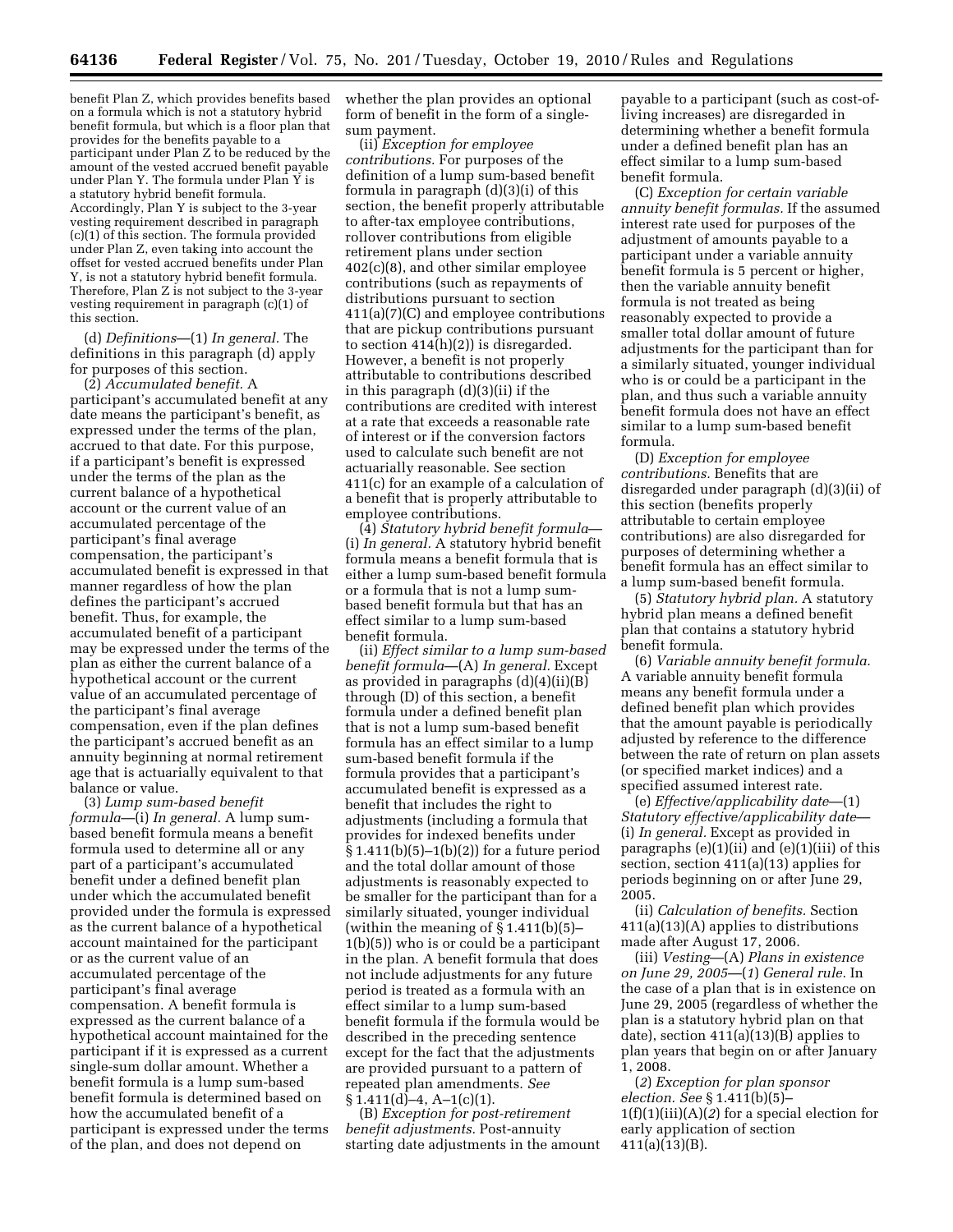benefit Plan Z, which provides benefits based on a formula which is not a statutory hybrid benefit formula, but which is a floor plan that provides for the benefits payable to a participant under Plan Z to be reduced by the amount of the vested accrued benefit payable under Plan Y. The formula under Plan Y is a statutory hybrid benefit formula. Accordingly, Plan Y is subject to the 3-year vesting requirement described in paragraph (c)(1) of this section. The formula provided under Plan Z, even taking into account the offset for vested accrued benefits under Plan Y, is not a statutory hybrid benefit formula. Therefore, Plan Z is not subject to the 3-year vesting requirement in paragraph (c)(1) of this section.

(d) *Definitions*—(1) *In general.* The definitions in this paragraph (d) apply for purposes of this section.

(2) *Accumulated benefit.* A participant's accumulated benefit at any date means the participant's benefit, as expressed under the terms of the plan, accrued to that date. For this purpose, if a participant's benefit is expressed under the terms of the plan as the current balance of a hypothetical account or the current value of an accumulated percentage of the participant's final average compensation, the participant's accumulated benefit is expressed in that manner regardless of how the plan defines the participant's accrued benefit. Thus, for example, the accumulated benefit of a participant may be expressed under the terms of the plan as either the current balance of a hypothetical account or the current value of an accumulated percentage of the participant's final average compensation, even if the plan defines the participant's accrued benefit as an annuity beginning at normal retirement age that is actuarially equivalent to that balance or value.

(3) *Lump sum-based benefit formula*—(i) *In general.* A lump sum-based benefit formula means a benefit formula used to determine all or any part of a participant's accumulated benefit under a defined benefit plan under which the accumulated benefit provided under the formula is expressed as the current balance of a hypothetical account maintained for the participant or as the current value of an accumulated percentage of the participant's final average compensation. A benefit formula is expressed as the current balance of a hypothetical account maintained for the participant if it is expressed as a current single-sum dollar amount. Whether a benefit formula is a lump sum-based benefit formula is determined based on how the accumulated benefit of a participant is expressed under the terms of the plan, and does not depend on whether the plan provides an optional form of benefit in the form of a single-sum payment.

(ii) *Exception for employee contributions.* For purposes of the definition of a lump sum-based benefit formula in paragraph (d)(3)(i) of this section, the benefit properly attributable to after-tax employee contributions, rollover contributions from eligible retirement plans under section 402(c)(8), and other similar employee contributions (such as repayments of distributions pursuant to section 411(a)(7)(C) and employee contributions that are pickup contributions pursuant to section 414(h)(2)) is disregarded. However, a benefit is not properly attributable to contributions described in this paragraph (d)(3)(ii) if the contributions are credited with interest at a rate that exceeds a reasonable rate of interest or if the conversion factors used to calculate such benefit are not actuarially reasonable. See section 411(c) for an example of a calculation of a benefit that is properly attributable to employee contributions.

(4) *Statutory hybrid benefit formula*—(i) *In general.* A statutory hybrid benefit formula means a benefit formula that is either a lump sum-based benefit formula or a formula that is not a lump sum-based benefit formula but that has an effect similar to a lump sum-based benefit formula.

(ii) *Effect similar to a lump sum-based benefit formula*—(A) *In general.* Except as provided in paragraphs (d)(4)(ii)(B) through (D) of this section, a benefit formula under a defined benefit plan that is not a lump sum-based benefit formula has an effect similar to a lump sum-based benefit formula if the formula provides that a participant's accumulated benefit is expressed as a benefit that includes the right to adjustments (including a formula that provides for indexed benefits under § 1.411(b)(5)–1(b)(2)) for a future period and the total dollar amount of those adjustments is reasonably expected to be smaller for the participant than for a similarly situated, younger individual (within the meaning of § 1.411(b)(5)–1(b)(5)) who is or could be a participant in the plan. A benefit formula that does not include adjustments for any future period is treated as a formula with an effect similar to a lump sum-based benefit formula if the formula would be described in the preceding sentence except for the fact that the adjustments are provided pursuant to a pattern of repeated plan amendments. *See* § 1.411(d)–4, A–1(c)(1).

(B) *Exception for post-retirement benefit adjustments.* Post-annuity starting date adjustments in the amount payable to a participant (such as cost-of-living increases) are disregarded in determining whether a benefit formula under a defined benefit plan has an effect similar to a lump sum-based benefit formula.

(C) *Exception for certain variable annuity benefit formulas.* If the assumed interest rate used for purposes of the adjustment of amounts payable to a participant under a variable annuity benefit formula is 5 percent or higher, then the variable annuity benefit formula is not treated as being reasonably expected to provide a smaller total dollar amount of future adjustments for the participant than for a similarly situated, younger individual who is or could be a participant in the plan, and thus such a variable annuity benefit formula does not have an effect similar to a lump sum-based benefit formula.

(D) *Exception for employee contributions.* Benefits that are disregarded under paragraph (d)(3)(ii) of this section (benefits properly attributable to certain employee contributions) are also disregarded for purposes of determining whether a benefit formula has an effect similar to a lump sum-based benefit formula.

(5) *Statutory hybrid plan.* A statutory hybrid plan means a defined benefit plan that contains a statutory hybrid benefit formula.

(6) *Variable annuity benefit formula.* A variable annuity benefit formula means any benefit formula under a defined benefit plan which provides that the amount payable is periodically adjusted by reference to the difference between the rate of return on plan assets (or specified market indices) and a specified assumed interest rate.

(e) *Effective/applicability date*—(1) *Statutory effective/applicability date*—(i) *In general.* Except as provided in paragraphs (e)(1)(ii) and (e)(1)(iii) of this section, section 411(a)(13) applies for periods beginning on or after June 29, 2005.

(ii) *Calculation of benefits.* Section 411(a)(13)(A) applies to distributions made after August 17, 2006.

(iii) *Vesting*—(A) *Plans in existence on June 29, 2005*—(*1*) *General rule.* In the case of a plan that is in existence on June 29, 2005 (regardless of whether the plan is a statutory hybrid plan on that date), section 411(a)(13)(B) applies to plan years that begin on or after January 1, 2008.

(*2*) *Exception for plan sponsor election. See* § 1.411(b)(5)–1(f)(1)(iii)(A)(*2*) for a special election for early application of section 411(a)(13)(B).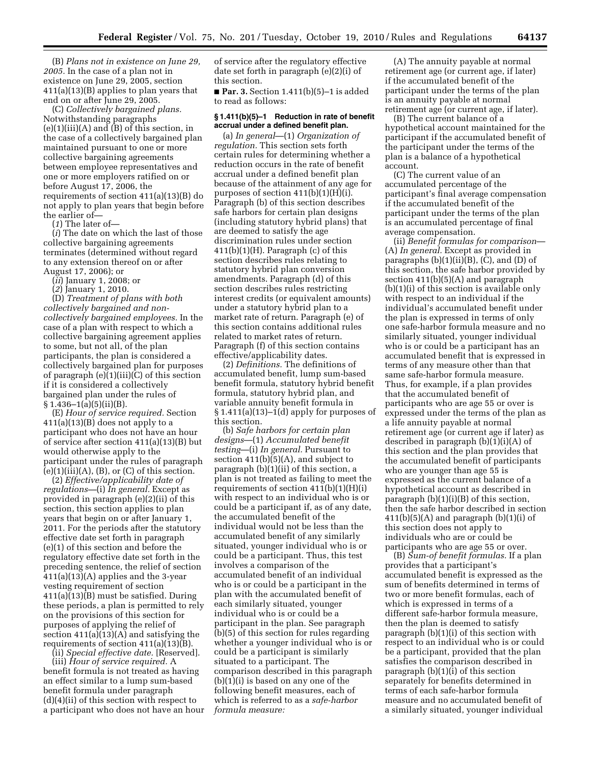(B) *Plans not in existence on June 29, 2005.* In the case of a plan not in existence on June 29, 2005, section 411(a)(13)(B) applies to plan years that end on or after June 29, 2005.

(C) *Collectively bargained plans.* Notwithstanding paragraphs (e)(1)(iii)(A) and (B) of this section, in the case of a collectively bargained plan maintained pursuant to one or more collective bargaining agreements between employee representatives and one or more employers ratified on or before August 17, 2006, the requirements of section 411(a)(13)(B) do not apply to plan years that begin before the earlier of—

(*1*) The later of—

(*i*) The date on which the last of those collective bargaining agreements terminates (determined without regard to any extension thereof on or after August 17, 2006); or

(*ii*) January 1, 2008; or

(*2*) January 1, 2010.

(D) *Treatment of plans with both collectively bargained and non-collectively bargained employees.* In the case of a plan with respect to which a collective bargaining agreement applies to some, but not all, of the plan participants, the plan is considered a collectively bargained plan for purposes of paragraph (e)(1)(iii)(C) of this section if it is considered a collectively bargained plan under the rules of § 1.436–1(a)(5)(ii)(B).

(E) *Hour of service required.* Section 411(a)(13)(B) does not apply to a participant who does not have an hour of service after section 411(a)(13)(B) but would otherwise apply to the participant under the rules of paragraph (e)(1)(iii)(A), (B), or (C) of this section.

(2) *Effective/applicability date of regulations*—(i) *In general.* Except as provided in paragraph (e)(2)(ii) of this section, this section applies to plan years that begin on or after January 1, 2011. For the periods after the statutory effective date set forth in paragraph (e)(1) of this section and before the regulatory effective date set forth in the preceding sentence, the relief of section 411(a)(13)(A) applies and the 3-year vesting requirement of section 411(a)(13)(B) must be satisfied. During these periods, a plan is permitted to rely on the provisions of this section for purposes of applying the relief of section 411(a)(13)(A) and satisfying the requirements of section 411(a)(13)(B).

(ii) *Special effective date.* [Reserved].

(iii) *Hour of service required.* A benefit formula is not treated as having an effect similar to a lump sum-based benefit formula under paragraph (d)(4)(ii) of this section with respect to a participant who does not have an hour of service after the regulatory effective date set forth in paragraph (e)(2)(i) of this section.

■ **Par. 3.** Section 1.411(b)(5)–1 is added to read as follows:

**§ 1.411(b)(5)–1 Reduction in rate of benefit accrual under a defined benefit plan.**

(a) *In general*—(1) *Organization of regulation.* This section sets forth certain rules for determining whether a reduction occurs in the rate of benefit accrual under a defined benefit plan because of the attainment of any age for purposes of section 411(b)(1)(H)(i). Paragraph (b) of this section describes safe harbors for certain plan designs (including statutory hybrid plans) that are deemed to satisfy the age discrimination rules under section 411(b)(1)(H). Paragraph (c) of this section describes rules relating to statutory hybrid plan conversion amendments. Paragraph (d) of this section describes rules restricting interest credits (or equivalent amounts) under a statutory hybrid plan to a market rate of return. Paragraph (e) of this section contains additional rules related to market rates of return. Paragraph (f) of this section contains effective/applicability dates.

(2) *Definitions.* The definitions of accumulated benefit, lump sum-based benefit formula, statutory hybrid benefit formula, statutory hybrid plan, and variable annuity benefit formula in § 1.411(a)(13)–1(d) apply for purposes of this section.

(b) *Safe harbors for certain plan designs*—(1) *Accumulated benefit testing*—(i) *In general.* Pursuant to section 411(b)(5)(A), and subject to paragraph (b)(1)(ii) of this section, a plan is not treated as failing to meet the requirements of section 411(b)(1)(H)(i) with respect to an individual who is or could be a participant if, as of any date, the accumulated benefit of the individual would not be less than the accumulated benefit of any similarly situated, younger individual who is or could be a participant. Thus, this test involves a comparison of the accumulated benefit of an individual who is or could be a participant in the plan with the accumulated benefit of each similarly situated, younger individual who is or could be a participant in the plan. See paragraph (b)(5) of this section for rules regarding whether a younger individual who is or could be a participant is similarly situated to a participant. The comparison described in this paragraph (b)(1)(i) is based on any one of the following benefit measures, each of which is referred to as a *safe-harbor formula measure:*

(A) The annuity payable at normal retirement age (or current age, if later) if the accumulated benefit of the participant under the terms of the plan is an annuity payable at normal retirement age (or current age, if later).

(B) The current balance of a hypothetical account maintained for the participant if the accumulated benefit of the participant under the terms of the plan is a balance of a hypothetical account.

(C) The current value of an accumulated percentage of the participant's final average compensation if the accumulated benefit of the participant under the terms of the plan is an accumulated percentage of final average compensation.

(ii) *Benefit formulas for comparison*—(A) *In general.* Except as provided in paragraphs (b)(1)(ii)(B), (C), and (D) of this section, the safe harbor provided by section 411(b)(5)(A) and paragraph (b)(1)(i) of this section is available only with respect to an individual if the individual's accumulated benefit under the plan is expressed in terms of only one safe-harbor formula measure and no similarly situated, younger individual who is or could be a participant has an accumulated benefit that is expressed in terms of any measure other than that same safe-harbor formula measure. Thus, for example, if a plan provides that the accumulated benefit of participants who are age 55 or over is expressed under the terms of the plan as a life annuity payable at normal retirement age (or current age if later) as described in paragraph (b)(1)(i)(A) of this section and the plan provides that the accumulated benefit of participants who are younger than age 55 is expressed as the current balance of a hypothetical account as described in paragraph (b)(1)(i)(B) of this section, then the safe harbor described in section 411(b)(5)(A) and paragraph (b)(1)(i) of this section does not apply to individuals who are or could be participants who are age 55 or over.

(B) *Sum-of benefit formulas.* If a plan provides that a participant's accumulated benefit is expressed as the sum of benefits determined in terms of two or more benefit formulas, each of which is expressed in terms of a different safe-harbor formula measure, then the plan is deemed to satisfy paragraph (b)(1)(i) of this section with respect to an individual who is or could be a participant, provided that the plan satisfies the comparison described in paragraph (b)(1)(i) of this section separately for benefits determined in terms of each safe-harbor formula measure and no accumulated benefit of a similarly situated, younger individual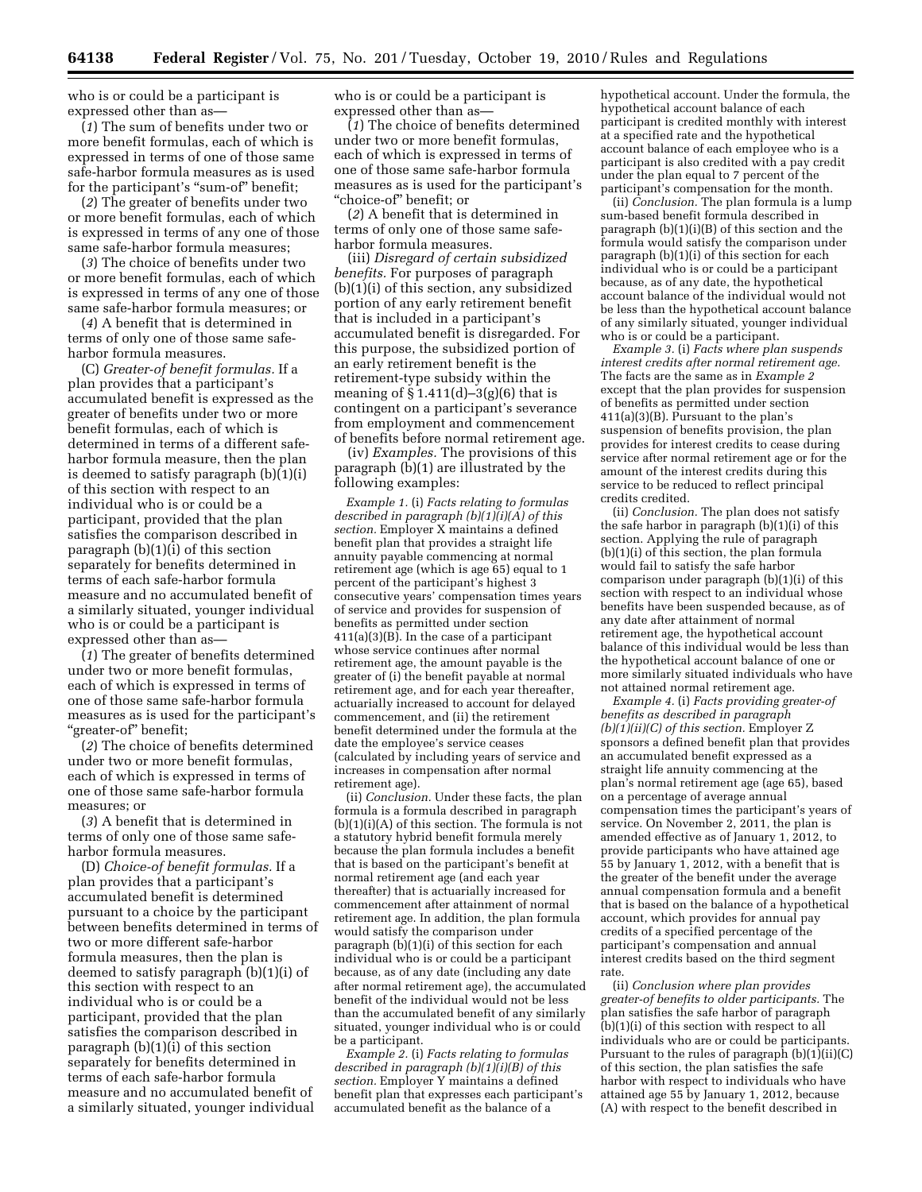who is or could be a participant is expressed other than as—

(*1*) The sum of benefits under two or more benefit formulas, each of which is expressed in terms of one of those same safe-harbor formula measures as is used for the participant's "sum-of" benefit;

(*2*) The greater of benefits under two or more benefit formulas, each of which is expressed in terms of any one of those same safe-harbor formula measures;

(*3*) The choice of benefits under two or more benefit formulas, each of which is expressed in terms of any one of those same safe-harbor formula measures; or

(*4*) A benefit that is determined in terms of only one of those same safe-harbor formula measures.

(C) *Greater-of benefit formulas.* If a plan provides that a participant's accumulated benefit is expressed as the greater of benefits under two or more benefit formulas, each of which is determined in terms of a different safe-harbor formula measure, then the plan is deemed to satisfy paragraph (b)(1)(i) of this section with respect to an individual who is or could be a participant, provided that the plan satisfies the comparison described in paragraph (b)(1)(i) of this section separately for benefits determined in terms of each safe-harbor formula measure and no accumulated benefit of a similarly situated, younger individual who is or could be a participant is expressed other than as—

(*1*) The greater of benefits determined under two or more benefit formulas, each of which is expressed in terms of one of those same safe-harbor formula measures as is used for the participant's "greater-of" benefit;

(*2*) The choice of benefits determined under two or more benefit formulas, each of which is expressed in terms of one of those same safe-harbor formula measures; or

(*3*) A benefit that is determined in terms of only one of those same safe-harbor formula measures.

(D) *Choice-of benefit formulas.* If a plan provides that a participant's accumulated benefit is determined pursuant to a choice by the participant between benefits determined in terms of two or more different safe-harbor formula measures, then the plan is deemed to satisfy paragraph (b)(1)(i) of this section with respect to an individual who is or could be a participant, provided that the plan satisfies the comparison described in paragraph (b)(1)(i) of this section separately for benefits determined in terms of each safe-harbor formula measure and no accumulated benefit of a similarly situated, younger individual who is or could be a participant is expressed other than as—

(*1*) The choice of benefits determined under two or more benefit formulas, each of which is expressed in terms of one of those same safe-harbor formula measures as is used for the participant's "choice-of" benefit; or

(*2*) A benefit that is determined in terms of only one of those same safe-harbor formula measures.

(iii) *Disregard of certain subsidized benefits.* For purposes of paragraph (b)(1)(i) of this section, any subsidized portion of any early retirement benefit that is included in a participant's accumulated benefit is disregarded. For this purpose, the subsidized portion of an early retirement benefit is the retirement-type subsidy within the meaning of § 1.411(d)–3(g)(6) that is contingent on a participant's severance from employment and commencement of benefits before normal retirement age.

(iv) *Examples.* The provisions of this paragraph (b)(1) are illustrated by the following examples:

*Example 1.* (i) *Facts relating to formulas described in paragraph (b)(1)(i)(A) of this section.* Employer X maintains a defined benefit plan that provides a straight life annuity payable commencing at normal retirement age (which is age 65) equal to 1 percent of the participant's highest 3 consecutive years' compensation times years of service and provides for suspension of benefits as permitted under section 411(a)(3)(B). In the case of a participant whose service continues after normal retirement age, the amount payable is the greater of (i) the benefit payable at normal retirement age, and for each year thereafter, actuarially increased to account for delayed commencement, and (ii) the retirement benefit determined under the formula at the date the employee's service ceases (calculated by including years of service and increases in compensation after normal retirement age).

(ii) *Conclusion.* Under these facts, the plan formula is a formula described in paragraph (b)(1)(i)(A) of this section. The formula is not a statutory hybrid benefit formula merely because the plan formula includes a benefit that is based on the participant's benefit at normal retirement age (and each year thereafter) that is actuarially increased for commencement after attainment of normal retirement age. In addition, the plan formula would satisfy the comparison under paragraph (b)(1)(i) of this section for each individual who is or could be a participant because, as of any date (including any date after normal retirement age), the accumulated benefit of the individual would not be less than the accumulated benefit of any similarly situated, younger individual who is or could be a participant.

*Example 2.* (i) *Facts relating to formulas described in paragraph (b)(1)(i)(B) of this section.* Employer Y maintains a defined benefit plan that expresses each participant's accumulated benefit as the balance of a hypothetical account. Under the formula, the hypothetical account balance of each participant is credited monthly with interest at a specified rate and the hypothetical account balance of each employee who is a participant is also credited with a pay credit under the plan equal to 7 percent of the participant's compensation for the month.

(ii) *Conclusion.* The plan formula is a lump sum-based benefit formula described in paragraph (b)(1)(i)(B) of this section and the formula would satisfy the comparison under paragraph (b)(1)(i) of this section for each individual who is or could be a participant because, as of any date, the hypothetical account balance of the individual would not be less than the hypothetical account balance of any similarly situated, younger individual who is or could be a participant.

*Example 3.* (i) *Facts where plan suspends interest credits after normal retirement age.* The facts are the same as in *Example 2* except that the plan provides for suspension of benefits as permitted under section 411(a)(3)(B). Pursuant to the plan's suspension of benefits provision, the plan provides for interest credits to cease during service after normal retirement age or for the amount of the interest credits during this service to be reduced to reflect principal credits credited.

(ii) *Conclusion.* The plan does not satisfy the safe harbor in paragraph (b)(1)(i) of this section. Applying the rule of paragraph (b)(1)(i) of this section, the plan formula would fail to satisfy the safe harbor comparison under paragraph (b)(1)(i) of this section with respect to an individual whose benefits have been suspended because, as of any date after attainment of normal retirement age, the hypothetical account balance of this individual would be less than the hypothetical account balance of one or more similarly situated individuals who have not attained normal retirement age.

*Example 4.* (i) *Facts providing greater-of benefits as described in paragraph (b)(1)(ii)(C) of this section.* Employer Z sponsors a defined benefit plan that provides an accumulated benefit expressed as a straight life annuity commencing at the plan's normal retirement age (age 65), based on a percentage of average annual compensation times the participant's years of service. On November 2, 2011, the plan is amended effective as of January 1, 2012, to provide participants who have attained age 55 by January 1, 2012, with a benefit that is the greater of the benefit under the average annual compensation formula and a benefit that is based on the balance of a hypothetical account, which provides for annual pay credits of a specified percentage of the participant's compensation and annual interest credits based on the third segment rate.

(ii) *Conclusion where plan provides greater-of benefits to older participants.* The plan satisfies the safe harbor of paragraph (b)(1)(i) of this section with respect to all individuals who are or could be participants. Pursuant to the rules of paragraph (b)(1)(ii)(C) of this section, the plan satisfies the safe harbor with respect to individuals who have attained age 55 by January 1, 2012, because (A) with respect to the benefit described in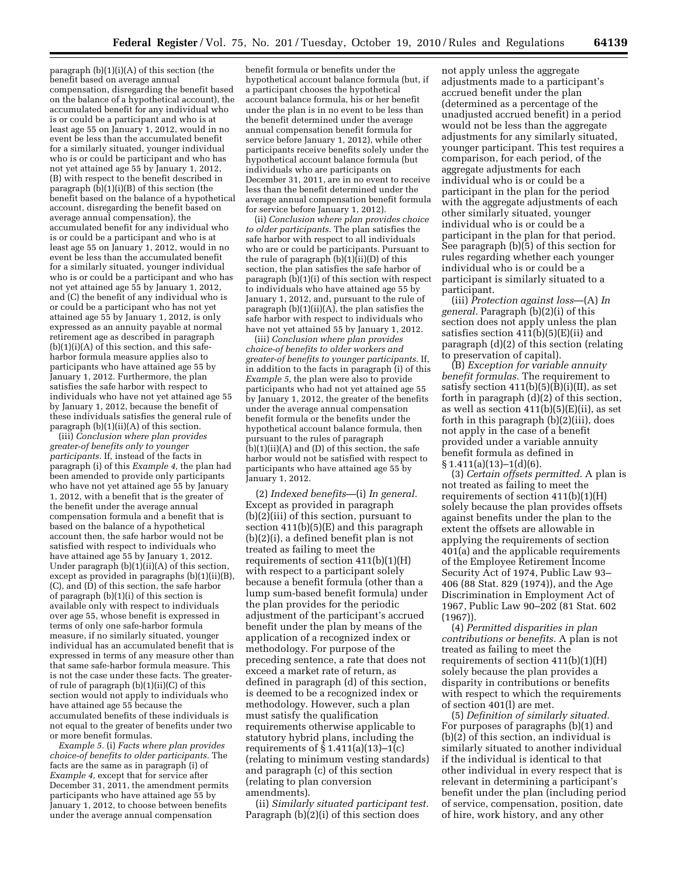paragraph (b)(1)(i)(A) of this section (the benefit based on average annual compensation, disregarding the benefit based on the balance of a hypothetical account), the accumulated benefit for any individual who is or could be a participant and who is at least age 55 on January 1, 2012, would in no event be less than the accumulated benefit for a similarly situated, younger individual who is or could be participant and who has not yet attained age 55 by January 1, 2012, (B) with respect to the benefit described in paragraph (b)(1)(i)(B) of this section (the benefit based on the balance of a hypothetical account, disregarding the benefit based on average annual compensation), the accumulated benefit for any individual who is or could be a participant and who is at least age 55 on January 1, 2012, would in no event be less than the accumulated benefit for a similarly situated, younger individual who is or could be a participant and who has not yet attained age 55 by January 1, 2012, and (C) the benefit of any individual who is or could be a participant who has not yet attained age 55 by January 1, 2012, is only expressed as an annuity payable at normal retirement age as described in paragraph (b)(1)(i)(A) of this section, and this safe-harbor formula measure applies also to participants who have attained age 55 by January 1, 2012. Furthermore, the plan satisfies the safe harbor with respect to individuals who have not yet attained age 55 by January 1, 2012, because the benefit of these individuals satisfies the general rule of paragraph (b)(1)(ii)(A) of this section.

(iii) *Conclusion where plan provides greater-of benefits only to younger participants.* If, instead of the facts in paragraph (i) of this *Example 4,* the plan had been amended to provide only participants who have not yet attained age 55 by January 1, 2012, with a benefit that is the greater of the benefit under the average annual compensation formula and a benefit that is based on the balance of a hypothetical account then, the safe harbor would not be satisfied with respect to individuals who have attained age 55 by January 1, 2012. Under paragraph (b)(1)(ii)(A) of this section, except as provided in paragraphs (b)(1)(ii)(B), (C), and (D) of this section, the safe harbor of paragraph (b)(1)(i) of this section is available only with respect to individuals over age 55, whose benefit is expressed in terms of only one safe-harbor formula measure, if no similarly situated, younger individual has an accumulated benefit that is expressed in terms of any measure other than that same safe-harbor formula measure. This is not the case under these facts. The greater-of rule of paragraph (b)(1)(ii)(C) of this section would not apply to individuals who have attained age 55 because the accumulated benefits of these individuals is not equal to the greater of benefits under two or more benefit formulas.

*Example 5.* (i) *Facts where plan provides choice-of-benefits to older participants.* The facts are the same as in paragraph (i) of *Example 4,* except that for service after December 31, 2011, the amendment permits participants who have attained age 55 by January 1, 2012, to choose between benefits under the average annual compensation benefit formula or benefits under the hypothetical account balance formula (but, if a participant chooses the hypothetical account balance formula, his or her benefit under the plan is in no event to be less than the benefit determined under the average annual compensation benefit formula for service before January 1, 2012), while other participants receive benefits solely under the hypothetical account balance formula (but individuals who are participants on December 31, 2011, are in no event to receive less than the benefit determined under the average annual compensation benefit formula for service before January 1, 2012).

(ii) *Conclusion where plan provides choice to older participants.* The plan satisfies the safe harbor with respect to all individuals who are or could be participants. Pursuant to the rule of paragraph (b)(1)(ii)(D) of this section, the plan satisfies the safe harbor of paragraph (b)(1)(i) of this section with respect to individuals who have attained age 55 by January 1, 2012, and, pursuant to the rule of paragraph (b)(1)(ii)(A), the plan satisfies the safe harbor with respect to individuals who have not yet attained 55 by January 1, 2012.

(iii) *Conclusion where plan provides choice-of-benefits to older workers and greater-of benefits to younger participants.* If, in addition to the facts in paragraph (i) of this *Example 5,* the plan were also to provide participants who had not yet attained age 55 by January 1, 2012, the greater of the benefits under the average annual compensation benefit formula or the benefits under the hypothetical account balance formula, then pursuant to the rules of paragraph (b)(1)(ii)(A) and (D) of this section, the safe harbor would not be satisfied with respect to participants who have attained age 55 by January 1, 2012.

(2) *Indexed benefits*—(i) *In general.* Except as provided in paragraph (b)(2)(iii) of this section, pursuant to section 411(b)(5)(E) and this paragraph (b)(2)(i), a defined benefit plan is not treated as failing to meet the requirements of section 411(b)(1)(H) with respect to a participant solely because a benefit formula (other than a lump sum-based benefit formula) under the plan provides for the periodic adjustment of the participant's accrued benefit under the plan by means of the application of a recognized index or methodology. For purpose of the preceding sentence, a rate that does not exceed a market rate of return, as defined in paragraph (d) of this section, is deemed to be a recognized index or methodology. However, such a plan must satisfy the qualification requirements otherwise applicable to statutory hybrid plans, including the requirements of § 1.411(a)(13)–1(c) (relating to minimum vesting standards) and paragraph (c) of this section (relating to plan conversion amendments).

(ii) *Similarly situated participant test.* Paragraph (b)(2)(i) of this section does not apply unless the aggregate adjustments made to a participant's accrued benefit under the plan (determined as a percentage of the unadjusted accrued benefit) in a period would not be less than the aggregate adjustments for any similarly situated, younger participant. This test requires a comparison, for each period, of the aggregate adjustments for each individual who is or could be a participant in the plan for the period with the aggregate adjustments of each other similarly situated, younger individual who is or could be a participant in the plan for that period. See paragraph (b)(5) of this section for rules regarding whether each younger individual who is or could be a participant is similarly situated to a participant.

(iii) *Protection against loss*—(A) *In general.* Paragraph (b)(2)(i) of this section does not apply unless the plan satisfies section 411(b)(5)(E)(ii) and paragraph (d)(2) of this section (relating to preservation of capital).

(B) *Exception for variable annuity benefit formulas.* The requirement to satisfy section 411(b)(5)(B)(i)(II), as set forth in paragraph (d)(2) of this section, as well as section 411(b)(5)(E)(ii), as set forth in this paragraph (b)(2)(iii), does not apply in the case of a benefit provided under a variable annuity benefit formula as defined in § 1.411(a)(13)–1(d)(6).

(3) *Certain offsets permitted.* A plan is not treated as failing to meet the requirements of section 411(b)(1)(H) solely because the plan provides offsets against benefits under the plan to the extent the offsets are allowable in applying the requirements of section 401(a) and the applicable requirements of the Employee Retirement Income Security Act of 1974, Public Law 93–406 (88 Stat. 829 (1974)), and the Age Discrimination in Employment Act of 1967, Public Law 90–202 (81 Stat. 602 (1967)).

(4) *Permitted disparities in plan contributions or benefits.* A plan is not treated as failing to meet the requirements of section 411(b)(1)(H) solely because the plan provides a disparity in contributions or benefits with respect to which the requirements of section 401(l) are met.

(5) *Definition of similarly situated.* For purposes of paragraphs (b)(1) and (b)(2) of this section, an individual is similarly situated to another individual if the individual is identical to that other individual in every respect that is relevant in determining a participant's benefit under the plan (including period of service, compensation, position, date of hire, work history, and any other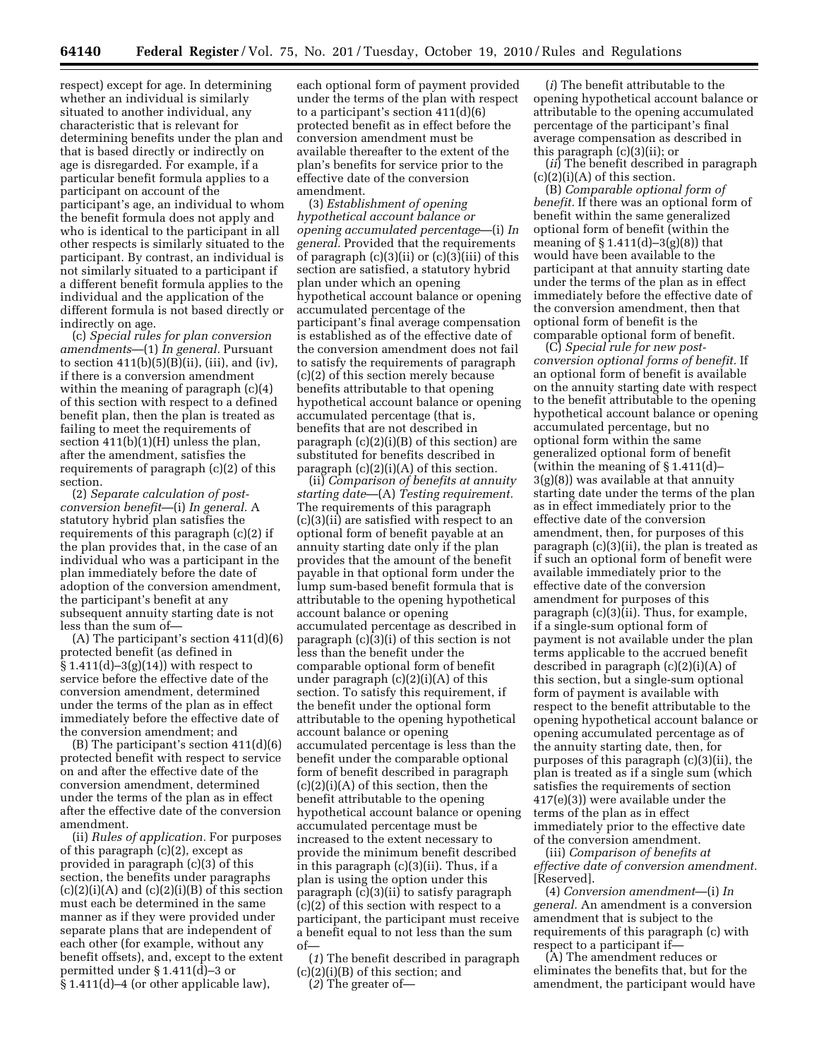respect) except for age. In determining whether an individual is similarly situated to another individual, any characteristic that is relevant for determining benefits under the plan and that is based directly or indirectly on age is disregarded. For example, if a particular benefit formula applies to a participant on account of the participant's age, an individual to whom the benefit formula does not apply and who is identical to the participant in all other respects is similarly situated to the participant. By contrast, an individual is not similarly situated to a participant if a different benefit formula applies to the individual and the application of the different formula is not based directly or indirectly on age.

(c) *Special rules for plan conversion amendments*—(1) *In general.* Pursuant to section 411(b)(5)(B)(ii), (iii), and (iv), if there is a conversion amendment within the meaning of paragraph (c)(4) of this section with respect to a defined benefit plan, then the plan is treated as failing to meet the requirements of section 411(b)(1)(H) unless the plan, after the amendment, satisfies the requirements of paragraph (c)(2) of this section.

(2) *Separate calculation of post-conversion benefit*—(i) *In general.* A statutory hybrid plan satisfies the requirements of this paragraph (c)(2) if the plan provides that, in the case of an individual who was a participant in the plan immediately before the date of adoption of the conversion amendment, the participant's benefit at any subsequent annuity starting date is not less than the sum of—

(A) The participant's section 411(d)(6) protected benefit (as defined in § 1.411(d)–3(g)(14)) with respect to service before the effective date of the conversion amendment, determined under the terms of the plan as in effect immediately before the effective date of the conversion amendment; and

(B) The participant's section 411(d)(6) protected benefit with respect to service on and after the effective date of the conversion amendment, determined under the terms of the plan as in effect after the effective date of the conversion amendment.

(ii) *Rules of application.* For purposes of this paragraph (c)(2), except as provided in paragraph (c)(3) of this section, the benefits under paragraphs (c)(2)(i)(A) and (c)(2)(i)(B) of this section must each be determined in the same manner as if they were provided under separate plans that are independent of each other (for example, without any benefit offsets), and, except to the extent permitted under § 1.411(d)–3 or § 1.411(d)–4 (or other applicable law), each optional form of payment provided under the terms of the plan with respect to a participant's section 411(d)(6) protected benefit as in effect before the conversion amendment must be available thereafter to the extent of the plan's benefits for service prior to the effective date of the conversion amendment.

(3) *Establishment of opening hypothetical account balance or opening accumulated percentage*—(i) *In general.* Provided that the requirements of paragraph (c)(3)(ii) or (c)(3)(iii) of this section are satisfied, a statutory hybrid plan under which an opening hypothetical account balance or opening accumulated percentage of the participant's final average compensation is established as of the effective date of the conversion amendment does not fail to satisfy the requirements of paragraph (c)(2) of this section merely because benefits attributable to that opening hypothetical account balance or opening accumulated percentage (that is, benefits that are not described in paragraph (c)(2)(i)(B) of this section) are substituted for benefits described in paragraph (c)(2)(i)(A) of this section.

(ii) *Comparison of benefits at annuity starting date*—(A) *Testing requirement.* The requirements of this paragraph (c)(3)(ii) are satisfied with respect to an optional form of benefit payable at an annuity starting date only if the plan provides that the amount of the benefit payable in that optional form under the lump sum-based benefit formula that is attributable to the opening hypothetical account balance or opening accumulated percentage as described in paragraph (c)(3)(i) of this section is not less than the benefit under the comparable optional form of benefit under paragraph (c)(2)(i)(A) of this section. To satisfy this requirement, if the benefit under the optional form attributable to the opening hypothetical account balance or opening accumulated percentage is less than the benefit under the comparable optional form of benefit described in paragraph (c)(2)(i)(A) of this section, then the benefit attributable to the opening hypothetical account balance or opening accumulated percentage must be increased to the extent necessary to provide the minimum benefit described in this paragraph (c)(3)(ii). Thus, if a plan is using the option under this paragraph (c)(3)(ii) to satisfy paragraph (c)(2) of this section with respect to a participant, the participant must receive a benefit equal to not less than the sum of—

(*1*) The benefit described in paragraph (c)(2)(i)(B) of this section; and

(*2*) The greater of—

(*i*) The benefit attributable to the opening hypothetical account balance or attributable to the opening accumulated percentage of the participant's final average compensation as described in this paragraph (c)(3)(ii); or

(*ii*) The benefit described in paragraph (c)(2)(i)(A) of this section.

(B) *Comparable optional form of benefit.* If there was an optional form of benefit within the same generalized optional form of benefit (within the meaning of § 1.411(d)–3(g)(8)) that would have been available to the participant at that annuity starting date under the terms of the plan as in effect immediately before the effective date of the conversion amendment, then that optional form of benefit is the comparable optional form of benefit.

(C) *Special rule for new post-conversion optional forms of benefit.* If an optional form of benefit is available on the annuity starting date with respect to the benefit attributable to the opening hypothetical account balance or opening accumulated percentage, but no optional form within the same generalized optional form of benefit (within the meaning of § 1.411(d)–3(g)(8)) was available at that annuity starting date under the terms of the plan as in effect immediately prior to the effective date of the conversion amendment, then, for purposes of this paragraph (c)(3)(ii), the plan is treated as if such an optional form of benefit were available immediately prior to the effective date of the conversion amendment for purposes of this paragraph (c)(3)(ii). Thus, for example, if a single-sum optional form of payment is not available under the plan terms applicable to the accrued benefit described in paragraph (c)(2)(i)(A) of this section, but a single-sum optional form of payment is available with respect to the benefit attributable to the opening hypothetical account balance or opening accumulated percentage as of the annuity starting date, then, for purposes of this paragraph (c)(3)(ii), the plan is treated as if a single sum (which satisfies the requirements of section 417(e)(3)) were available under the terms of the plan as in effect immediately prior to the effective date of the conversion amendment.

(iii) *Comparison of benefits at effective date of conversion amendment.* [Reserved].

(4) *Conversion amendment*—(i) *In general.* An amendment is a conversion amendment that is subject to the requirements of this paragraph (c) with respect to a participant if—

(A) The amendment reduces or eliminates the benefits that, but for the amendment, the participant would have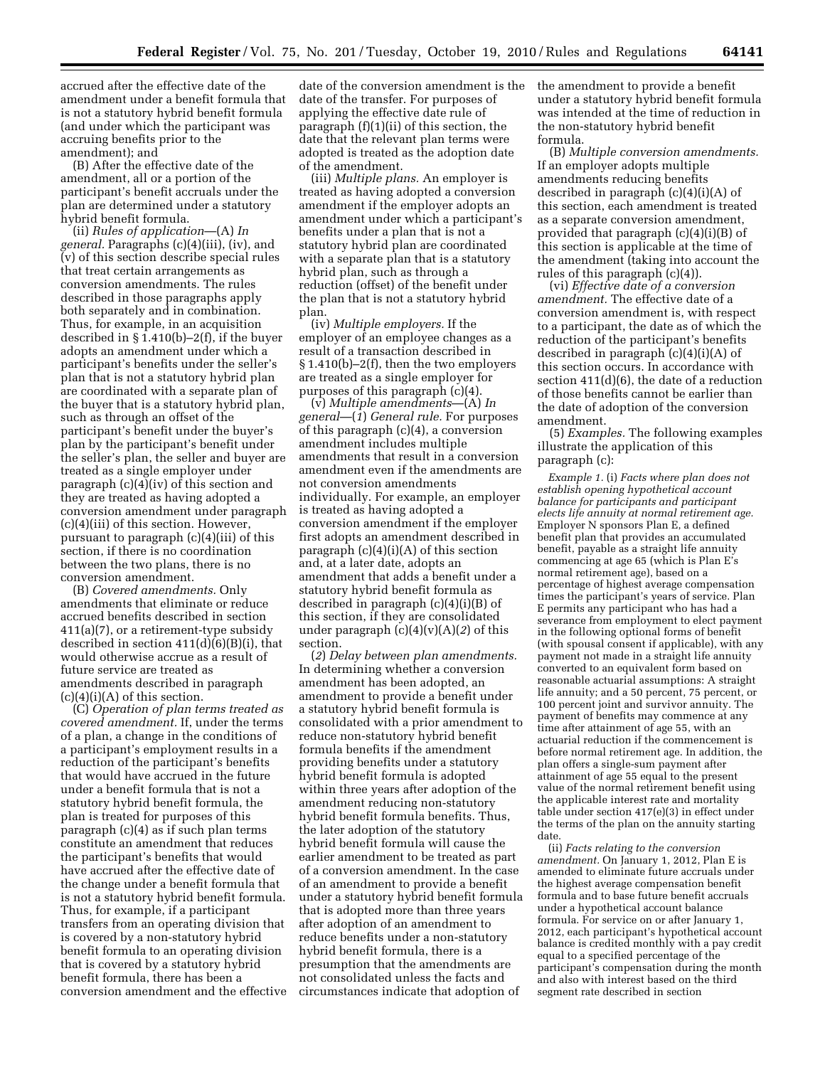accrued after the effective date of the amendment under a benefit formula that is not a statutory hybrid benefit formula (and under which the participant was accruing benefits prior to the amendment); and

(B) After the effective date of the amendment, all or a portion of the participant's benefit accruals under the plan are determined under a statutory hybrid benefit formula.

(ii) *Rules of application*—(A) *In general.* Paragraphs (c)(4)(iii), (iv), and (v) of this section describe special rules that treat certain arrangements as conversion amendments. The rules described in those paragraphs apply both separately and in combination. Thus, for example, in an acquisition described in § 1.410(b)–2(f), if the buyer adopts an amendment under which a participant's benefits under the seller's plan that is not a statutory hybrid plan are coordinated with a separate plan of the buyer that is a statutory hybrid plan, such as through an offset of the participant's benefit under the buyer's plan by the participant's benefit under the seller's plan, the seller and buyer are treated as a single employer under paragraph (c)(4)(iv) of this section and they are treated as having adopted a conversion amendment under paragraph (c)(4)(iii) of this section. However, pursuant to paragraph (c)(4)(iii) of this section, if there is no coordination between the two plans, there is no conversion amendment.

(B) *Covered amendments.* Only amendments that eliminate or reduce accrued benefits described in section 411(a)(7), or a retirement-type subsidy described in section 411(d)(6)(B)(i), that would otherwise accrue as a result of future service are treated as amendments described in paragraph (c)(4)(i)(A) of this section.

(C) *Operation of plan terms treated as covered amendment.* If, under the terms of a plan, a change in the conditions of a participant's employment results in a reduction of the participant's benefits that would have accrued in the future under a benefit formula that is not a statutory hybrid benefit formula, the plan is treated for purposes of this paragraph (c)(4) as if such plan terms constitute an amendment that reduces the participant's benefits that would have accrued after the effective date of the change under a benefit formula that is not a statutory hybrid benefit formula. Thus, for example, if a participant transfers from an operating division that is covered by a non-statutory hybrid benefit formula to an operating division that is covered by a statutory hybrid benefit formula, there has been a conversion amendment and the effective date of the conversion amendment is the date of the transfer. For purposes of applying the effective date rule of paragraph (f)(1)(ii) of this section, the date that the relevant plan terms were adopted is treated as the adoption date of the amendment.

(iii) *Multiple plans.* An employer is treated as having adopted a conversion amendment if the employer adopts an amendment under which a participant's benefits under a plan that is not a statutory hybrid plan are coordinated with a separate plan that is a statutory hybrid plan, such as through a reduction (offset) of the benefit under the plan that is not a statutory hybrid plan.

(iv) *Multiple employers.* If the employer of an employee changes as a result of a transaction described in § 1.410(b)–2(f), then the two employers are treated as a single employer for purposes of this paragraph (c)(4).

(v) *Multiple amendments*—(A) *In general*—(*1*) *General rule.* For purposes of this paragraph (c)(4), a conversion amendment includes multiple amendments that result in a conversion amendment even if the amendments are not conversion amendments individually. For example, an employer is treated as having adopted a conversion amendment if the employer first adopts an amendment described in paragraph (c)(4)(i)(A) of this section and, at a later date, adopts an amendment that adds a benefit under a statutory hybrid benefit formula as described in paragraph (c)(4)(i)(B) of this section, if they are consolidated under paragraph (c)(4)(v)(A)(*2*) of this section.

(*2*) *Delay between plan amendments.* In determining whether a conversion amendment has been adopted, an amendment to provide a benefit under a statutory hybrid benefit formula is consolidated with a prior amendment to reduce non-statutory hybrid benefit formula benefits if the amendment providing benefits under a statutory hybrid benefit formula is adopted within three years after adoption of the amendment reducing non-statutory hybrid benefit formula benefits. Thus, the later adoption of the statutory hybrid benefit formula will cause the earlier amendment to be treated as part of a conversion amendment. In the case of an amendment to provide a benefit under a statutory hybrid benefit formula that is adopted more than three years after adoption of an amendment to reduce benefits under a non-statutory hybrid benefit formula, there is a presumption that the amendments are not consolidated unless the facts and circumstances indicate that adoption of the amendment to provide a benefit under a statutory hybrid benefit formula was intended at the time of reduction in the non-statutory hybrid benefit formula.

(B) *Multiple conversion amendments.* If an employer adopts multiple amendments reducing benefits described in paragraph (c)(4)(i)(A) of this section, each amendment is treated as a separate conversion amendment, provided that paragraph (c)(4)(i)(B) of this section is applicable at the time of the amendment (taking into account the rules of this paragraph (c)(4)).

(vi) *Effective date of a conversion amendment.* The effective date of a conversion amendment is, with respect to a participant, the date as of which the reduction of the participant's benefits described in paragraph (c)(4)(i)(A) of this section occurs. In accordance with section 411(d)(6), the date of a reduction of those benefits cannot be earlier than the date of adoption of the conversion amendment.

(5) *Examples.* The following examples illustrate the application of this paragraph (c):

*Example 1.* (i) *Facts where plan does not establish opening hypothetical account balance for participants and participant elects life annuity at normal retirement age.* Employer N sponsors Plan E, a defined benefit plan that provides an accumulated benefit, payable as a straight life annuity commencing at age 65 (which is Plan E's normal retirement age), based on a percentage of highest average compensation times the participant's years of service. Plan E permits any participant who has had a severance from employment to elect payment in the following optional forms of benefit (with spousal consent if applicable), with any payment not made in a straight life annuity converted to an equivalent form based on reasonable actuarial assumptions: A straight life annuity; and a 50 percent, 75 percent, or 100 percent joint and survivor annuity. The payment of benefits may commence at any time after attainment of age 55, with an actuarial reduction if the commencement is before normal retirement age. In addition, the plan offers a single-sum payment after attainment of age 55 equal to the present value of the normal retirement benefit using the applicable interest rate and mortality table under section 417(e)(3) in effect under the terms of the plan on the annuity starting date.

(ii) *Facts relating to the conversion amendment.* On January 1, 2012, Plan E is amended to eliminate future accruals under the highest average compensation benefit formula and to base future benefit accruals under a hypothetical account balance formula. For service on or after January 1, 2012, each participant's hypothetical account balance is credited monthly with a pay credit equal to a specified percentage of the participant's compensation during the month and also with interest based on the third segment rate described in section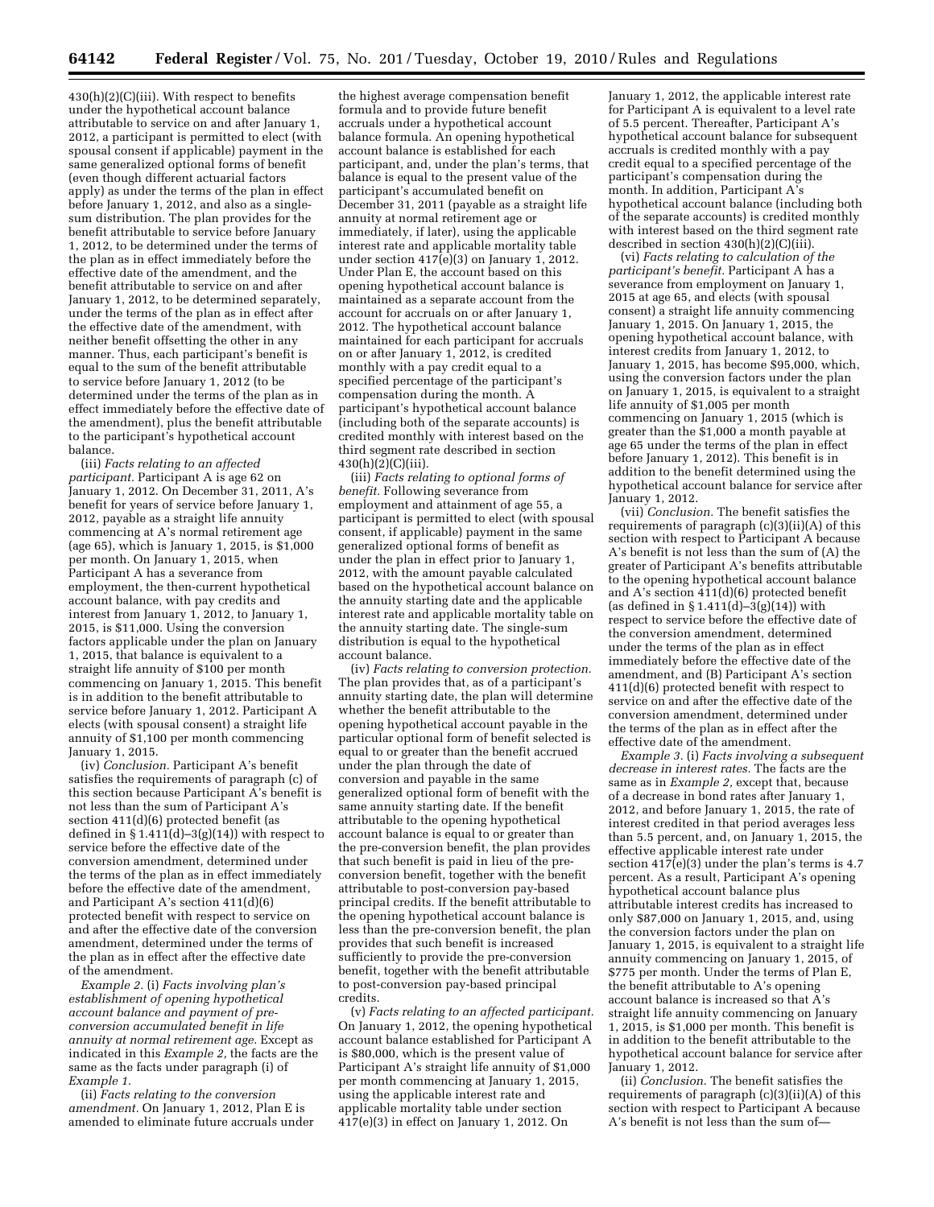430(h)(2)(C)(iii). With respect to benefits under the hypothetical account balance attributable to service on and after January 1, 2012, a participant is permitted to elect (with spousal consent if applicable) payment in the same generalized optional forms of benefit (even though different actuarial factors apply) as under the terms of the plan in effect before January 1, 2012, and also as a single-sum distribution. The plan provides for the benefit attributable to service before January 1, 2012, to be determined under the terms of the plan as in effect immediately before the effective date of the amendment, and the benefit attributable to service on and after January 1, 2012, to be determined separately, under the terms of the plan as in effect after the effective date of the amendment, with neither benefit offsetting the other in any manner. Thus, each participant's benefit is equal to the sum of the benefit attributable to service before January 1, 2012 (to be determined under the terms of the plan as in effect immediately before the effective date of the amendment), plus the benefit attributable to the participant's hypothetical account balance.

(iii) *Facts relating to an affected participant.* Participant A is age 62 on January 1, 2012. On December 31, 2011, A's benefit for years of service before January 1, 2012, payable as a straight life annuity commencing at A's normal retirement age (age 65), which is January 1, 2015, is $1,000 per month. On January 1, 2015, when Participant A has a severance from employment, the then-current hypothetical account balance, with pay credits and interest from January 1, 2012, to January 1, 2015, is $11,000. Using the conversion factors applicable under the plan on January 1, 2015, that balance is equivalent to a straight life annuity of $100 per month commencing on January 1, 2015. This benefit is in addition to the benefit attributable to service before January 1, 2012. Participant A elects (with spousal consent) a straight life annuity of $1,100 per month commencing January 1, 2015.

(iv) *Conclusion.* Participant A's benefit satisfies the requirements of paragraph (c) of this section because Participant A's benefit is not less than the sum of Participant A's section 411(d)(6) protected benefit (as defined in § 1.411(d)–3(g)(14)) with respect to service before the effective date of the conversion amendment, determined under the terms of the plan as in effect immediately before the effective date of the amendment, and Participant A's section 411(d)(6) protected benefit with respect to service on and after the effective date of the conversion amendment, determined under the terms of the plan as in effect after the effective date of the amendment.

*Example 2.* (i) *Facts involving plan's establishment of opening hypothetical account balance and payment of pre-conversion accumulated benefit in life annuity at normal retirement age.* Except as indicated in this *Example 2,* the facts are the same as the facts under paragraph (i) of *Example 1.*

(ii) *Facts relating to the conversion amendment.* On January 1, 2012, Plan E is amended to eliminate future accruals under the highest average compensation benefit formula and to provide future benefit accruals under a hypothetical account balance formula. An opening hypothetical account balance is established for each participant, and, under the plan's terms, that balance is equal to the present value of the participant's accumulated benefit on December 31, 2011 (payable as a straight life annuity at normal retirement age or immediately, if later), using the applicable interest rate and applicable mortality table under section 417(e)(3) on January 1, 2012. Under Plan E, the account based on this opening hypothetical account balance is maintained as a separate account from the account for accruals on or after January 1, 2012. The hypothetical account balance maintained for each participant for accruals on or after January 1, 2012, is credited monthly with a pay credit equal to a specified percentage of the participant's compensation during the month. A participant's hypothetical account balance (including both of the separate accounts) is credited monthly with interest based on the third segment rate described in section 430(h)(2)(C)(iii).

(iii) *Facts relating to optional forms of benefit.* Following severance from employment and attainment of age 55, a participant is permitted to elect (with spousal consent, if applicable) payment in the same generalized optional forms of benefit as under the plan in effect prior to January 1, 2012, with the amount payable calculated based on the hypothetical account balance on the annuity starting date and the applicable interest rate and applicable mortality table on the annuity starting date. The single-sum distribution is equal to the hypothetical account balance.

(iv) *Facts relating to conversion protection.* The plan provides that, as of a participant's annuity starting date, the plan will determine whether the benefit attributable to the opening hypothetical account balance payable in the particular optional form of benefit selected is equal to or greater than the benefit accrued under the plan through the date of conversion and payable in the same generalized optional form of benefit with the same annuity starting date. If the benefit attributable to the opening hypothetical account balance is equal to or greater than the pre-conversion benefit, the plan provides that such benefit is paid in lieu of the pre-conversion benefit, together with the benefit attributable to post-conversion pay-based principal credits. If the benefit attributable to the opening hypothetical account balance is less than the pre-conversion benefit, the plan provides that such benefit is increased sufficiently to provide the pre-conversion benefit, together with the benefit attributable to post-conversion pay-based principal credits.

(v) *Facts relating to an affected participant.* On January 1, 2012, the opening hypothetical account balance established for Participant A is $80,000, which is the present value of Participant A's straight life annuity of $1,000 per month commencing at January 1, 2015, using the applicable interest rate and applicable mortality table under section 417(e)(3) in effect on January 1, 2012. On January 1, 2012, the applicable interest rate for Participant A is equivalent to a level rate of 5.5 percent. Thereafter, Participant A's hypothetical account balance for subsequent accruals is credited monthly with a pay credit equal to a specified percentage of the participant's compensation during the month. In addition, Participant A's hypothetical account balance (including both of the separate accounts) is credited monthly with interest based on the third segment rate described in section 430(h)(2)(C)(iii).

(vi) *Facts relating to calculation of the participant's benefit.* Participant A has a severance from employment on January 1, 2015 at age 65, and elects (with spousal consent) a straight life annuity commencing January 1, 2015. On January 1, 2015, the opening hypothetical account balance, with interest credits from January 1, 2012, to January 1, 2015, has become $95,000, which, using the conversion factors under the plan on January 1, 2015, is equivalent to a straight life annuity of $1,005 per month commencing on January 1, 2015 (which is greater than the $1,000 a month payable at age 65 under the terms of the plan in effect before January 1, 2012). This benefit is in addition to the benefit determined using the hypothetical account balance for service after January 1, 2012.

(vii) *Conclusion.* The benefit satisfies the requirements of paragraph (c)(3)(ii)(A) of this section with respect to Participant A because A's benefit is not less than the sum of (A) the greater of Participant A's benefits attributable to the opening hypothetical account balance and A's section 411(d)(6) protected benefit (as defined in § 1.411(d)–3(g)(14)) with respect to service before the effective date of the conversion amendment, determined under the terms of the plan as in effect immediately before the effective date of the amendment, and (B) Participant A's section 411(d)(6) protected benefit with respect to service on and after the effective date of the conversion amendment, determined under the terms of the plan as in effect after the effective date of the amendment.

*Example 3.* (i) *Facts involving a subsequent decrease in interest rates.* The facts are the same as in *Example 2,* except that, because of a decrease in bond rates after January 1, 2012, and before January 1, 2015, the rate of interest credited in that period averages less than 5.5 percent, and, on January 1, 2015, the effective applicable interest rate under section 417(e)(3) under the plan's terms is 4.7 percent. As a result, Participant A's opening hypothetical account balance plus attributable interest credits has increased to only $87,000 on January 1, 2015, and, using the conversion factors under the plan on January 1, 2015, is equivalent to a straight life annuity commencing on January 1, 2015, of $775 per month. Under the terms of Plan E, the benefit attributable to A's opening account balance is increased so that A's straight life annuity commencing on January 1, 2015, is $1,000 per month. This benefit is in addition to the benefit attributable to the hypothetical account balance for service after January 1, 2012.

(ii) *Conclusion.* The benefit satisfies the requirements of paragraph (c)(3)(ii)(A) of this section with respect to Participant A because A's benefit is not less than the sum of—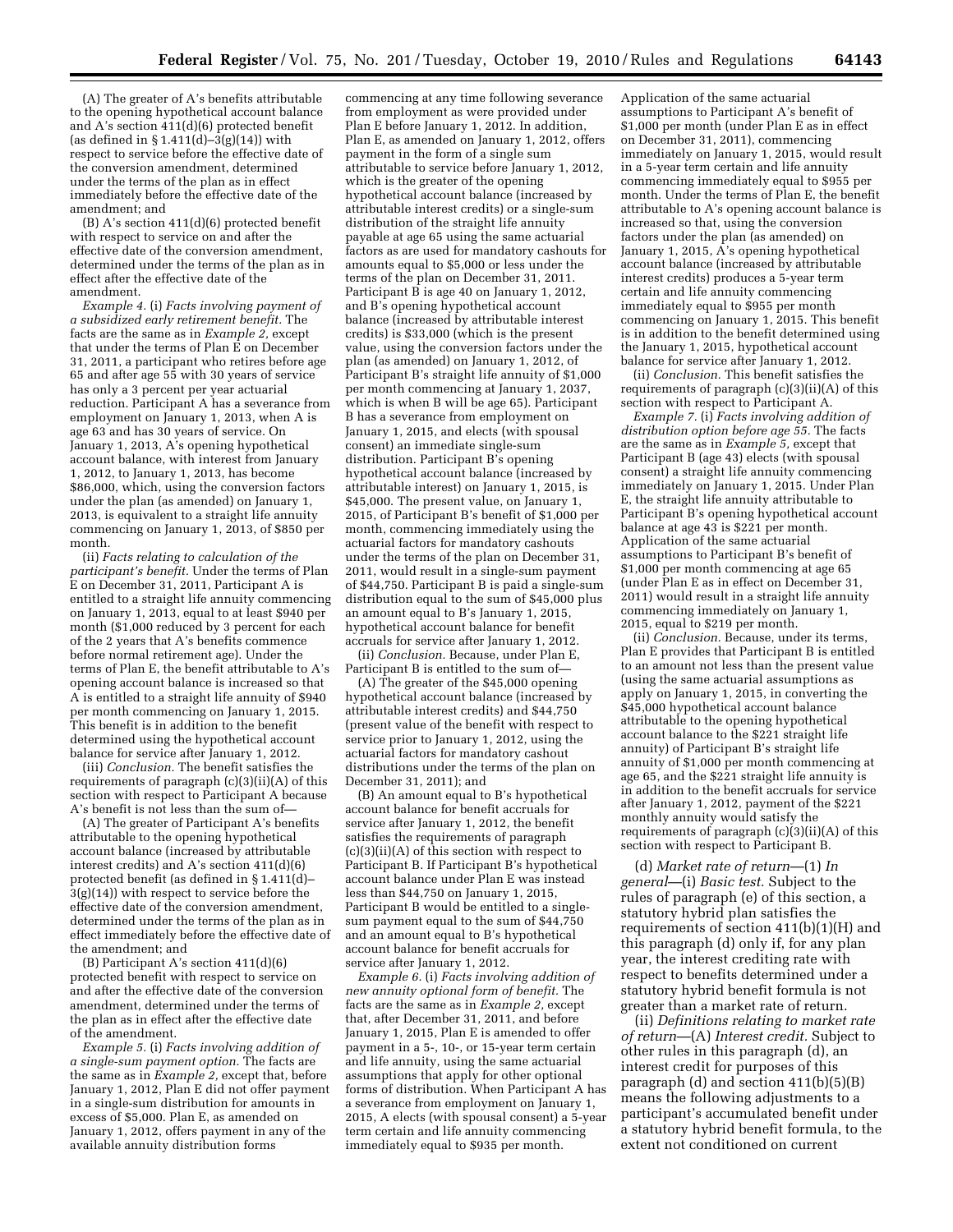(A) The greater of A's benefits attributable to the opening hypothetical account balance and A's section 411(d)(6) protected benefit (as defined in § 1.411(d)–3(g)(14)) with respect to service before the effective date of the conversion amendment, determined under the terms of the plan as in effect immediately before the effective date of the amendment; and

(B) A's section 411(d)(6) protected benefit with respect to service on and after the effective date of the conversion amendment, determined under the terms of the plan as in effect after the effective date of the amendment.

*Example 4.* (i) *Facts involving payment of a subsidized early retirement benefit.* The facts are the same as in *Example 2,* except that under the terms of Plan E on December 31, 2011, a participant who retires before age 65 and after age 55 with 30 years of service has only a 3 percent per year actuarial reduction. Participant A has a severance from employment on January 1, 2013, when A is age 63 and has 30 years of service. On January 1, 2013, A's opening hypothetical account balance, with interest from January 1, 2012, to January 1, 2013, has become $86,000, which, using the conversion factors under the plan (as amended) on January 1, 2013, is equivalent to a straight life annuity commencing on January 1, 2013, of $850 per month.

(ii) *Facts relating to calculation of the participant's benefit.* Under the terms of Plan E on December 31, 2011, Participant A is entitled to a straight life annuity commencing on January 1, 2013, equal to at least $940 per month ($1,000 reduced by 3 percent for each of the 2 years that A's benefits commence before normal retirement age). Under the terms of Plan E, the benefit attributable to A's opening account balance is increased so that A is entitled to a straight life annuity of $940 per month commencing on January 1, 2015. This benefit is in addition to the benefit determined using the hypothetical account balance for service after January 1, 2012.

(iii) *Conclusion.* The benefit satisfies the requirements of paragraph (c)(3)(ii)(A) of this section with respect to Participant A because A's benefit is not less than the sum of—

(A) The greater of Participant A's benefits attributable to the opening hypothetical account balance (increased by attributable interest credits) and A's section 411(d)(6) protected benefit (as defined in § 1.411(d)–3(g)(14)) with respect to service before the effective date of the conversion amendment, determined under the terms of the plan as in effect immediately before the effective date of the amendment; and

(B) Participant A's section 411(d)(6) protected benefit with respect to service on and after the effective date of the conversion amendment, determined under the terms of the plan as in effect after the effective date of the amendment.

*Example 5.* (i) *Facts involving addition of a single-sum payment option.* The facts are the same as in *Example 2,* except that, before January 1, 2012, Plan E did not offer payment in a single-sum distribution for amounts in excess of $5,000. Plan E, as amended on January 1, 2012, offers payment in any of the available annuity distribution forms commencing at any time following severance from employment as were provided under Plan E before January 1, 2012. In addition, Plan E, as amended on January 1, 2012, offers payment in the form of a single sum attributable to service before January 1, 2012, which is the greater of the opening hypothetical account balance (increased by attributable interest credits) or a single-sum distribution of the straight life annuity payable at age 65 using the same actuarial factors as are used for mandatory cashouts for amounts equal to $5,000 or less under the terms of the plan on December 31, 2011. Participant B is age 40 on January 1, 2012, and B's opening hypothetical account balance (increased by attributable interest credits) is $33,000 (which is the present value, using the conversion factors under the plan (as amended) on January 1, 2012, of Participant B's straight life annuity of $1,000 per month commencing at January 1, 2037, which is when B will be age 65). Participant B has a severance from employment on January 1, 2015, and elects (with spousal consent) an immediate single-sum distribution. Participant B's opening hypothetical account balance (increased by attributable interest) on January 1, 2015, is $45,000. The present value, on January 1, 2015, of Participant B's benefit of $1,000 per month, commencing immediately using the actuarial factors for mandatory cashouts under the terms of the plan on December 31, 2011, would result in a single-sum payment of $44,750. Participant B is paid a single-sum distribution equal to the sum of $45,000 plus an amount equal to B's January 1, 2015, hypothetical account balance for benefit accruals for service after January 1, 2012.

(ii) *Conclusion.* Because, under Plan E, Participant B is entitled to the sum of—

(A) The greater of the $45,000 opening hypothetical account balance (increased by attributable interest credits) and $44,750 (present value of the benefit with respect to service prior to January 1, 2012, using the actuarial factors for mandatory cashout distributions under the terms of the plan on December 31, 2011); and

(B) An amount equal to B's hypothetical account balance for benefit accruals for service after January 1, 2012, the benefit satisfies the requirements of paragraph (c)(3)(ii)(A) of this section with respect to Participant B. If Participant B's hypothetical account balance under Plan E was instead less than $44,750 on January 1, 2015, Participant B would be entitled to a single-sum payment equal to the sum of $44,750 and an amount equal to B's hypothetical account balance for benefit accruals for service after January 1, 2012.

*Example 6.* (i) *Facts involving addition of new annuity optional form of benefit.* The facts are the same as in *Example 2,* except that, after December 31, 2011, and before January 1, 2015, Plan E is amended to offer payment in a 5-, 10-, or 15-year term certain and life annuity, using the same actuarial assumptions that apply for other optional forms of distribution. When Participant A has a severance from employment on January 1, 2015, A elects (with spousal consent) a 5-year term certain and life annuity commencing immediately equal to $935 per month. Application of the same actuarial assumptions to Participant A's benefit of $1,000 per month (under Plan E as in effect on December 31, 2011), commencing immediately on January 1, 2015, would result in a 5-year term certain and life annuity commencing immediately equal to $955 per month. Under the terms of Plan E, the benefit attributable to A's opening account balance is increased so that, using the conversion factors under the plan (as amended) on January 1, 2015, A's opening hypothetical account balance (increased by attributable interest credits) produces a 5-year term certain and life annuity commencing immediately equal to $955 per month commencing on January 1, 2015. This benefit is in addition to the benefit determined using the January 1, 2015, hypothetical account balance for service after January 1, 2012.

(ii) *Conclusion.* This benefit satisfies the requirements of paragraph (c)(3)(ii)(A) of this section with respect to Participant A.

*Example 7.* (i) *Facts involving addition of distribution option before age 55.* The facts are the same as in *Example 5,* except that Participant B (age 43) elects (with spousal consent) a straight life annuity commencing immediately on January 1, 2015. Under Plan E, the straight life annuity attributable to Participant B's opening hypothetical account balance at age 43 is $221 per month. Application of the same actuarial assumptions to Participant B's benefit of $1,000 per month commencing at age 65 (under Plan E as in effect on December 31, 2011) would result in a straight life annuity commencing immediately on January 1, 2015, equal to $219 per month.

(ii) *Conclusion.* Because, under its terms, Plan E provides that Participant B is entitled to an amount not less than the present value (using the same actuarial assumptions as apply on January 1, 2015, in converting the $45,000 hypothetical account balance attributable to the opening hypothetical account balance to the $221 straight life annuity) of Participant B's straight life annuity of $1,000 per month commencing at age 65, and the $221 straight life annuity is in addition to the benefit accruals for service after January 1, 2012, payment of the $221 monthly annuity would satisfy the requirements of paragraph (c)(3)(ii)(A) of this section with respect to Participant B.

(d) *Market rate of return*—(1) *In general*—(i) *Basic test.* Subject to the rules of paragraph (e) of this section, a statutory hybrid plan satisfies the requirements of section 411(b)(1)(H) and this paragraph (d) only if, for any plan year, the interest crediting rate with respect to benefits determined under a statutory hybrid benefit formula is not greater than a market rate of return.

(ii) *Definitions relating to market rate of return*—(A) *Interest credit.* Subject to other rules in this paragraph (d), an interest credit for purposes of this paragraph (d) and section 411(b)(5)(B) means the following adjustments to a participant's accumulated benefit under a statutory hybrid benefit formula, to the extent not conditioned on current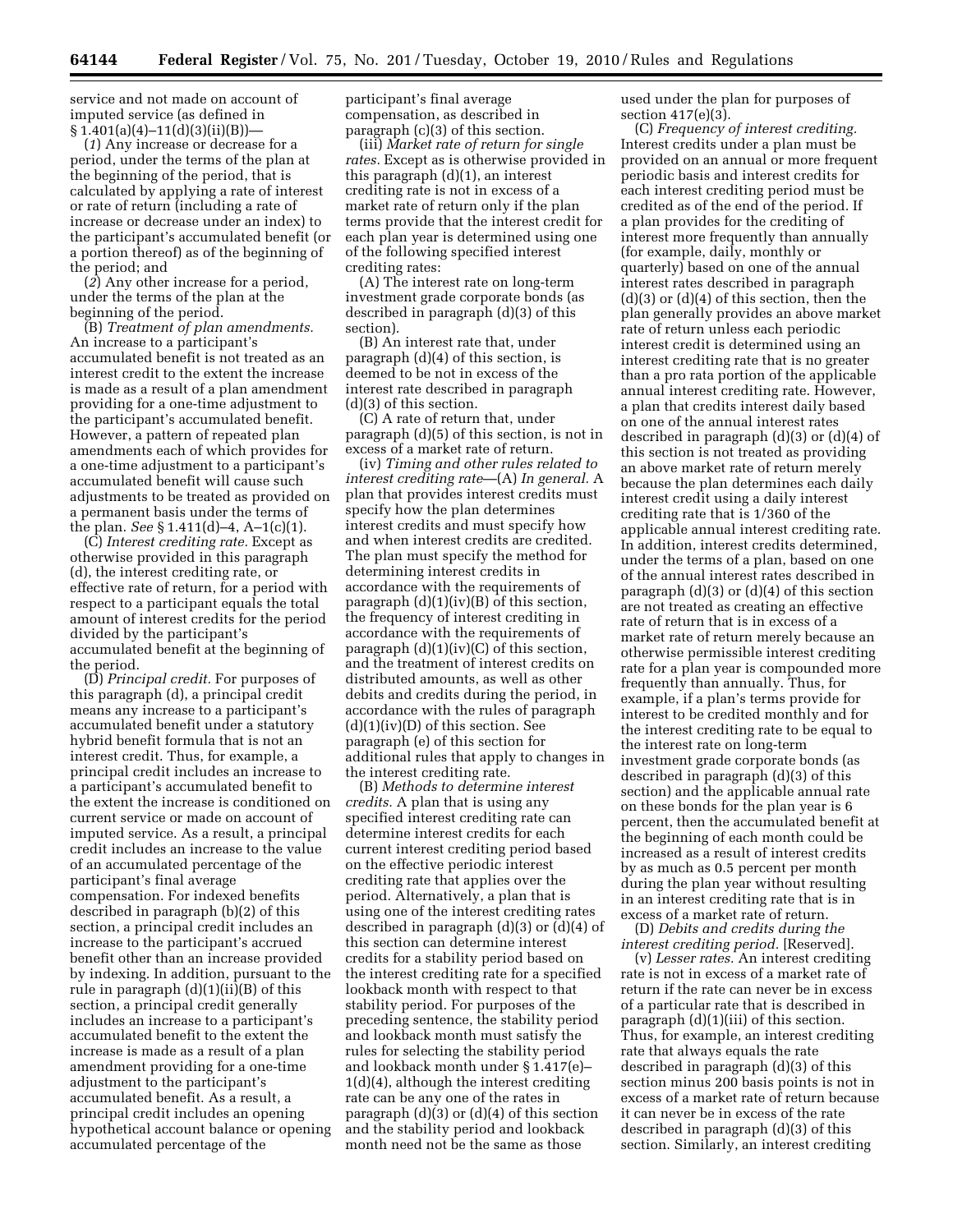service and not made on account of imputed service (as defined in § 1.401(a)(4)–11(d)(3)(ii)(B))—

(*1*) Any increase or decrease for a period, under the terms of the plan at the beginning of the period, that is calculated by applying a rate of interest or rate of return (including a rate of increase or decrease under an index) to the participant's accumulated benefit (or a portion thereof) as of the beginning of the period; and

(*2*) Any other increase for a period, under the terms of the plan at the beginning of the period.

(B) *Treatment of plan amendments.* An increase to a participant's accumulated benefit is not treated as an interest credit to the extent the increase is made as a result of a plan amendment providing for a one-time adjustment to the participant's accumulated benefit. However, a pattern of repeated plan amendments each of which provides for a one-time adjustment to a participant's accumulated benefit will cause such adjustments to be treated as provided on a permanent basis under the terms of the plan. *See* § 1.411(d)–4, A–1(c)(1).

(C) *Interest crediting rate.* Except as otherwise provided in this paragraph (d), the interest crediting rate, or effective rate of return, for a period with respect to a participant equals the total amount of interest credits for the period divided by the participant's accumulated benefit at the beginning of the period.

(D) *Principal credit.* For purposes of this paragraph (d), a principal credit means any increase to a participant's accumulated benefit under a statutory hybrid benefit formula that is not an interest credit. Thus, for example, a principal credit includes an increase to a participant's accumulated benefit to the extent the increase is conditioned on current service or made on account of imputed service. As a result, a principal credit includes an increase to the value of an accumulated percentage of the participant's final average compensation. For indexed benefits described in paragraph (b)(2) of this section, a principal credit includes an increase to the participant's accrued benefit other than an increase provided by indexing. In addition, pursuant to the rule in paragraph (d)(1)(ii)(B) of this section, a principal credit generally includes an increase to a participant's accumulated benefit to the extent the increase is made as a result of a plan amendment providing for a one-time adjustment to the participant's accumulated benefit. As a result, a principal credit includes an opening hypothetical account balance or opening accumulated percentage of the participant's final average compensation, as described in paragraph (c)(3) of this section.

(iii) *Market rate of return for single rates.* Except as is otherwise provided in this paragraph (d)(1), an interest crediting rate is not in excess of a market rate of return only if the plan terms provide that the interest credit for each plan year is determined using one of the following specified interest crediting rates:

(A) The interest rate on long-term investment grade corporate bonds (as described in paragraph (d)(3) of this section).

(B) An interest rate that, under paragraph (d)(4) of this section, is deemed to be not in excess of the interest rate described in paragraph (d)(3) of this section.

(C) A rate of return that, under paragraph (d)(5) of this section, is not in excess of a market rate of return.

(iv) *Timing and other rules related to interest crediting rate*—(A) *In general.* A plan that provides interest credits must specify how the plan determines interest credits and must specify how and when interest credits are credited. The plan must specify the method for determining interest credits in accordance with the requirements of paragraph (d)(1)(iv)(B) of this section, the frequency of interest crediting in accordance with the requirements of paragraph (d)(1)(iv)(C) of this section, and the treatment of interest credits on distributed amounts, as well as other debits and credits during the period, in accordance with the rules of paragraph (d)(1)(iv)(D) of this section. See paragraph (e) of this section for additional rules that apply to changes in the interest crediting rate.

(B) *Methods to determine interest credits.* A plan that is using any specified interest crediting rate can determine interest credits for each current interest crediting period based on the effective periodic interest crediting rate that applies over the period. Alternatively, a plan that is using one of the interest crediting rates described in paragraph (d)(3) or (d)(4) of this section can determine interest credits for a stability period based on the interest crediting rate for a specified lookback month with respect to that stability period. For purposes of the preceding sentence, the stability period and lookback month must satisfy the rules for selecting the stability period and lookback month under § 1.417(e)–1(d)(4), although the interest crediting rate can be any one of the rates in paragraph (d)(3) or (d)(4) of this section and the stability period and lookback month need not be the same as those used under the plan for purposes of section 417(e)(3).

(C) *Frequency of interest crediting.* Interest credits under a plan must be provided on an annual or more frequent periodic basis and interest credits for each interest crediting period must be credited as of the end of the period. If a plan provides for the crediting of interest more frequently than annually (for example, daily, monthly or quarterly) based on one of the annual interest rates described in paragraph (d)(3) or (d)(4) of this section, then the plan generally provides an above market rate of return unless each periodic interest credit is determined using an interest crediting rate that is no greater than a pro rata portion of the applicable annual interest crediting rate. However, a plan that credits interest daily based on one of the annual interest rates described in paragraph (d)(3) or (d)(4) of this section is not treated as providing an above market rate of return merely because the plan determines each daily interest credit using a daily interest crediting rate that is 1/360 of the applicable annual interest crediting rate. In addition, interest credits determined, under the terms of a plan, based on one of the annual interest rates described in paragraph (d)(3) or (d)(4) of this section are not treated as creating an effective rate of return that is in excess of a market rate of return merely because an otherwise permissible interest crediting rate for a plan year is compounded more frequently than annually. Thus, for example, if a plan's terms provide for interest to be credited monthly and for the interest crediting rate to be equal to the interest rate on long-term investment grade corporate bonds (as described in paragraph (d)(3) of this section) and the applicable annual rate on these bonds for the plan year is 6 percent, then the accumulated benefit at the beginning of each month could be increased as a result of interest credits by as much as 0.5 percent per month during the plan year without resulting in an interest crediting rate that is in excess of a market rate of return.

(D) *Debits and credits during the interest crediting period.* [Reserved].

(v) *Lesser rates.* An interest crediting rate is not in excess of a market rate of return if the rate can never be in excess of a particular rate that is described in paragraph (d)(1)(iii) of this section. Thus, for example, an interest crediting rate that always equals the rate described in paragraph (d)(3) of this section minus 200 basis points is not in excess of a market rate of return because it can never be in excess of the rate described in paragraph (d)(3) of this section. Similarly, an interest crediting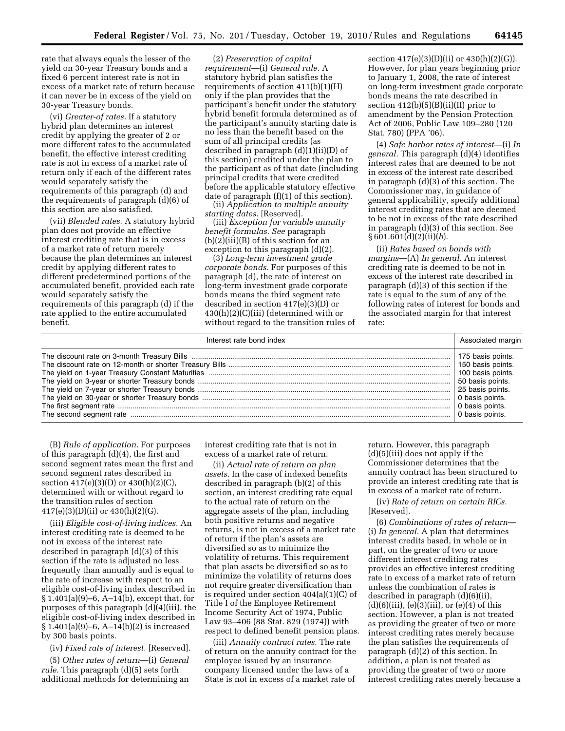rate that always equals the lesser of the yield on 30-year Treasury bonds and a fixed 6 percent interest rate is not in excess of a market rate of return because it can never be in excess of the yield on 30-year Treasury bonds.

(vi) *Greater-of rates.* If a statutory hybrid plan determines an interest credit by applying the greater of 2 or more different rates to the accumulated benefit, the effective interest crediting rate is not in excess of a market rate of return only if each of the different rates would separately satisfy the requirements of this paragraph (d) and the requirements of paragraph (d)(6) of this section are also satisfied.

(vii) *Blended rates.* A statutory hybrid plan does not provide an effective interest crediting rate that is in excess of a market rate of return merely because the plan determines an interest credit by applying different rates to different predetermined portions of the accumulated benefit, provided each rate would separately satisfy the requirements of this paragraph (d) if the rate applied to the entire accumulated benefit.

(2) *Preservation of capital requirement*—(i) *General rule.* A statutory hybrid plan satisfies the requirements of section 411(b)(1)(H) only if the plan provides that the participant's benefit under the statutory hybrid benefit formula determined as of the participant's annuity starting date is no less than the benefit based on the sum of all principal credits (as described in paragraph (d)(1)(ii)(D) of this section) credited under the plan to the participant as of that date (including principal credits that were credited before the applicable statutory effective date of paragraph (f)(1) of this section).

(ii) *Application to multiple annuity starting dates.* [Reserved].

(iii) *Exception for variable annuity benefit formulas. See* paragraph (b)(2)(iii)(B) of this section for an exception to this paragraph (d)(2).

(3) *Long-term investment grade corporate bonds.* For purposes of this paragraph (d), the rate of interest on long-term investment grade corporate bonds means the third segment rate described in section 417(e)(3)(D) or 430(h)(2)(C)(iii) (determined with or without regard to the transition rules of section 417(e)(3)(D)(ii) or 430(h)(2)(G)). However, for plan years beginning prior to January 1, 2008, the rate of interest on long-term investment grade corporate bonds means the rate described in section 412(b)(5)(B)(ii)(II) prior to amendment by the Pension Protection Act of 2006, Public Law 109–280 (120 Stat. 780) (PPA '06).

(4) *Safe harbor rates of interest*—(i) *In general.* This paragraph (d)(4) identifies interest rates that are deemed to be not in excess of the interest rate described in paragraph (d)(3) of this section. The Commissioner may, in guidance of general applicability, specify additional interest crediting rates that are deemed to be not in excess of the rate described in paragraph (d)(3) of this section. See § 601.601(d)(2)(ii)(*b*).

(ii) *Rates based on bonds with margins*—(A) *In general.* An interest crediting rate is deemed to be not in excess of the interest rate described in paragraph (d)(3) of this section if the rate is equal to the sum of any of the following rates of interest for bonds and the associated margin for that interest rate:

| Interest rate bond index | Associated margin |
|---|---|
| The discount rate on 3-month Treasury Bills | 175 basis points. |
| The discount rate on 12-month or shorter Treasury Bills | 150 basis points. |
| The yield on 1-year Treasury Constant Maturities | 100 basis points. |
| The yield on 3-year or shorter Treasury bonds | 50 basis points. |
| The yield on 7-year or shorter Treasury bonds | 25 basis points. |
| The yield on 30-year or shorter Treasury bonds | 0 basis points. |
| The first segment rate | 0 basis points. |
| The second segment rate | 0 basis points. |

(B) *Rule of application.* For purposes of this paragraph (d)(4), the first and second segment rates mean the first and second segment rates described in section 417(e)(3)(D) or 430(h)(2)(C), determined with or without regard to the transition rules of section 417(e)(3)(D)(ii) or 430(h)(2)(G).

(iii) *Eligible cost-of-living indices.* An interest crediting rate is deemed to be not in excess of the interest rate described in paragraph (d)(3) of this section if the rate is adjusted no less frequently than annually and is equal to the rate of increase with respect to an eligible cost-of-living index described in § 1.401(a)(9)–6, A–14(b), except that, for purposes of this paragraph (d)(4)(iii), the eligible cost-of-living index described in § 1.401(a)(9)–6, A–14(b)(2) is increased by 300 basis points.

(iv) *Fixed rate of interest.* [Reserved].

(5) *Other rates of return*—(i) *General rule.* This paragraph (d)(5) sets forth additional methods for determining an interest crediting rate that is not in excess of a market rate of return.

(ii) *Actual rate of return on plan assets.* In the case of indexed benefits described in paragraph (b)(2) of this section, an interest crediting rate equal to the actual rate of return on the aggregate assets of the plan, including both positive returns and negative returns, is not in excess of a market rate of return if the plan's assets are diversified so as to minimize the volatility of returns. This requirement that plan assets be diversified so as to minimize the volatility of returns does not require greater diversification than is required under section 404(a)(1)(C) of Title I of the Employee Retirement Income Security Act of 1974, Public Law 93–406 (88 Stat. 829 (1974)) with respect to defined benefit pension plans.

(iii) *Annuity contract rates.* The rate of return on the annuity contract for the employee issued by an insurance company licensed under the laws of a State is not in excess of a market rate of return. However, this paragraph (d)(5)(iii) does not apply if the Commissioner determines that the annuity contract has been structured to provide an interest crediting rate that is in excess of a market rate of return.

(iv) *Rate of return on certain RICs.* [Reserved].

(6) *Combinations of rates of return*—(i) *In general.* A plan that determines interest credits based, in whole or in part, on the greater of two or more different interest crediting rates provides an effective interest crediting rate in excess of a market rate of return unless the combination of rates is described in paragraph (d)(6)(ii), (d)(6)(iii), (e)(3)(iii), or (e)(4) of this section. However, a plan is not treated as providing the greater of two or more interest crediting rates merely because the plan satisfies the requirements of paragraph (d)(2) of this section. In addition, a plan is not treated as providing the greater of two or more interest crediting rates merely because a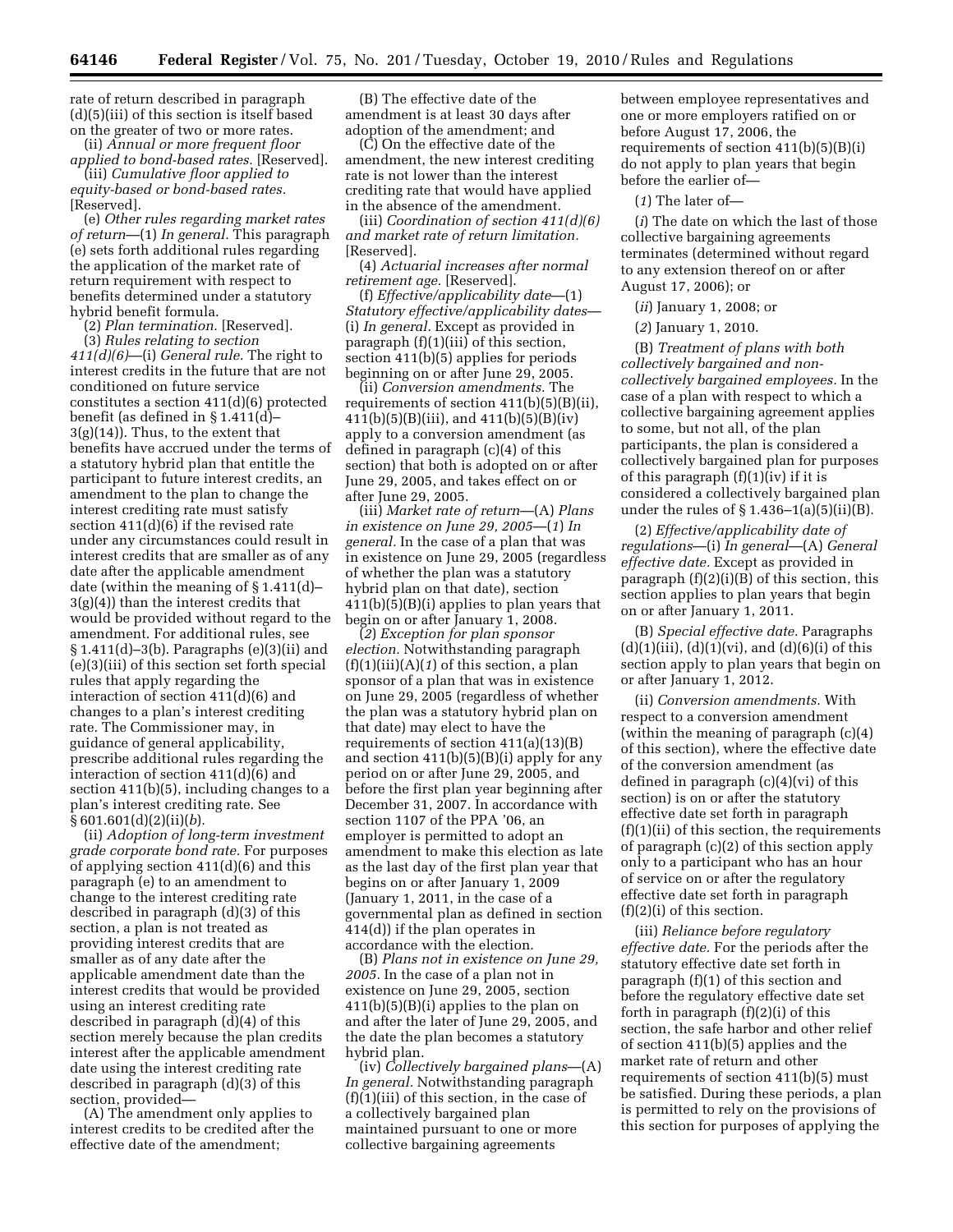rate of return described in paragraph (d)(5)(iii) of this section is itself based on the greater of two or more rates.

(ii) *Annual or more frequent floor applied to bond-based rates.* [Reserved].

(iii) *Cumulative floor applied to equity-based or bond-based rates.* [Reserved].

(e) *Other rules regarding market rates of return*—(1) *In general.* This paragraph (e) sets forth additional rules regarding the application of the market rate of return requirement with respect to benefits determined under a statutory hybrid benefit formula.

(2) *Plan termination.* [Reserved].

(3) *Rules relating to section 411(d)(6)*—(i) *General rule.* The right to interest credits in the future that are not conditioned on future service constitutes a section 411(d)(6) protected benefit (as defined in § 1.411(d)–3(g)(14)). Thus, to the extent that benefits have accrued under the terms of a statutory hybrid plan that entitle the participant to future interest credits, an amendment to the plan to change the interest crediting rate must satisfy section 411(d)(6) if the revised rate under any circumstances could result in interest credits that are smaller as of any date after the applicable amendment date (within the meaning of § 1.411(d)–3(g)(4)) than the interest credits that would be provided without regard to the amendment. For additional rules, see § 1.411(d)–3(b). Paragraphs (e)(3)(ii) and (e)(3)(iii) of this section set forth special rules that apply regarding the interaction of section 411(d)(6) and changes to a plan's interest crediting rate. The Commissioner may, in guidance of general applicability, prescribe additional rules regarding the interaction of section 411(d)(6) and section 411(b)(5), including changes to a plan's interest crediting rate. See § 601.601(d)(2)(ii)(*b*).

(ii) *Adoption of long-term investment grade corporate bond rate.* For purposes of applying section 411(d)(6) and this paragraph (e) to an amendment to change to the interest crediting rate described in paragraph (d)(3) of this section, a plan is not treated as providing interest credits that are smaller as of any date after the applicable amendment date than the interest credits that would be provided using an interest crediting rate described in paragraph (d)(4) of this section merely because the plan credits interest after the applicable amendment date using the interest crediting rate described in paragraph (d)(3) of this section, provided—

(A) The amendment only applies to interest credits to be credited after the effective date of the amendment;

(B) The effective date of the amendment is at least 30 days after adoption of the amendment; and

(C) On the effective date of the amendment, the new interest crediting rate is not lower than the interest crediting rate that would have applied in the absence of the amendment.

(iii) *Coordination of section 411(d)(6) and market rate of return limitation.* [Reserved].

(4) *Actuarial increases after normal retirement age.* [Reserved].

(f) *Effective/applicability date*—(1) *Statutory effective/applicability dates*—(i) *In general.* Except as provided in paragraph (f)(1)(iii) of this section, section 411(b)(5) applies for periods beginning on or after June 29, 2005.

(ii) *Conversion amendments.* The requirements of section 411(b)(5)(B)(ii), 411(b)(5)(B)(iii), and 411(b)(5)(B)(iv) apply to a conversion amendment (as defined in paragraph (c)(4) of this section) that both is adopted on or after June 29, 2005, and takes effect on or after June 29, 2005.

(iii) *Market rate of return*—(A) *Plans in existence on June 29, 2005*—(*1*) *In general.* In the case of a plan that was in existence on June 29, 2005 (regardless of whether the plan was a statutory hybrid plan on that date), section 411(b)(5)(B)(i) applies to plan years that begin on or after January 1, 2008.

(*2*) *Exception for plan sponsor election.* Notwithstanding paragraph (f)(1)(iii)(A)(*1*) of this section, a plan sponsor of a plan that was in existence on June 29, 2005 (regardless of whether the plan was a statutory hybrid plan on that date) may elect to have the requirements of section 411(a)(13)(B) and section 411(b)(5)(B)(i) apply for any period on or after June 29, 2005, and before the first plan year beginning after December 31, 2007. In accordance with section 1107 of the PPA '06, an employer is permitted to adopt an amendment to make this election as late as the last day of the first plan year that begins on or after January 1, 2009 (January 1, 2011, in the case of a governmental plan as defined in section 414(d)) if the plan operates in accordance with the election.

(B) *Plans not in existence on June 29, 2005.* In the case of a plan not in existence on June 29, 2005, section 411(b)(5)(B)(i) applies to the plan on and after the later of June 29, 2005, and the date the plan becomes a statutory hybrid plan.

(iv) *Collectively bargained plans*—(A) *In general.* Notwithstanding paragraph (f)(1)(iii) of this section, in the case of a collectively bargained plan maintained pursuant to one or more collective bargaining agreements between employee representatives and one or more employers ratified on or before August 17, 2006, the requirements of section 411(b)(5)(B)(i) do not apply to plan years that begin before the earlier of—

(*1*) The later of—

(*i*) The date on which the last of those collective bargaining agreements terminates (determined without regard to any extension thereof on or after August 17, 2006); or

(*ii*) January 1, 2008; or

(*2*) January 1, 2010.

(B) *Treatment of plans with both collectively bargained and non-collectively bargained employees.* In the case of a plan with respect to which a collective bargaining agreement applies to some, but not all, of the plan participants, the plan is considered a collectively bargained plan for purposes of this paragraph (f)(1)(iv) if it is considered a collectively bargained plan under the rules of § 1.436–1(a)(5)(ii)(B).

(2) *Effective/applicability date of regulations*—(i) *In general*—(A) *General effective date.* Except as provided in paragraph (f)(2)(i)(B) of this section, this section applies to plan years that begin on or after January 1, 2011.

(B) *Special effective date.* Paragraphs (d)(1)(iii), (d)(1)(vi), and (d)(6)(i) of this section apply to plan years that begin on or after January 1, 2012.

(ii) *Conversion amendments.* With respect to a conversion amendment (within the meaning of paragraph (c)(4) of this section), where the effective date of the conversion amendment (as defined in paragraph (c)(4)(vi) of this section) is on or after the statutory effective date set forth in paragraph (f)(1)(ii) of this section, the requirements of paragraph (c)(2) of this section apply only to a participant who has an hour of service on or after the regulatory effective date set forth in paragraph (f)(2)(i) of this section.

(iii) *Reliance before regulatory effective date.* For the periods after the statutory effective date set forth in paragraph (f)(1) of this section and before the regulatory effective date set forth in paragraph (f)(2)(i) of this section, the safe harbor and other relief of section 411(b)(5) applies and the market rate of return and other requirements of section 411(b)(5) must be satisfied. During these periods, a plan is permitted to rely on the provisions of this section for purposes of applying the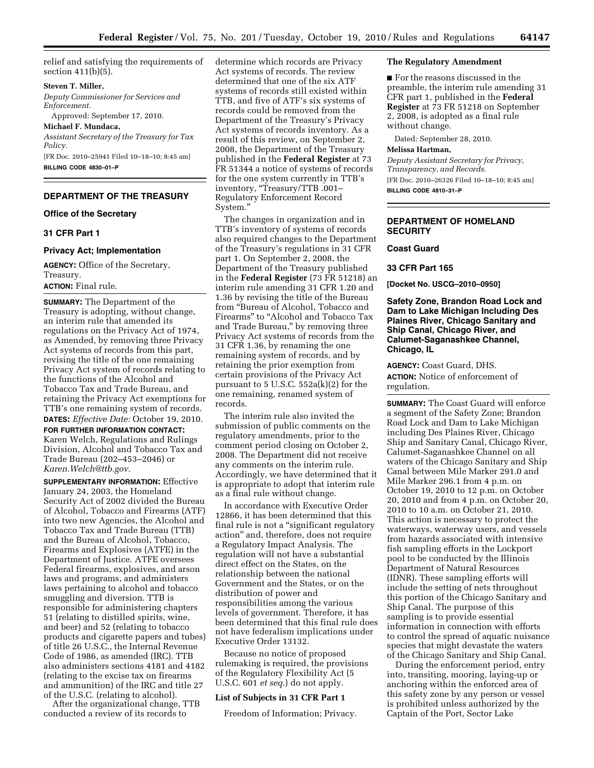relief and satisfying the requirements of section 411(b)(5).

**Steven T. Miller,**

*Deputy Commissioner for Services and Enforcement.*

Approved: September 17, 2010.

**Michael F. Mundaca,**

*Assistant Secretary of the Treasury for Tax Policy.*

[FR Doc. 2010–25941 Filed 10–18–10; 8:45 am]

**BILLING CODE 4830–01–P**

## DEPARTMENT OF THE TREASURY

### Office of the Secretary

### 31 CFR Part 1

### Privacy Act; Implementation

**AGENCY:** Office of the Secretary, Treasury.

**ACTION:** Final rule.

**SUMMARY:** The Department of the Treasury is adopting, without change, an interim rule that amended its regulations on the Privacy Act of 1974, as Amended, by removing three Privacy Act systems of records from this part, revising the title of the one remaining Privacy Act system of records relating to the functions of the Alcohol and Tobacco Tax and Trade Bureau, and retaining the Privacy Act exemptions for TTB's one remaining system of records.

**DATES:** *Effective Date:* October 19, 2010.

**FOR FURTHER INFORMATION CONTACT:** Karen Welch, Regulations and Rulings Division, Alcohol and Tobacco Tax and Trade Bureau (202–453–2046) or *Karen.Welch@ttb.gov*.

**SUPPLEMENTARY INFORMATION:** Effective January 24, 2003, the Homeland Security Act of 2002 divided the Bureau of Alcohol, Tobacco and Firearms (ATF) into two new Agencies, the Alcohol and Tobacco Tax and Trade Bureau (TTB) and the Bureau of Alcohol, Tobacco, Firearms and Explosives (ATFE) in the Department of Justice. ATFE oversees Federal firearms, explosives, and arson laws and programs, and administers laws pertaining to alcohol and tobacco smuggling and diversion. TTB is responsible for administering chapters 51 (relating to distilled spirits, wine, and beer) and 52 (relating to tobacco products and cigarette papers and tubes) of title 26 U.S.C., the Internal Revenue Code of 1986, as amended (IRC). TTB also administers sections 4181 and 4182 (relating to the excise tax on firearms and ammunition) of the IRC and title 27 of the U.S.C. (relating to alcohol).

After the organizational change, TTB conducted a review of its records to determine which records are Privacy Act systems of records. The review determined that one of the six ATF systems of records still existed within TTB, and five of ATF's six systems of records could be removed from the Department of the Treasury's Privacy Act systems of records inventory. As a result of this review, on September 2, 2008, the Department of the Treasury published in the **Federal Register** at 73 FR 51344 a notice of systems of records for the one system currently in TTB's inventory, "Treasury/TTB .001–Regulatory Enforcement Record System."

The changes in organization and in TTB's inventory of systems of records also required changes to the Department of the Treasury's regulations in 31 CFR part 1. On September 2, 2008, the Department of the Treasury published in the **Federal Register** (73 FR 51218) an interim rule amending 31 CFR 1.20 and 1.36 by revising the title of the Bureau from "Bureau of Alcohol, Tobacco and Firearms" to "Alcohol and Tobacco Tax and Trade Bureau," by removing three Privacy Act systems of records from the 31 CFR 1.36, by renaming the one remaining system of records, and by retaining the prior exemption from certain provisions of the Privacy Act pursuant to 5 U.S.C. 552a(k)(2) for the one remaining, renamed system of records.

The interim rule also invited the submission of public comments on the regulatory amendments, prior to the comment period closing on October 2, 2008. The Department did not receive any comments on the interim rule. Accordingly, we have determined that it is appropriate to adopt that interim rule as a final rule without change.

In accordance with Executive Order 12866, it has been determined that this final rule is not a "significant regulatory action" and, therefore, does not require a Regulatory Impact Analysis. The regulation will not have a substantial direct effect on the States, on the relationship between the national Government and the States, or on the distribution of power and responsibilities among the various levels of government. Therefore, it has been determined that this final rule does not have federalism implications under Executive Order 13132.

Because no notice of proposed rulemaking is required, the provisions of the Regulatory Flexibility Act (5 U.S.C. 601 *et seq.*) do not apply.

### List of Subjects in 31 CFR Part 1

Freedom of Information; Privacy.

### The Regulatory Amendment

■ For the reasons discussed in the preamble, the interim rule amending 31 CFR part 1, published in the **Federal Register** at 73 FR 51218 on September 2, 2008, is adopted as a final rule without change.

Dated: September 28, 2010.

**Melissa Hartman,**

*Deputy Assistant Secretary for Privacy, Transparency, and Records.*

[FR Doc. 2010–26326 Filed 10–18–10; 8:45 am]

**BILLING CODE 4810–31–P**

## DEPARTMENT OF HOMELAND SECURITY

### Coast Guard

### 33 CFR Part 165

**[Docket No. USCG–2010–0950]**

### Safety Zone, Brandon Road Lock and Dam to Lake Michigan Including Des Plaines River, Chicago Sanitary and Ship Canal, Chicago River, and Calumet-Saganashkee Channel, Chicago, IL

**AGENCY:** Coast Guard, DHS.

**ACTION:** Notice of enforcement of regulation.

**SUMMARY:** The Coast Guard will enforce a segment of the Safety Zone; Brandon Road Lock and Dam to Lake Michigan including Des Plaines River, Chicago Ship and Sanitary Canal, Chicago River, Calumet-Saganashkee Channel on all waters of the Chicago Sanitary and Ship Canal between Mile Marker 291.0 and Mile Marker 296.1 from 4 p.m. on October 19, 2010 to 12 p.m. on October 20, 2010 and from 4 p.m. on October 20, 2010 to 10 a.m. on October 21, 2010. This action is necessary to protect the waterways, waterway users, and vessels from hazards associated with intensive fish sampling efforts in the Lockport pool to be conducted by the Illinois Department of Natural Resources (IDNR). These sampling efforts will include the setting of nets throughout this portion of the Chicago Sanitary and Ship Canal. The purpose of this sampling is to provide essential information in connection with efforts to control the spread of aquatic nuisance species that might devastate the waters of the Chicago Sanitary and Ship Canal.

During the enforcement period, entry into, transiting, mooring, laying-up or anchoring within the enforced area of this safety zone by any person or vessel is prohibited unless authorized by the Captain of the Port, Sector Lake